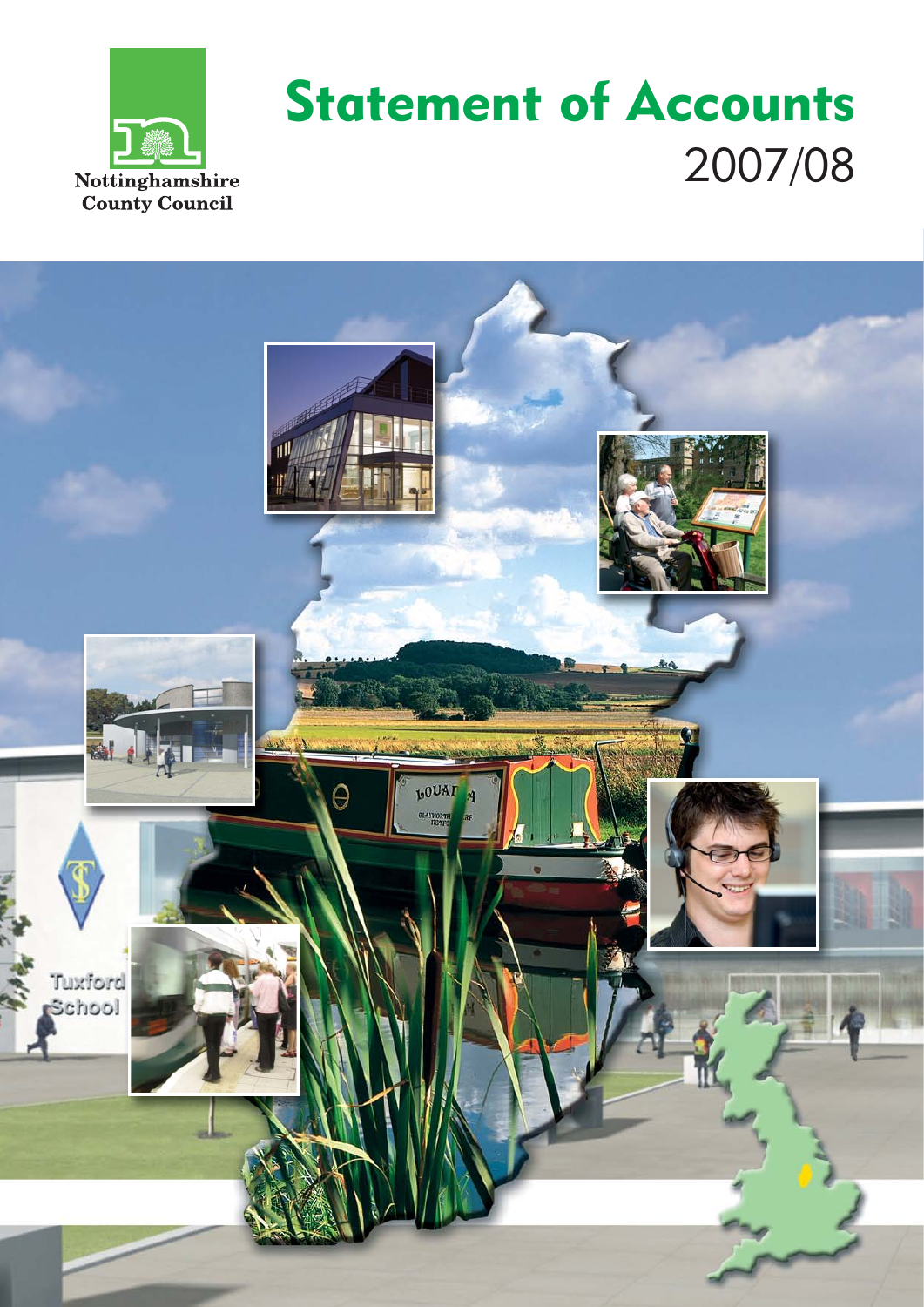Nottinghamshire County Council

# Statement of Accounts

## 2007/08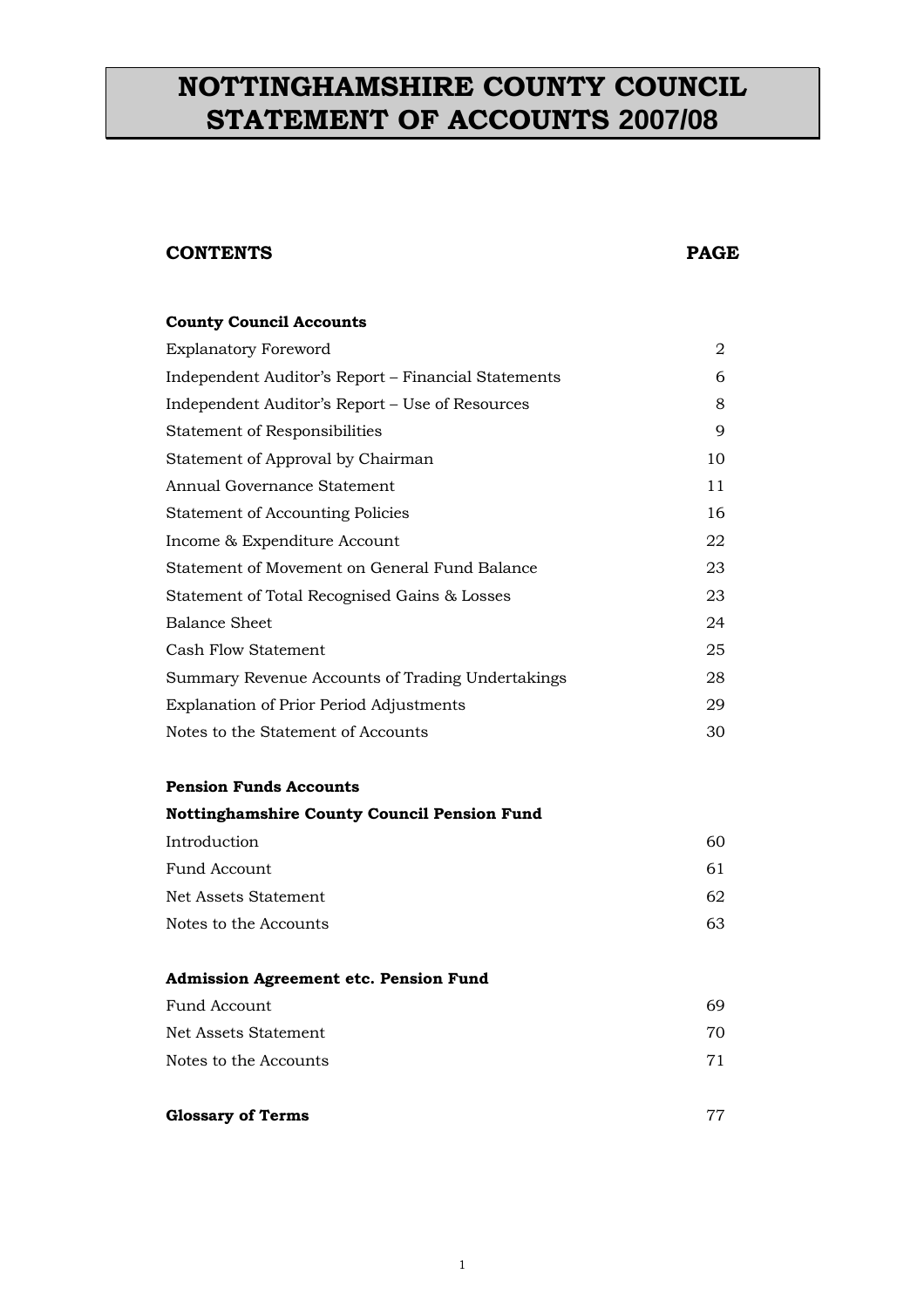# NOTTINGHAMSHIRE COUNTY COUNCIL STATEMENT OF ACCOUNTS 2007/08

| **CONTENTS** | **PAGE** |
|---|---|
| **County Council Accounts** | |
| Explanatory Foreword | 2 |
| Independent Auditor's Report – Financial Statements | 6 |
| Independent Auditor's Report – Use of Resources | 8 |
| Statement of Responsibilities | 9 |
| Statement of Approval by Chairman | 10 |
| Annual Governance Statement | 11 |
| Statement of Accounting Policies | 16 |
| Income & Expenditure Account | 22 |
| Statement of Movement on General Fund Balance | 23 |
| Statement of Total Recognised Gains & Losses | 23 |
| Balance Sheet | 24 |
| Cash Flow Statement | 25 |
| Summary Revenue Accounts of Trading Undertakings | 28 |
| Explanation of Prior Period Adjustments | 29 |
| Notes to the Statement of Accounts | 30 |
| **Pension Funds Accounts** | |
| **Nottinghamshire County Council Pension Fund** | |
| Introduction | 60 |
| Fund Account | 61 |
| Net Assets Statement | 62 |
| Notes to the Accounts | 63 |
| **Admission Agreement etc. Pension Fund** | |
| Fund Account | 69 |
| Net Assets Statement | 70 |
| Notes to the Accounts | 71 |
| **Glossary of Terms** | 77 |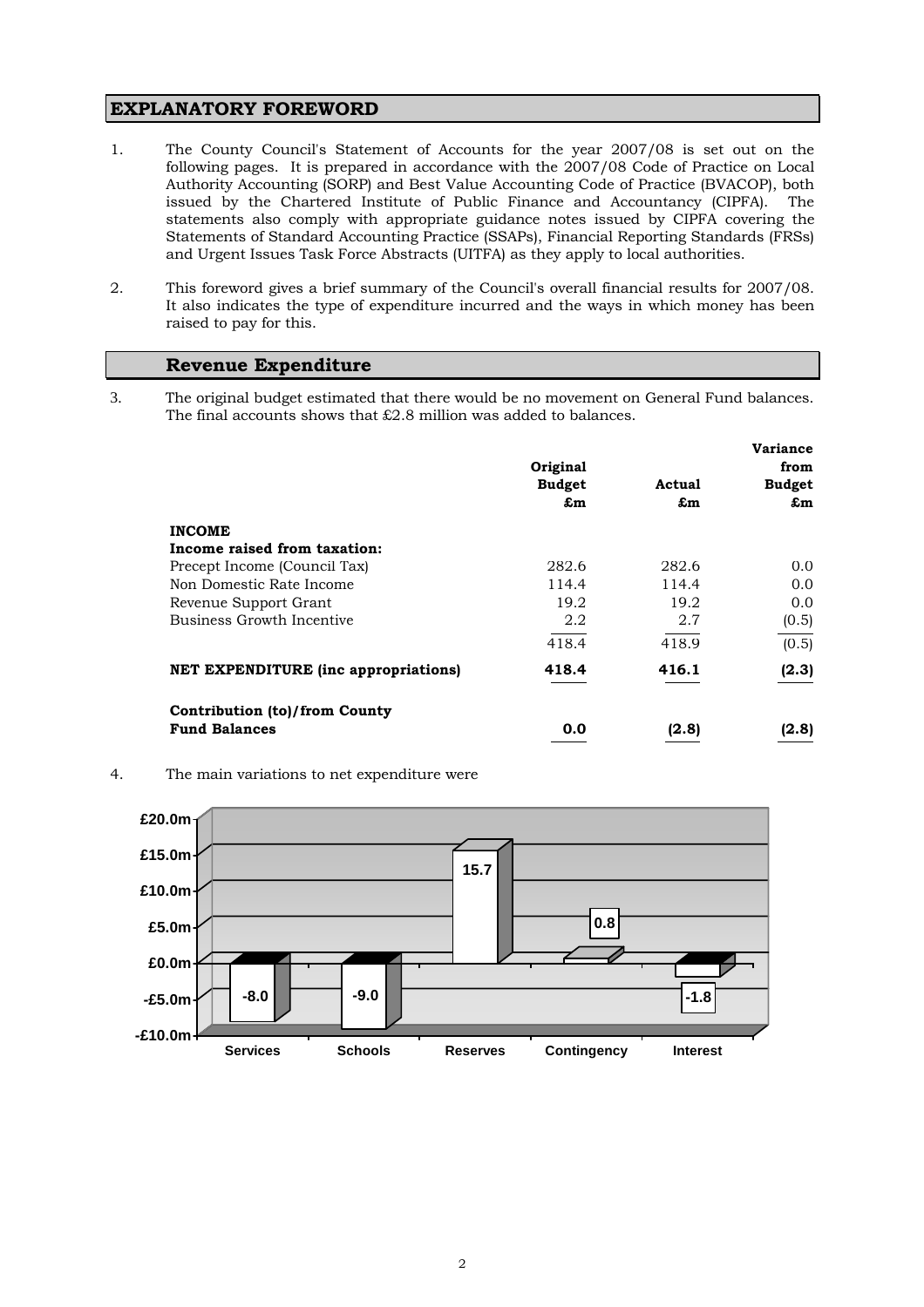## EXPLANATORY FOREWORD

1. The County Council's Statement of Accounts for the year 2007/08 is set out on the following pages. It is prepared in accordance with the 2007/08 Code of Practice on Local Authority Accounting (SORP) and Best Value Accounting Code of Practice (BVACOP), both issued by the Chartered Institute of Public Finance and Accountancy (CIPFA). The statements also comply with appropriate guidance notes issued by CIPFA covering the Statements of Standard Accounting Practice (SSAPs), Financial Reporting Standards (FRSs) and Urgent Issues Task Force Abstracts (UITFA) as they apply to local authorities.

2. This foreword gives a brief summary of the Council's overall financial results for 2007/08. It also indicates the type of expenditure incurred and the ways in which money has been raised to pay for this.

### Revenue Expenditure

3. The original budget estimated that there would be no movement on General Fund balances. The final accounts shows that £2.8 million was added to balances.

| | Original Budget £m | Actual £m | Variance from Budget £m |
|---|---|---|---|
| **INCOME** | | | |
| **Income raised from taxation:** | | | |
| Precept Income (Council Tax) | 282.6 | 282.6 | 0.0 |
| Non Domestic Rate Income | 114.4 | 114.4 | 0.0 |
| Revenue Support Grant | 19.2 | 19.2 | 0.0 |
| Business Growth Incentive | 2.2 | 2.7 | (0.5) |
| | 418.4 | 418.9 | (0.5) |
| **NET EXPENDITURE (inc appropriations)** | **418.4** | **416.1** | **(2.3)** |
| **Contribution (to)/from County Fund Balances** | **0.0** | **(2.8)** | **(2.8)** |

4. The main variations to net expenditure were

| | Services | Schools | Reserves | Contingency | Interest |
|---|---|---|---|---|---|
| £m | -8.0 | -9.0 | 15.7 | 0.8 | -1.8 |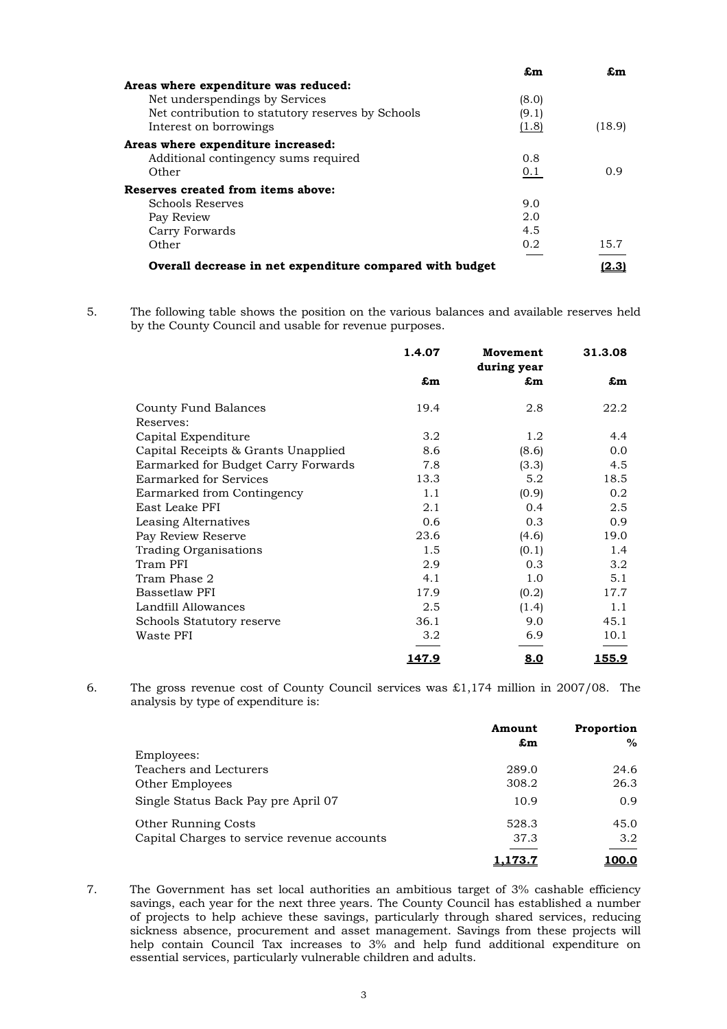| | £m | £m |
|---|---|---|
| **Areas where expenditure was reduced:** | | |
| Net underspendings by Services | (8.0) | |
| Net contribution to statutory reserves by Schools | (9.1) | |
| Interest on borrowings | (1.8) | (18.9) |
| **Areas where expenditure increased:** | | |
| Additional contingency sums required | 0.8 | |
| Other | 0.1 | 0.9 |
| **Reserves created from items above:** | | |
| Schools Reserves | 9.0 | |
| Pay Review | 2.0 | |
| Carry Forwards | 4.5 | |
| Other | 0.2 | 15.7 |
| **Overall decrease in net expenditure compared with budget** | | **(2.3)** |

5. The following table shows the position on the various balances and available reserves held by the County Council and usable for revenue purposes.

| | 1.4.07 | Movement during year | 31.3.08 |
|---|---|---|---|
| | £m | £m | £m |
| County Fund Balances | 19.4 | 2.8 | 22.2 |
| Reserves: | | | |
| Capital Expenditure | 3.2 | 1.2 | 4.4 |
| Capital Receipts & Grants Unapplied | 8.6 | (8.6) | 0.0 |
| Earmarked for Budget Carry Forwards | 7.8 | (3.3) | 4.5 |
| Earmarked for Services | 13.3 | 5.2 | 18.5 |
| Earmarked from Contingency | 1.1 | (0.9) | 0.2 |
| East Leake PFI | 2.1 | 0.4 | 2.5 |
| Leasing Alternatives | 0.6 | 0.3 | 0.9 |
| Pay Review Reserve | 23.6 | (4.6) | 19.0 |
| Trading Organisations | 1.5 | (0.1) | 1.4 |
| Tram PFI | 2.9 | 0.3 | 3.2 |
| Tram Phase 2 | 4.1 | 1.0 | 5.1 |
| Bassetlaw PFI | 17.9 | (0.2) | 17.7 |
| Landfill Allowances | 2.5 | (1.4) | 1.1 |
| Schools Statutory reserve | 36.1 | 9.0 | 45.1 |
| Waste PFI | 3.2 | 6.9 | 10.1 |
| | **147.9** | **8.0** | **155.9** |

6. The gross revenue cost of County Council services was £1,174 million in 2007/08. The analysis by type of expenditure is:

| | Amount £m | Proportion % |
|---|---|---|
| Employees: | | |
| Teachers and Lecturers | 289.0 | 24.6 |
| Other Employees | 308.2 | 26.3 |
| Single Status Back Pay pre April 07 | 10.9 | 0.9 |
| Other Running Costs | 528.3 | 45.0 |
| Capital Charges to service revenue accounts | 37.3 | 3.2 |
| | **1,173.7** | **100.0** |

7. The Government has set local authorities an ambitious target of 3% cashable efficiency savings, each year for the next three years. The County Council has established a number of projects to help achieve these savings, particularly through shared services, reducing sickness absence, procurement and asset management. Savings from these projects will help contain Council Tax increases to 3% and help fund additional expenditure on essential services, particularly vulnerable children and adults.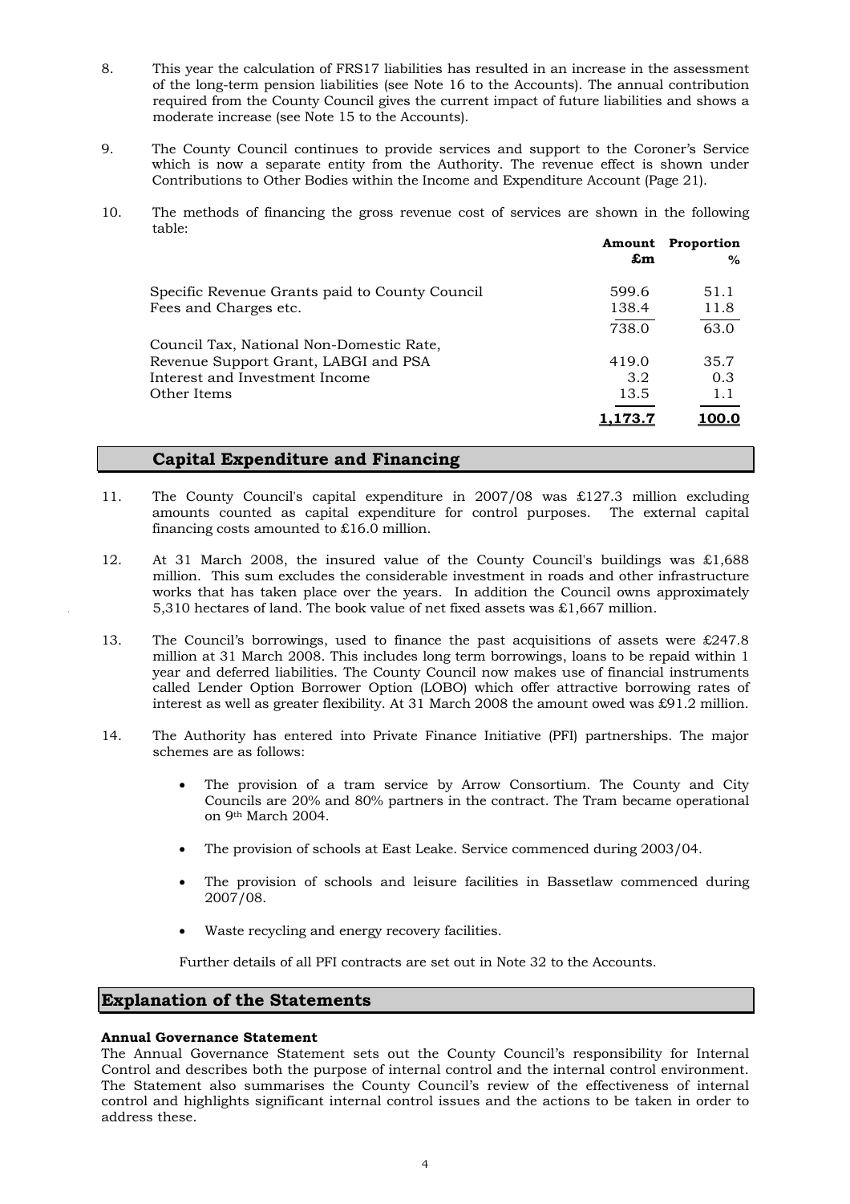8. This year the calculation of FRS17 liabilities has resulted in an increase in the assessment of the long-term pension liabilities (see Note 16 to the Accounts). The annual contribution required from the County Council gives the current impact of future liabilities and shows a moderate increase (see Note 15 to the Accounts).

9. The County Council continues to provide services and support to the Coroner's Service which is now a separate entity from the Authority. The revenue effect is shown under Contributions to Other Bodies within the Income and Expenditure Account (Page 21).

10. The methods of financing the gross revenue cost of services are shown in the following table:

| | Amount £m | Proportion % |
|---|---|---|
| Specific Revenue Grants paid to County Council | 599.6 | 51.1 |
| Fees and Charges etc. | 138.4 | 11.8 |
| | 738.0 | 63.0 |
| Council Tax, National Non-Domestic Rate, Revenue Support Grant, LABGI and PSA | 419.0 | 35.7 |
| Interest and Investment Income | 3.2 | 0.3 |
| Other Items | 13.5 | 1.1 |
| | **1,173.7** | **100.0** |

## Capital Expenditure and Financing

11. The County Council's capital expenditure in 2007/08 was £127.3 million excluding amounts counted as capital expenditure for control purposes. The external capital financing costs amounted to £16.0 million.

12. At 31 March 2008, the insured value of the County Council's buildings was £1,688 million. This sum excludes the considerable investment in roads and other infrastructure works that has taken place over the years. In addition the Council owns approximately 5,310 hectares of land. The book value of net fixed assets was £1,667 million.

13. The Council's borrowings, used to finance the past acquisitions of assets were £247.8 million at 31 March 2008. This includes long term borrowings, loans to be repaid within 1 year and deferred liabilities. The County Council now makes use of financial instruments called Lender Option Borrower Option (LOBO) which offer attractive borrowing rates of interest as well as greater flexibility. At 31 March 2008 the amount owed was £91.2 million.

14. The Authority has entered into Private Finance Initiative (PFI) partnerships. The major schemes are as follows:

   - The provision of a tram service by Arrow Consortium. The County and City Councils are 20% and 80% partners in the contract. The Tram became operational on 9th March 2004.
   - The provision of schools at East Leake. Service commenced during 2003/04.
   - The provision of schools and leisure facilities in Bassetlaw commenced during 2007/08.
   - Waste recycling and energy recovery facilities.

   Further details of all PFI contracts are set out in Note 32 to the Accounts.

## Explanation of the Statements

**Annual Governance Statement**

The Annual Governance Statement sets out the County Council's responsibility for Internal Control and describes both the purpose of internal control and the internal control environment. The Statement also summarises the County Council's review of the effectiveness of internal control and highlights significant internal control issues and the actions to be taken in order to address these.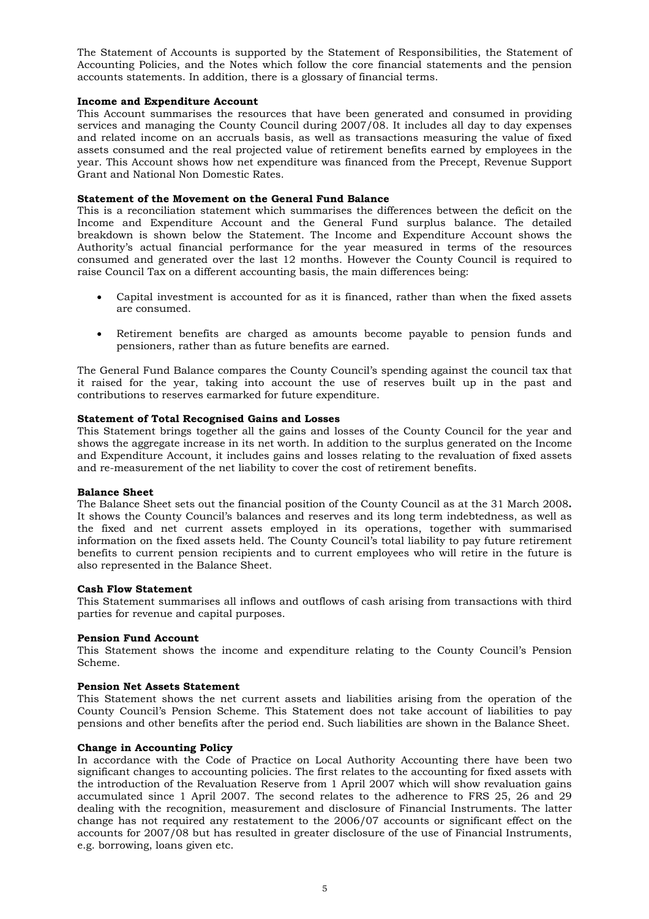The Statement of Accounts is supported by the Statement of Responsibilities, the Statement of Accounting Policies, and the Notes which follow the core financial statements and the pension accounts statements. In addition, there is a glossary of financial terms.

**Income and Expenditure Account**

This Account summarises the resources that have been generated and consumed in providing services and managing the County Council during 2007/08. It includes all day to day expenses and related income on an accruals basis, as well as transactions measuring the value of fixed assets consumed and the real projected value of retirement benefits earned by employees in the year. This Account shows how net expenditure was financed from the Precept, Revenue Support Grant and National Non Domestic Rates.

**Statement of the Movement on the General Fund Balance**

This is a reconciliation statement which summarises the differences between the deficit on the Income and Expenditure Account and the General Fund surplus balance. The detailed breakdown is shown below the Statement. The Income and Expenditure Account shows the Authority's actual financial performance for the year measured in terms of the resources consumed and generated over the last 12 months. However the County Council is required to raise Council Tax on a different accounting basis, the main differences being:

- Capital investment is accounted for as it is financed, rather than when the fixed assets are consumed.
- Retirement benefits are charged as amounts become payable to pension funds and pensioners, rather than as future benefits are earned.

The General Fund Balance compares the County Council's spending against the council tax that it raised for the year, taking into account the use of reserves built up in the past and contributions to reserves earmarked for future expenditure.

**Statement of Total Recognised Gains and Losses**

This Statement brings together all the gains and losses of the County Council for the year and shows the aggregate increase in its net worth. In addition to the surplus generated on the Income and Expenditure Account, it includes gains and losses relating to the revaluation of fixed assets and re-measurement of the net liability to cover the cost of retirement benefits.

**Balance Sheet**

The Balance Sheet sets out the financial position of the County Council as at the 31 March 2008**.** It shows the County Council's balances and reserves and its long term indebtedness, as well as the fixed and net current assets employed in its operations, together with summarised information on the fixed assets held. The County Council's total liability to pay future retirement benefits to current pension recipients and to current employees who will retire in the future is also represented in the Balance Sheet.

**Cash Flow Statement**

This Statement summarises all inflows and outflows of cash arising from transactions with third parties for revenue and capital purposes.

**Pension Fund Account**

This Statement shows the income and expenditure relating to the County Council's Pension Scheme.

**Pension Net Assets Statement**

This Statement shows the net current assets and liabilities arising from the operation of the County Council's Pension Scheme. This Statement does not take account of liabilities to pay pensions and other benefits after the period end. Such liabilities are shown in the Balance Sheet.

**Change in Accounting Policy**

In accordance with the Code of Practice on Local Authority Accounting there have been two significant changes to accounting policies. The first relates to the accounting for fixed assets with the introduction of the Revaluation Reserve from 1 April 2007 which will show revaluation gains accumulated since 1 April 2007. The second relates to the adherence to FRS 25, 26 and 29 dealing with the recognition, measurement and disclosure of Financial Instruments. The latter change has not required any restatement to the 2006/07 accounts or significant effect on the accounts for 2007/08 but has resulted in greater disclosure of the use of Financial Instruments, e.g. borrowing, loans given etc.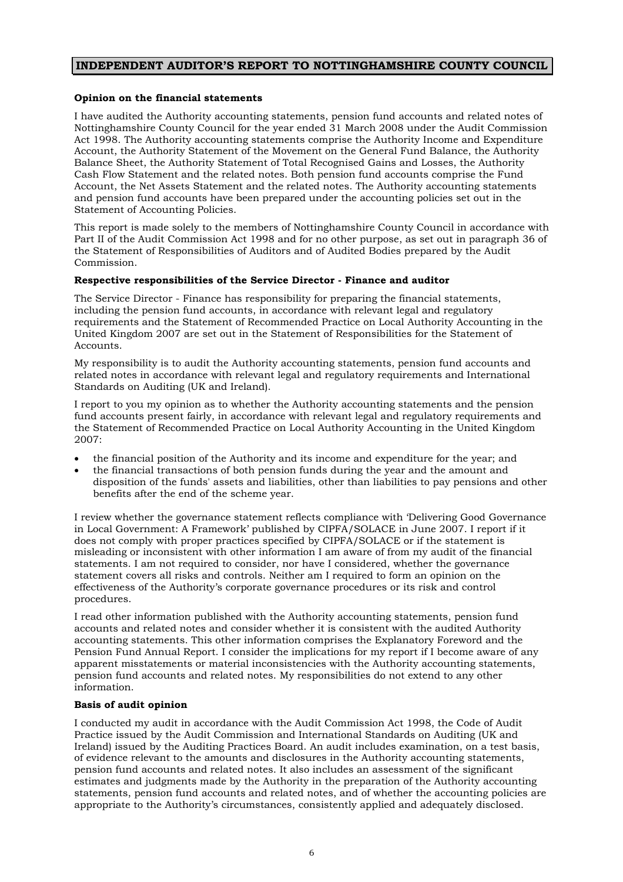# INDEPENDENT AUDITOR'S REPORT TO NOTTINGHAMSHIRE COUNTY COUNCIL

**Opinion on the financial statements**

I have audited the Authority accounting statements, pension fund accounts and related notes of Nottinghamshire County Council for the year ended 31 March 2008 under the Audit Commission Act 1998. The Authority accounting statements comprise the Authority Income and Expenditure Account, the Authority Statement of the Movement on the General Fund Balance, the Authority Balance Sheet, the Authority Statement of Total Recognised Gains and Losses, the Authority Cash Flow Statement and the related notes. Both pension fund accounts comprise the Fund Account, the Net Assets Statement and the related notes. The Authority accounting statements and pension fund accounts have been prepared under the accounting policies set out in the Statement of Accounting Policies.

This report is made solely to the members of Nottinghamshire County Council in accordance with Part II of the Audit Commission Act 1998 and for no other purpose, as set out in paragraph 36 of the Statement of Responsibilities of Auditors and of Audited Bodies prepared by the Audit Commission.

**Respective responsibilities of the Service Director - Finance and auditor**

The Service Director - Finance has responsibility for preparing the financial statements, including the pension fund accounts, in accordance with relevant legal and regulatory requirements and the Statement of Recommended Practice on Local Authority Accounting in the United Kingdom 2007 are set out in the Statement of Responsibilities for the Statement of Accounts.

My responsibility is to audit the Authority accounting statements, pension fund accounts and related notes in accordance with relevant legal and regulatory requirements and International Standards on Auditing (UK and Ireland).

I report to you my opinion as to whether the Authority accounting statements and the pension fund accounts present fairly, in accordance with relevant legal and regulatory requirements and the Statement of Recommended Practice on Local Authority Accounting in the United Kingdom 2007:

- the financial position of the Authority and its income and expenditure for the year; and
- the financial transactions of both pension funds during the year and the amount and disposition of the funds' assets and liabilities, other than liabilities to pay pensions and other benefits after the end of the scheme year.

I review whether the governance statement reflects compliance with 'Delivering Good Governance in Local Government: A Framework' published by CIPFA/SOLACE in June 2007. I report if it does not comply with proper practices specified by CIPFA/SOLACE or if the statement is misleading or inconsistent with other information I am aware of from my audit of the financial statements. I am not required to consider, nor have I considered, whether the governance statement covers all risks and controls. Neither am I required to form an opinion on the effectiveness of the Authority's corporate governance procedures or its risk and control procedures.

I read other information published with the Authority accounting statements, pension fund accounts and related notes and consider whether it is consistent with the audited Authority accounting statements. This other information comprises the Explanatory Foreword and the Pension Fund Annual Report. I consider the implications for my report if I become aware of any apparent misstatements or material inconsistencies with the Authority accounting statements, pension fund accounts and related notes. My responsibilities do not extend to any other information.

**Basis of audit opinion**

I conducted my audit in accordance with the Audit Commission Act 1998, the Code of Audit Practice issued by the Audit Commission and International Standards on Auditing (UK and Ireland) issued by the Auditing Practices Board. An audit includes examination, on a test basis, of evidence relevant to the amounts and disclosures in the Authority accounting statements, pension fund accounts and related notes. It also includes an assessment of the significant estimates and judgments made by the Authority in the preparation of the Authority accounting statements, pension fund accounts and related notes, and of whether the accounting policies are appropriate to the Authority's circumstances, consistently applied and adequately disclosed.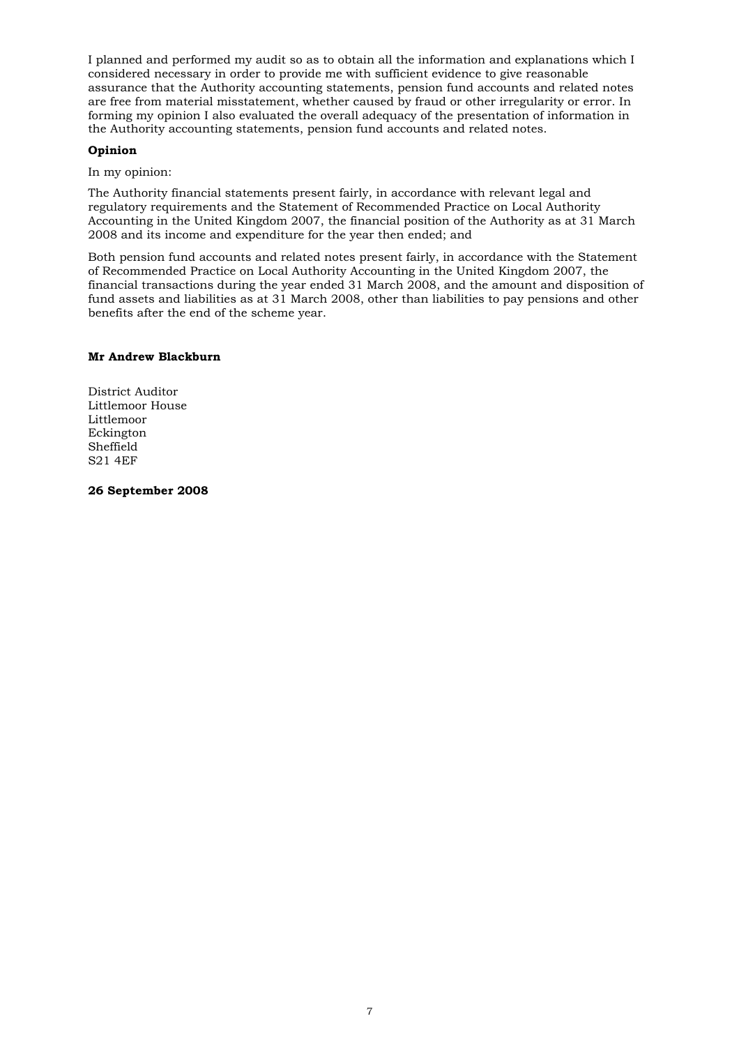I planned and performed my audit so as to obtain all the information and explanations which I considered necessary in order to provide me with sufficient evidence to give reasonable assurance that the Authority accounting statements, pension fund accounts and related notes are free from material misstatement, whether caused by fraud or other irregularity or error. In forming my opinion I also evaluated the overall adequacy of the presentation of information in the Authority accounting statements, pension fund accounts and related notes.

**Opinion**

In my opinion:

The Authority financial statements present fairly, in accordance with relevant legal and regulatory requirements and the Statement of Recommended Practice on Local Authority Accounting in the United Kingdom 2007, the financial position of the Authority as at 31 March 2008 and its income and expenditure for the year then ended; and

Both pension fund accounts and related notes present fairly, in accordance with the Statement of Recommended Practice on Local Authority Accounting in the United Kingdom 2007, the financial transactions during the year ended 31 March 2008, and the amount and disposition of fund assets and liabilities as at 31 March 2008, other than liabilities to pay pensions and other benefits after the end of the scheme year.

**Mr Andrew Blackburn**

District Auditor
Littlemoor House
Littlemoor
Eckington
Sheffield
S21 4EF

**26 September 2008**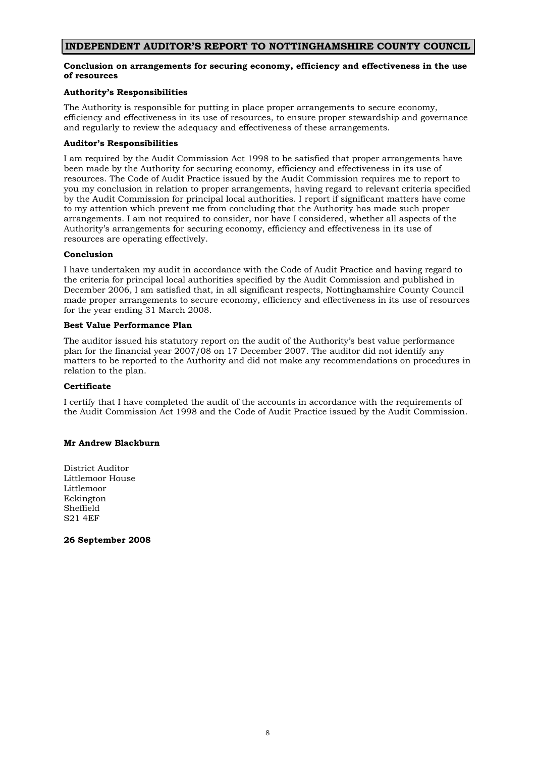# INDEPENDENT AUDITOR'S REPORT TO NOTTINGHAMSHIRE COUNTY COUNCIL

## Conclusion on arrangements for securing economy, efficiency and effectiveness in the use of resources

### Authority's Responsibilities

The Authority is responsible for putting in place proper arrangements to secure economy, efficiency and effectiveness in its use of resources, to ensure proper stewardship and governance and regularly to review the adequacy and effectiveness of these arrangements.

### Auditor's Responsibilities

I am required by the Audit Commission Act 1998 to be satisfied that proper arrangements have been made by the Authority for securing economy, efficiency and effectiveness in its use of resources. The Code of Audit Practice issued by the Audit Commission requires me to report to you my conclusion in relation to proper arrangements, having regard to relevant criteria specified by the Audit Commission for principal local authorities. I report if significant matters have come to my attention which prevent me from concluding that the Authority has made such proper arrangements. I am not required to consider, nor have I considered, whether all aspects of the Authority's arrangements for securing economy, efficiency and effectiveness in its use of resources are operating effectively.

### Conclusion

I have undertaken my audit in accordance with the Code of Audit Practice and having regard to the criteria for principal local authorities specified by the Audit Commission and published in December 2006, I am satisfied that, in all significant respects, Nottinghamshire County Council made proper arrangements to secure economy, efficiency and effectiveness in its use of resources for the year ending 31 March 2008.

### Best Value Performance Plan

The auditor issued his statutory report on the audit of the Authority's best value performance plan for the financial year 2007/08 on 17 December 2007. The auditor did not identify any matters to be reported to the Authority and did not make any recommendations on procedures in relation to the plan.

### Certificate

I certify that I have completed the audit of the accounts in accordance with the requirements of the Audit Commission Act 1998 and the Code of Audit Practice issued by the Audit Commission.

**Mr Andrew Blackburn**

District Auditor
Littlemoor House
Littlemoor
Eckington
Sheffield
S21 4EF

**26 September 2008**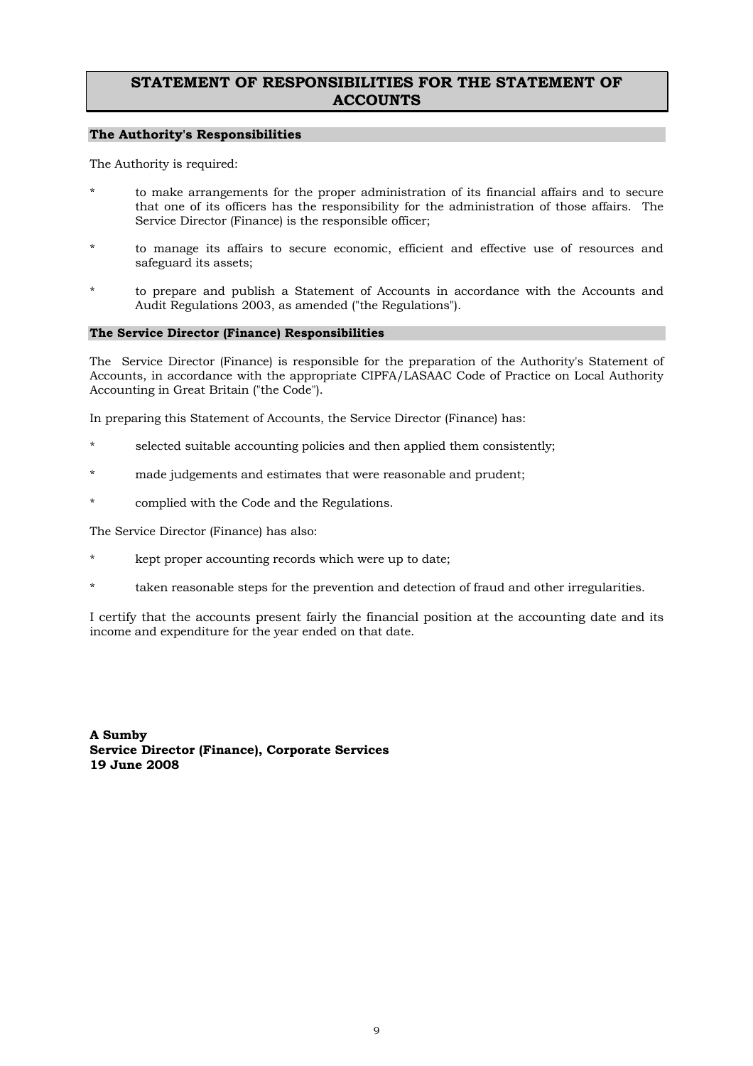# STATEMENT OF RESPONSIBILITIES FOR THE STATEMENT OF ACCOUNTS

## The Authority's Responsibilities

The Authority is required:

- to make arrangements for the proper administration of its financial affairs and to secure that one of its officers has the responsibility for the administration of those affairs. The Service Director (Finance) is the responsible officer;
- to manage its affairs to secure economic, efficient and effective use of resources and safeguard its assets;
- to prepare and publish a Statement of Accounts in accordance with the Accounts and Audit Regulations 2003, as amended ("the Regulations").

## The Service Director (Finance) Responsibilities

The Service Director (Finance) is responsible for the preparation of the Authority's Statement of Accounts, in accordance with the appropriate CIPFA/LASAAC Code of Practice on Local Authority Accounting in Great Britain ("the Code").

In preparing this Statement of Accounts, the Service Director (Finance) has:

- selected suitable accounting policies and then applied them consistently;
- made judgements and estimates that were reasonable and prudent;
- complied with the Code and the Regulations.

The Service Director (Finance) has also:

- kept proper accounting records which were up to date;
- taken reasonable steps for the prevention and detection of fraud and other irregularities.

I certify that the accounts present fairly the financial position at the accounting date and its income and expenditure for the year ended on that date.

**A Sumby**
**Service Director (Finance), Corporate Services**
**19 June 2008**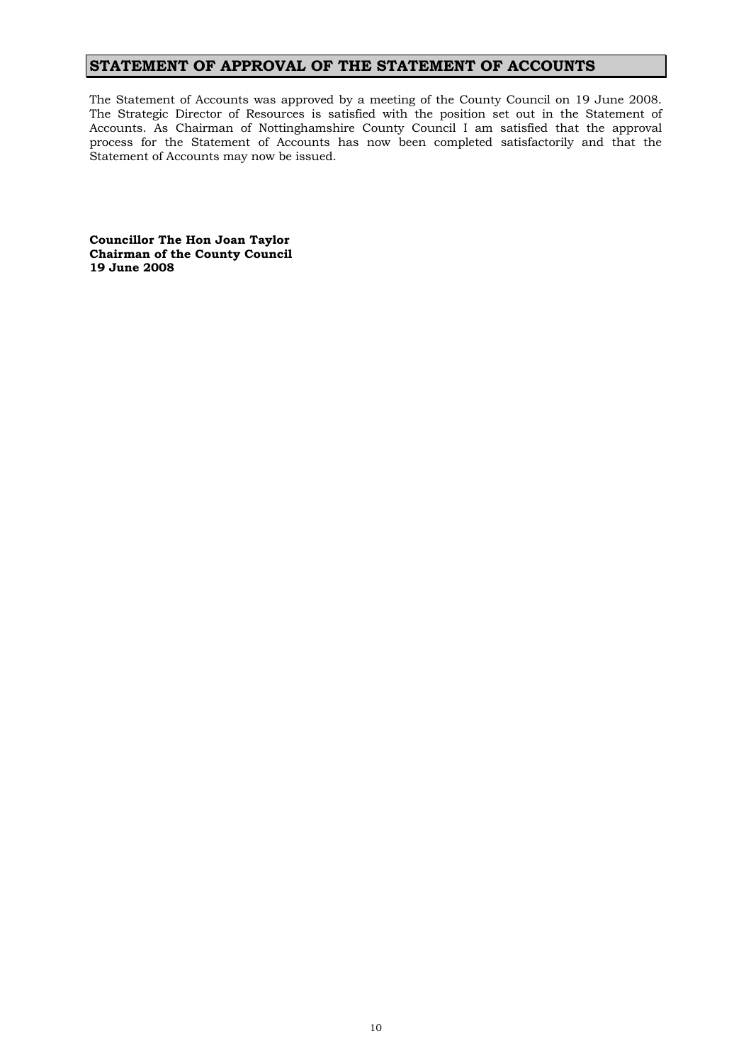# STATEMENT OF APPROVAL OF THE STATEMENT OF ACCOUNTS

The Statement of Accounts was approved by a meeting of the County Council on 19 June 2008. The Strategic Director of Resources is satisfied with the position set out in the Statement of Accounts. As Chairman of Nottinghamshire County Council I am satisfied that the approval process for the Statement of Accounts has now been completed satisfactorily and that the Statement of Accounts may now be issued.

**Councillor The Hon Joan Taylor**
**Chairman of the County Council**
**19 June 2008**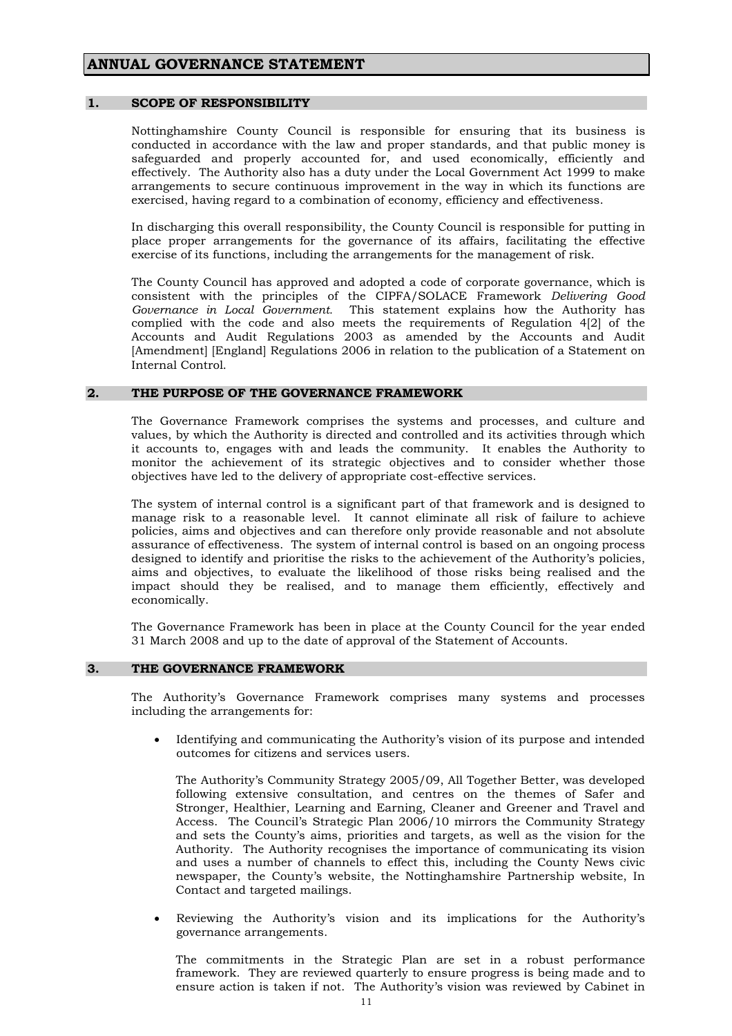# ANNUAL GOVERNANCE STATEMENT

## 1. SCOPE OF RESPONSIBILITY

Nottinghamshire County Council is responsible for ensuring that its business is conducted in accordance with the law and proper standards, and that public money is safeguarded and properly accounted for, and used economically, efficiently and effectively. The Authority also has a duty under the Local Government Act 1999 to make arrangements to secure continuous improvement in the way in which its functions are exercised, having regard to a combination of economy, efficiency and effectiveness.

In discharging this overall responsibility, the County Council is responsible for putting in place proper arrangements for the governance of its affairs, facilitating the effective exercise of its functions, including the arrangements for the management of risk.

The County Council has approved and adopted a code of corporate governance, which is consistent with the principles of the CIPFA/SOLACE Framework *Delivering Good Governance in Local Government.* This statement explains how the Authority has complied with the code and also meets the requirements of Regulation 4[2] of the Accounts and Audit Regulations 2003 as amended by the Accounts and Audit [Amendment] [England] Regulations 2006 in relation to the publication of a Statement on Internal Control.

## 2. THE PURPOSE OF THE GOVERNANCE FRAMEWORK

The Governance Framework comprises the systems and processes, and culture and values, by which the Authority is directed and controlled and its activities through which it accounts to, engages with and leads the community. It enables the Authority to monitor the achievement of its strategic objectives and to consider whether those objectives have led to the delivery of appropriate cost-effective services.

The system of internal control is a significant part of that framework and is designed to manage risk to a reasonable level. It cannot eliminate all risk of failure to achieve policies, aims and objectives and can therefore only provide reasonable and not absolute assurance of effectiveness. The system of internal control is based on an ongoing process designed to identify and prioritise the risks to the achievement of the Authority's policies, aims and objectives, to evaluate the likelihood of those risks being realised and the impact should they be realised, and to manage them efficiently, effectively and economically.

The Governance Framework has been in place at the County Council for the year ended 31 March 2008 and up to the date of approval of the Statement of Accounts.

## 3. THE GOVERNANCE FRAMEWORK

The Authority's Governance Framework comprises many systems and processes including the arrangements for:

- Identifying and communicating the Authority's vision of its purpose and intended outcomes for citizens and services users.

  The Authority's Community Strategy 2005/09, All Together Better, was developed following extensive consultation, and centres on the themes of Safer and Stronger, Healthier, Learning and Earning, Cleaner and Greener and Travel and Access. The Council's Strategic Plan 2006/10 mirrors the Community Strategy and sets the County's aims, priorities and targets, as well as the vision for the Authority. The Authority recognises the importance of communicating its vision and uses a number of channels to effect this, including the County News civic newspaper, the County's website, the Nottinghamshire Partnership website, In Contact and targeted mailings.

- Reviewing the Authority's vision and its implications for the Authority's governance arrangements.

  The commitments in the Strategic Plan are set in a robust performance framework. They are reviewed quarterly to ensure progress is being made and to ensure action is taken if not. The Authority's vision was reviewed by Cabinet in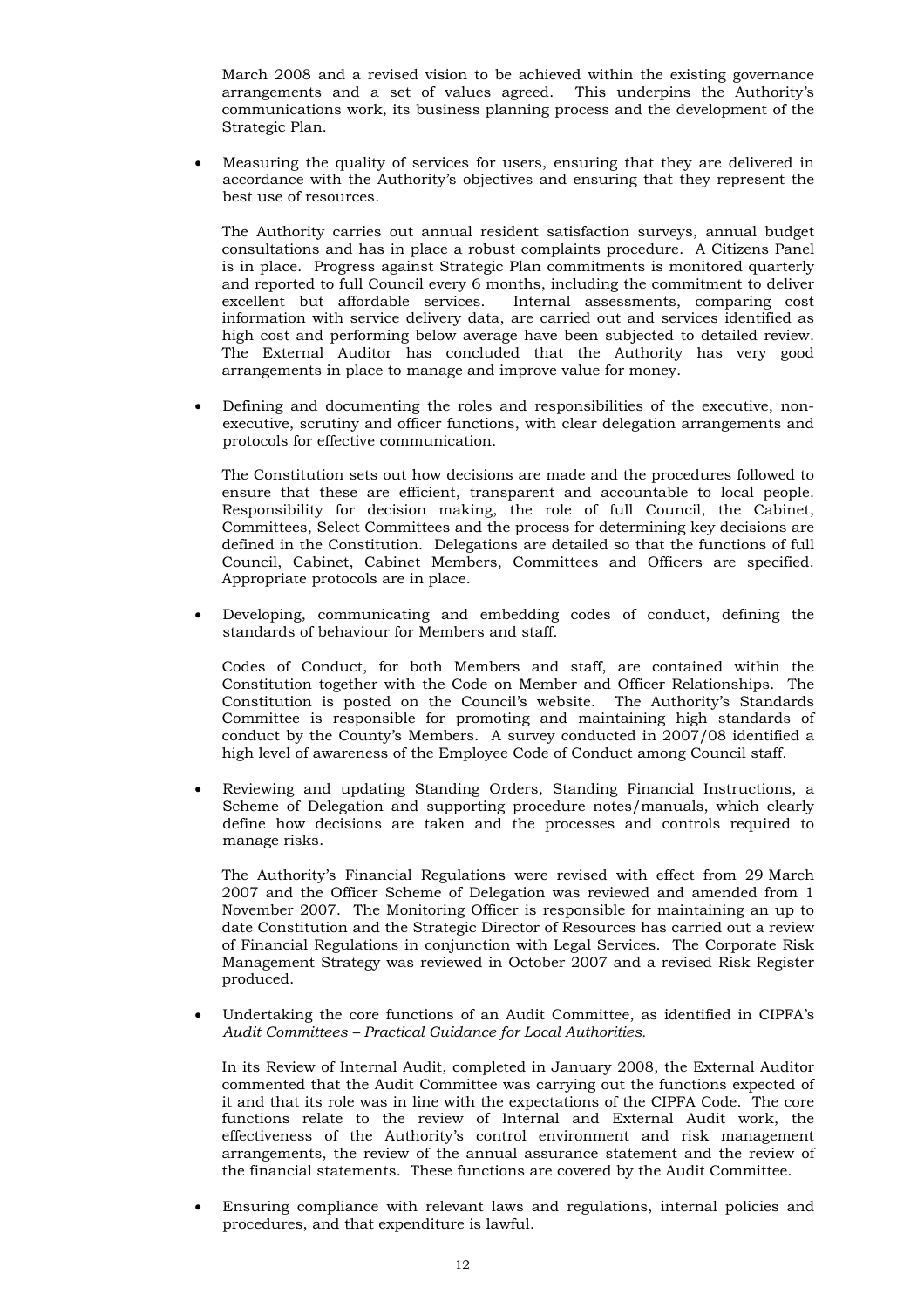March 2008 and a revised vision to be achieved within the existing governance arrangements and a set of values agreed. This underpins the Authority's communications work, its business planning process and the development of the Strategic Plan.

- Measuring the quality of services for users, ensuring that they are delivered in accordance with the Authority's objectives and ensuring that they represent the best use of resources.

  The Authority carries out annual resident satisfaction surveys, annual budget consultations and has in place a robust complaints procedure. A Citizens Panel is in place. Progress against Strategic Plan commitments is monitored quarterly and reported to full Council every 6 months, including the commitment to deliver excellent but affordable services. Internal assessments, comparing cost information with service delivery data, are carried out and services identified as high cost and performing below average have been subjected to detailed review. The External Auditor has concluded that the Authority has very good arrangements in place to manage and improve value for money.

- Defining and documenting the roles and responsibilities of the executive, non-executive, scrutiny and officer functions, with clear delegation arrangements and protocols for effective communication.

  The Constitution sets out how decisions are made and the procedures followed to ensure that these are efficient, transparent and accountable to local people. Responsibility for decision making, the role of full Council, the Cabinet, Committees, Select Committees and the process for determining key decisions are defined in the Constitution. Delegations are detailed so that the functions of full Council, Cabinet, Cabinet Members, Committees and Officers are specified. Appropriate protocols are in place.

- Developing, communicating and embedding codes of conduct, defining the standards of behaviour for Members and staff.

  Codes of Conduct, for both Members and staff, are contained within the Constitution together with the Code on Member and Officer Relationships. The Constitution is posted on the Council's website. The Authority's Standards Committee is responsible for promoting and maintaining high standards of conduct by the County's Members. A survey conducted in 2007/08 identified a high level of awareness of the Employee Code of Conduct among Council staff.

- Reviewing and updating Standing Orders, Standing Financial Instructions, a Scheme of Delegation and supporting procedure notes/manuals, which clearly define how decisions are taken and the processes and controls required to manage risks.

  The Authority's Financial Regulations were revised with effect from 29 March 2007 and the Officer Scheme of Delegation was reviewed and amended from 1 November 2007. The Monitoring Officer is responsible for maintaining an up to date Constitution and the Strategic Director of Resources has carried out a review of Financial Regulations in conjunction with Legal Services. The Corporate Risk Management Strategy was reviewed in October 2007 and a revised Risk Register produced.

- Undertaking the core functions of an Audit Committee, as identified in CIPFA's *Audit Committees – Practical Guidance for Local Authorities.*

  In its Review of Internal Audit, completed in January 2008, the External Auditor commented that the Audit Committee was carrying out the functions expected of it and that its role was in line with the expectations of the CIPFA Code. The core functions relate to the review of Internal and External Audit work, the effectiveness of the Authority's control environment and risk management arrangements, the review of the annual assurance statement and the review of the financial statements. These functions are covered by the Audit Committee.

- Ensuring compliance with relevant laws and regulations, internal policies and procedures, and that expenditure is lawful.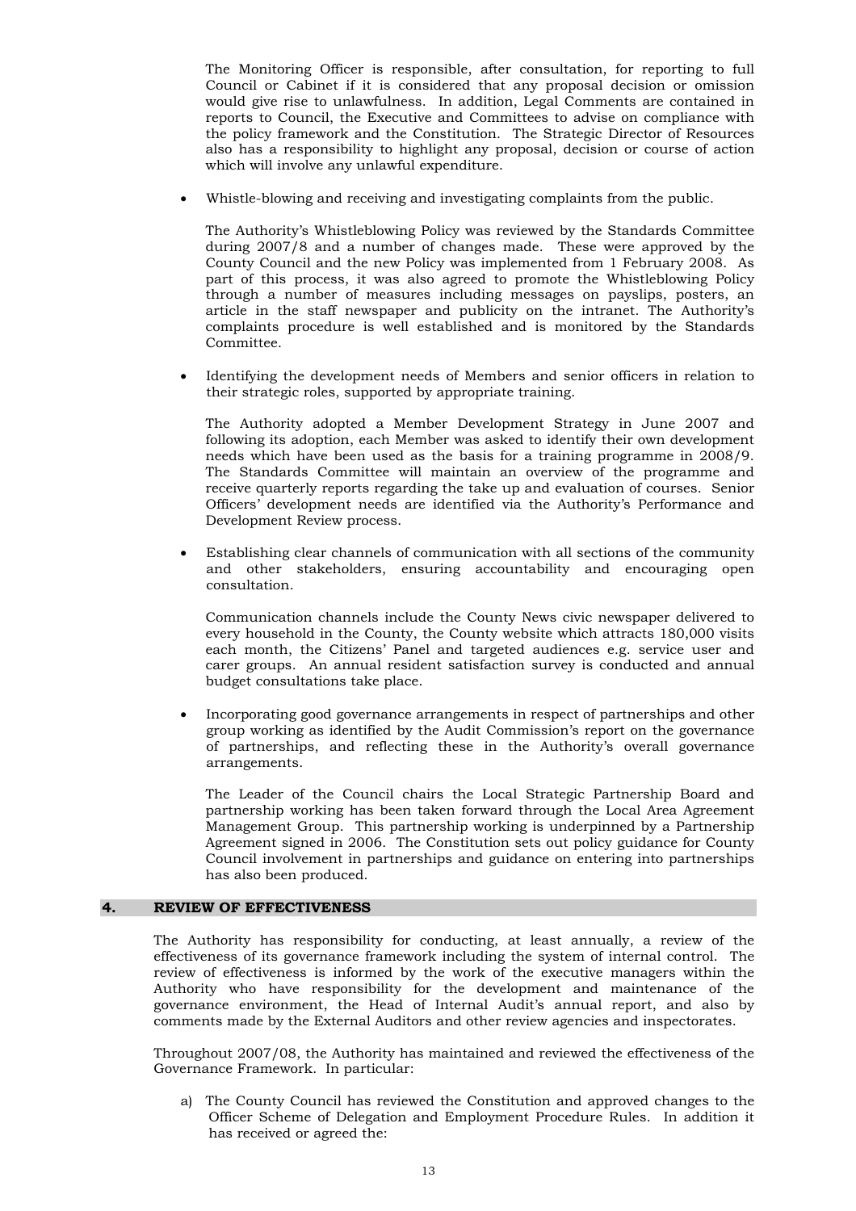The Monitoring Officer is responsible, after consultation, for reporting to full Council or Cabinet if it is considered that any proposal decision or omission would give rise to unlawfulness. In addition, Legal Comments are contained in reports to Council, the Executive and Committees to advise on compliance with the policy framework and the Constitution. The Strategic Director of Resources also has a responsibility to highlight any proposal, decision or course of action which will involve any unlawful expenditure.

- Whistle-blowing and receiving and investigating complaints from the public.

  The Authority's Whistleblowing Policy was reviewed by the Standards Committee during 2007/8 and a number of changes made. These were approved by the County Council and the new Policy was implemented from 1 February 2008. As part of this process, it was also agreed to promote the Whistleblowing Policy through a number of measures including messages on payslips, posters, an article in the staff newspaper and publicity on the intranet. The Authority's complaints procedure is well established and is monitored by the Standards Committee.

- Identifying the development needs of Members and senior officers in relation to their strategic roles, supported by appropriate training.

  The Authority adopted a Member Development Strategy in June 2007 and following its adoption, each Member was asked to identify their own development needs which have been used as the basis for a training programme in 2008/9. The Standards Committee will maintain an overview of the programme and receive quarterly reports regarding the take up and evaluation of courses. Senior Officers' development needs are identified via the Authority's Performance and Development Review process.

- Establishing clear channels of communication with all sections of the community and other stakeholders, ensuring accountability and encouraging open consultation.

  Communication channels include the County News civic newspaper delivered to every household in the County, the County website which attracts 180,000 visits each month, the Citizens' Panel and targeted audiences e.g. service user and carer groups. An annual resident satisfaction survey is conducted and annual budget consultations take place.

- Incorporating good governance arrangements in respect of partnerships and other group working as identified by the Audit Commission's report on the governance of partnerships, and reflecting these in the Authority's overall governance arrangements.

  The Leader of the Council chairs the Local Strategic Partnership Board and partnership working has been taken forward through the Local Area Agreement Management Group. This partnership working is underpinned by a Partnership Agreement signed in 2006. The Constitution sets out policy guidance for County Council involvement in partnerships and guidance on entering into partnerships has also been produced.

## 4. REVIEW OF EFFECTIVENESS

The Authority has responsibility for conducting, at least annually, a review of the effectiveness of its governance framework including the system of internal control. The review of effectiveness is informed by the work of the executive managers within the Authority who have responsibility for the development and maintenance of the governance environment, the Head of Internal Audit's annual report, and also by comments made by the External Auditors and other review agencies and inspectorates.

Throughout 2007/08, the Authority has maintained and reviewed the effectiveness of the Governance Framework. In particular:

a) The County Council has reviewed the Constitution and approved changes to the Officer Scheme of Delegation and Employment Procedure Rules. In addition it has received or agreed the: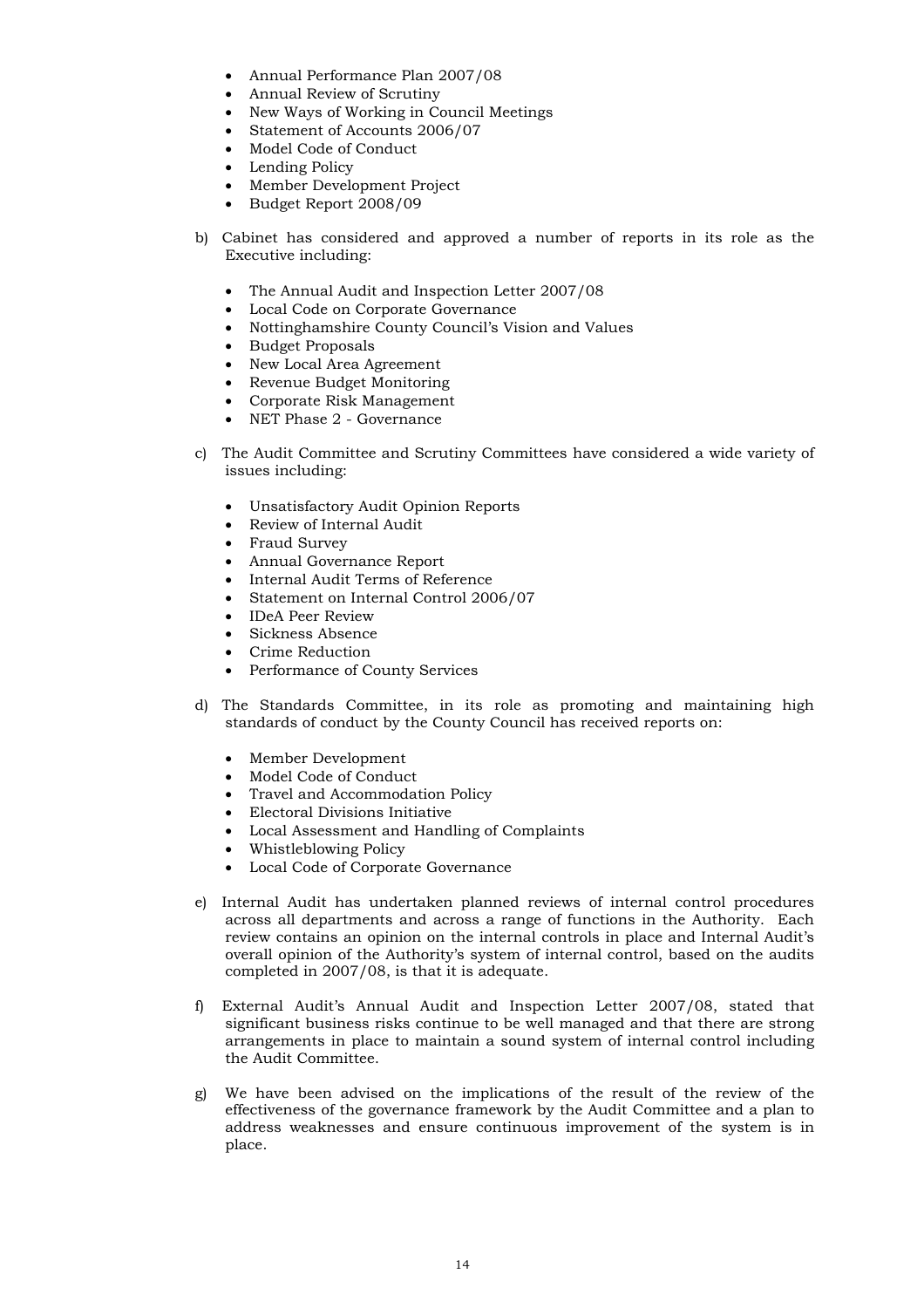- Annual Performance Plan 2007/08
- Annual Review of Scrutiny
- New Ways of Working in Council Meetings
- Statement of Accounts 2006/07
- Model Code of Conduct
- Lending Policy
- Member Development Project
- Budget Report 2008/09

b) Cabinet has considered and approved a number of reports in its role as the Executive including:

- The Annual Audit and Inspection Letter 2007/08
- Local Code on Corporate Governance
- Nottinghamshire County Council's Vision and Values
- Budget Proposals
- New Local Area Agreement
- Revenue Budget Monitoring
- Corporate Risk Management
- NET Phase 2 - Governance

c) The Audit Committee and Scrutiny Committees have considered a wide variety of issues including:

- Unsatisfactory Audit Opinion Reports
- Review of Internal Audit
- Fraud Survey
- Annual Governance Report
- Internal Audit Terms of Reference
- Statement on Internal Control 2006/07
- IDeA Peer Review
- Sickness Absence
- Crime Reduction
- Performance of County Services

d) The Standards Committee, in its role as promoting and maintaining high standards of conduct by the County Council has received reports on:

- Member Development
- Model Code of Conduct
- Travel and Accommodation Policy
- Electoral Divisions Initiative
- Local Assessment and Handling of Complaints
- Whistleblowing Policy
- Local Code of Corporate Governance

e) Internal Audit has undertaken planned reviews of internal control procedures across all departments and across a range of functions in the Authority. Each review contains an opinion on the internal controls in place and Internal Audit's overall opinion of the Authority's system of internal control, based on the audits completed in 2007/08, is that it is adequate.

f) External Audit's Annual Audit and Inspection Letter 2007/08, stated that significant business risks continue to be well managed and that there are strong arrangements in place to maintain a sound system of internal control including the Audit Committee.

g) We have been advised on the implications of the result of the review of the effectiveness of the governance framework by the Audit Committee and a plan to address weaknesses and ensure continuous improvement of the system is in place.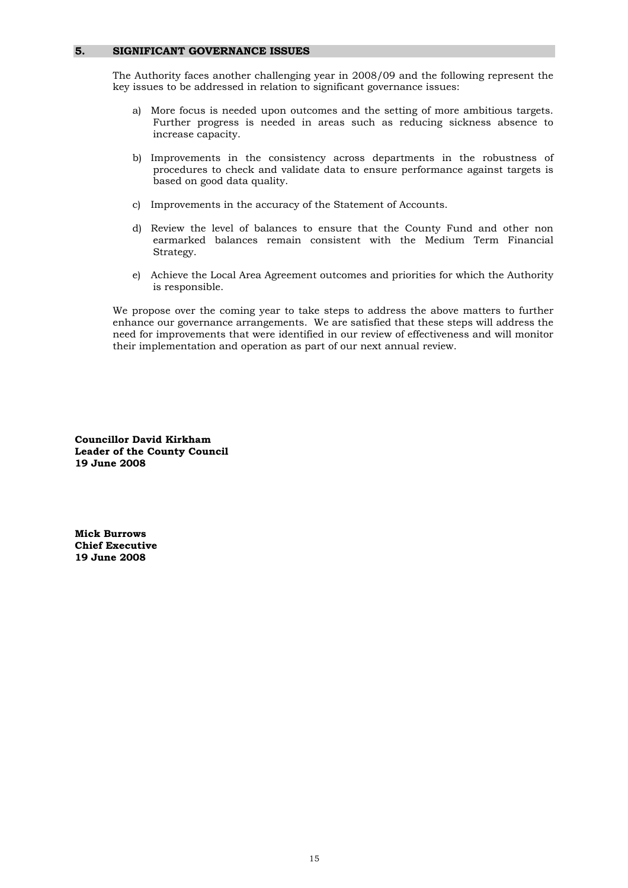## 5. SIGNIFICANT GOVERNANCE ISSUES

The Authority faces another challenging year in 2008/09 and the following represent the key issues to be addressed in relation to significant governance issues:

a) More focus is needed upon outcomes and the setting of more ambitious targets. Further progress is needed in areas such as reducing sickness absence to increase capacity.

b) Improvements in the consistency across departments in the robustness of procedures to check and validate data to ensure performance against targets is based on good data quality.

c) Improvements in the accuracy of the Statement of Accounts.

d) Review the level of balances to ensure that the County Fund and other non earmarked balances remain consistent with the Medium Term Financial Strategy.

e) Achieve the Local Area Agreement outcomes and priorities for which the Authority is responsible.

We propose over the coming year to take steps to address the above matters to further enhance our governance arrangements. We are satisfied that these steps will address the need for improvements that were identified in our review of effectiveness and will monitor their implementation and operation as part of our next annual review.

**Councillor David Kirkham**
**Leader of the County Council**
**19 June 2008**

**Mick Burrows**
**Chief Executive**
**19 June 2008**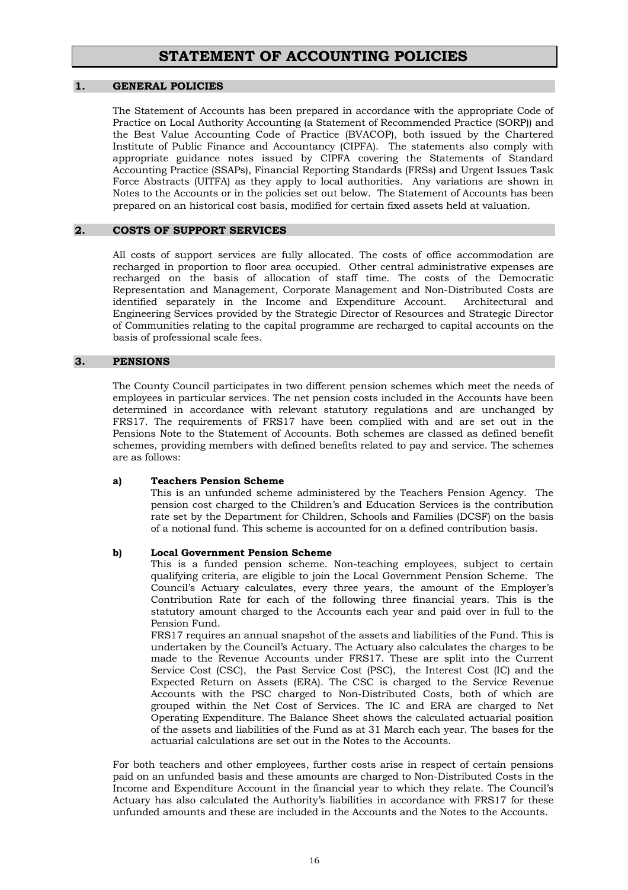# STATEMENT OF ACCOUNTING POLICIES

## 1. GENERAL POLICIES

The Statement of Accounts has been prepared in accordance with the appropriate Code of Practice on Local Authority Accounting (a Statement of Recommended Practice (SORP)) and the Best Value Accounting Code of Practice (BVACOP), both issued by the Chartered Institute of Public Finance and Accountancy (CIPFA). The statements also comply with appropriate guidance notes issued by CIPFA covering the Statements of Standard Accounting Practice (SSAPs), Financial Reporting Standards (FRSs) and Urgent Issues Task Force Abstracts (UITFA) as they apply to local authorities. Any variations are shown in Notes to the Accounts or in the policies set out below. The Statement of Accounts has been prepared on an historical cost basis, modified for certain fixed assets held at valuation.

## 2. COSTS OF SUPPORT SERVICES

All costs of support services are fully allocated. The costs of office accommodation are recharged in proportion to floor area occupied. Other central administrative expenses are recharged on the basis of allocation of staff time. The costs of the Democratic Representation and Management, Corporate Management and Non-Distributed Costs are identified separately in the Income and Expenditure Account. Architectural and Engineering Services provided by the Strategic Director of Resources and Strategic Director of Communities relating to the capital programme are recharged to capital accounts on the basis of professional scale fees.

## 3. PENSIONS

The County Council participates in two different pension schemes which meet the needs of employees in particular services. The net pension costs included in the Accounts have been determined in accordance with relevant statutory regulations and are unchanged by FRS17. The requirements of FRS17 have been complied with and are set out in the Pensions Note to the Statement of Accounts. Both schemes are classed as defined benefit schemes, providing members with defined benefits related to pay and service. The schemes are as follows:

**a) Teachers Pension Scheme**

This is an unfunded scheme administered by the Teachers Pension Agency. The pension cost charged to the Children's and Education Services is the contribution rate set by the Department for Children, Schools and Families (DCSF) on the basis of a notional fund. This scheme is accounted for on a defined contribution basis.

**b) Local Government Pension Scheme**

This is a funded pension scheme. Non-teaching employees, subject to certain qualifying criteria, are eligible to join the Local Government Pension Scheme. The Council's Actuary calculates, every three years, the amount of the Employer's Contribution Rate for each of the following three financial years. This is the statutory amount charged to the Accounts each year and paid over in full to the Pension Fund.

FRS17 requires an annual snapshot of the assets and liabilities of the Fund. This is undertaken by the Council's Actuary. The Actuary also calculates the charges to be made to the Revenue Accounts under FRS17. These are split into the Current Service Cost (CSC), the Past Service Cost (PSC), the Interest Cost (IC) and the Expected Return on Assets (ERA). The CSC is charged to the Service Revenue Accounts with the PSC charged to Non-Distributed Costs, both of which are grouped within the Net Cost of Services. The IC and ERA are charged to Net Operating Expenditure. The Balance Sheet shows the calculated actuarial position of the assets and liabilities of the Fund as at 31 March each year. The bases for the actuarial calculations are set out in the Notes to the Accounts.

For both teachers and other employees, further costs arise in respect of certain pensions paid on an unfunded basis and these amounts are charged to Non-Distributed Costs in the Income and Expenditure Account in the financial year to which they relate. The Council's Actuary has also calculated the Authority's liabilities in accordance with FRS17 for these unfunded amounts and these are included in the Accounts and the Notes to the Accounts.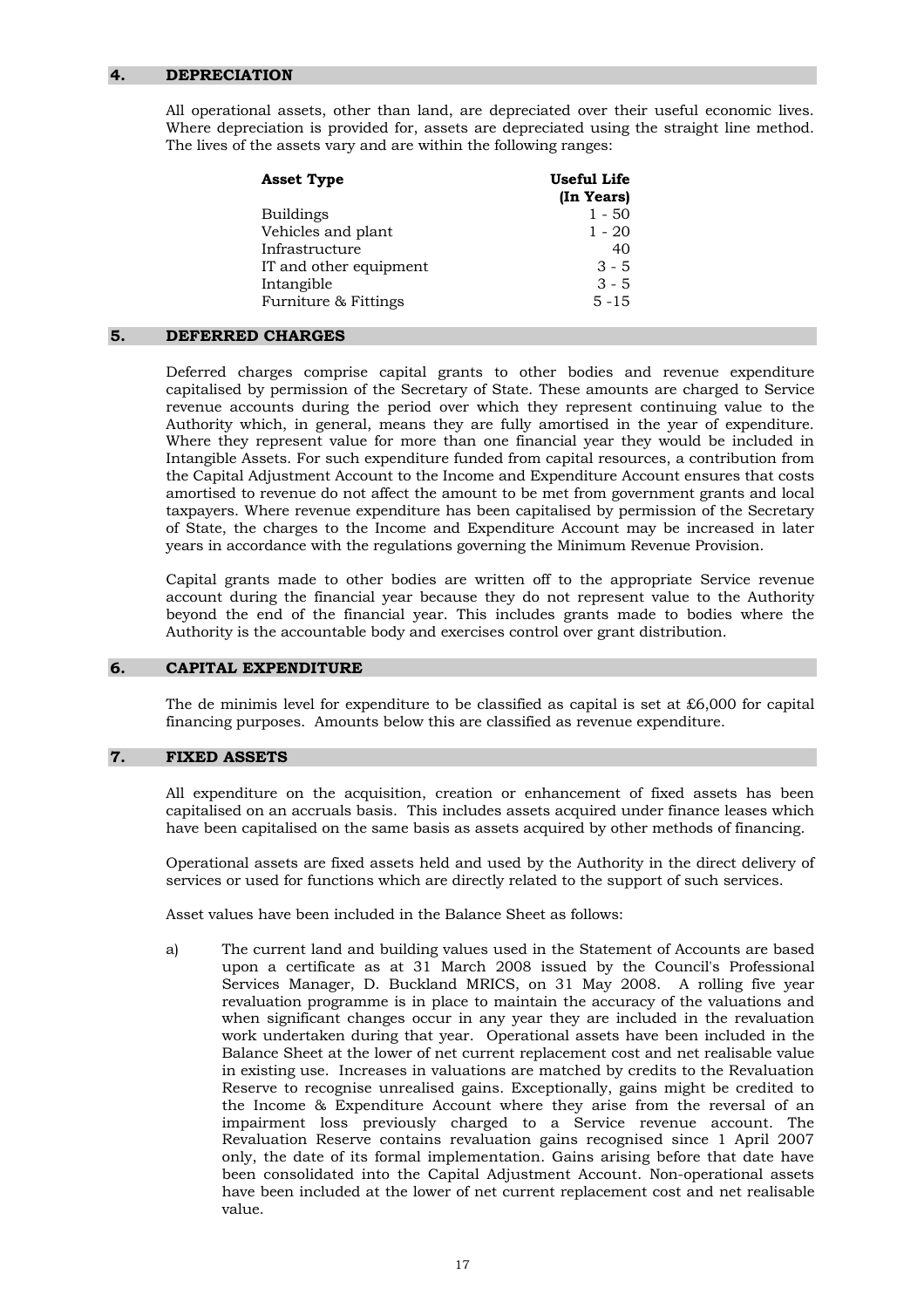## 4. DEPRECIATION

All operational assets, other than land, are depreciated over their useful economic lives. Where depreciation is provided for, assets are depreciated using the straight line method. The lives of the assets vary and are within the following ranges:

| Asset Type | Useful Life (In Years) |
|---|---|
| Buildings | 1 - 50 |
| Vehicles and plant | 1 - 20 |
| Infrastructure | 40 |
| IT and other equipment | 3 - 5 |
| Intangible | 3 - 5 |
| Furniture & Fittings | 5 -15 |

## 5. DEFERRED CHARGES

Deferred charges comprise capital grants to other bodies and revenue expenditure capitalised by permission of the Secretary of State. These amounts are charged to Service revenue accounts during the period over which they represent continuing value to the Authority which, in general, means they are fully amortised in the year of expenditure. Where they represent value for more than one financial year they would be included in Intangible Assets. For such expenditure funded from capital resources, a contribution from the Capital Adjustment Account to the Income and Expenditure Account ensures that costs amortised to revenue do not affect the amount to be met from government grants and local taxpayers. Where revenue expenditure has been capitalised by permission of the Secretary of State, the charges to the Income and Expenditure Account may be increased in later years in accordance with the regulations governing the Minimum Revenue Provision.

Capital grants made to other bodies are written off to the appropriate Service revenue account during the financial year because they do not represent value to the Authority beyond the end of the financial year. This includes grants made to bodies where the Authority is the accountable body and exercises control over grant distribution.

## 6. CAPITAL EXPENDITURE

The de minimis level for expenditure to be classified as capital is set at £6,000 for capital financing purposes. Amounts below this are classified as revenue expenditure.

## 7. FIXED ASSETS

All expenditure on the acquisition, creation or enhancement of fixed assets has been capitalised on an accruals basis. This includes assets acquired under finance leases which have been capitalised on the same basis as assets acquired by other methods of financing.

Operational assets are fixed assets held and used by the Authority in the direct delivery of services or used for functions which are directly related to the support of such services.

Asset values have been included in the Balance Sheet as follows:

a) The current land and building values used in the Statement of Accounts are based upon a certificate as at 31 March 2008 issued by the Council's Professional Services Manager, D. Buckland MRICS, on 31 May 2008. A rolling five year revaluation programme is in place to maintain the accuracy of the valuations and when significant changes occur in any year they are included in the revaluation work undertaken during that year. Operational assets have been included in the Balance Sheet at the lower of net current replacement cost and net realisable value in existing use. Increases in valuations are matched by credits to the Revaluation Reserve to recognise unrealised gains. Exceptionally, gains might be credited to the Income & Expenditure Account where they arise from the reversal of an impairment loss previously charged to a Service revenue account. The Revaluation Reserve contains revaluation gains recognised since 1 April 2007 only, the date of its formal implementation. Gains arising before that date have been consolidated into the Capital Adjustment Account. Non-operational assets have been included at the lower of net current replacement cost and net realisable value.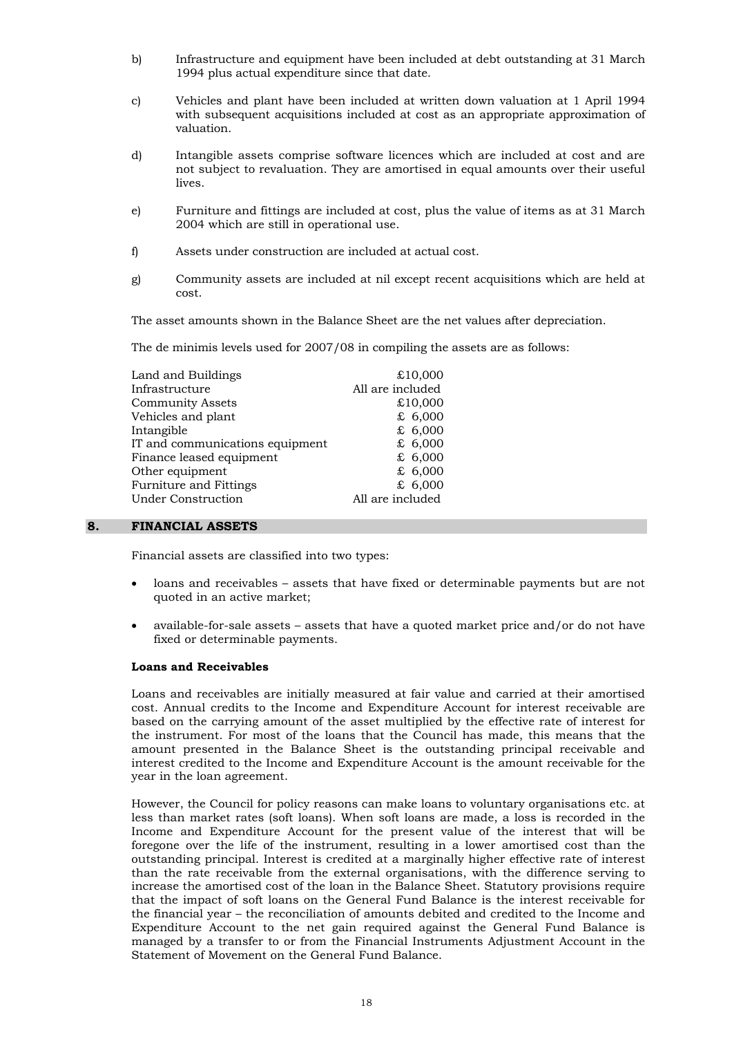b) Infrastructure and equipment have been included at debt outstanding at 31 March 1994 plus actual expenditure since that date.

c) Vehicles and plant have been included at written down valuation at 1 April 1994 with subsequent acquisitions included at cost as an appropriate approximation of valuation.

d) Intangible assets comprise software licences which are included at cost and are not subject to revaluation. They are amortised in equal amounts over their useful lives.

e) Furniture and fittings are included at cost, plus the value of items as at 31 March 2004 which are still in operational use.

f) Assets under construction are included at actual cost.

g) Community assets are included at nil except recent acquisitions which are held at cost.

The asset amounts shown in the Balance Sheet are the net values after depreciation.

The de minimis levels used for 2007/08 in compiling the assets are as follows:

| | |
|---|---|
| Land and Buildings | £10,000 |
| Infrastructure | All are included |
| Community Assets | £10,000 |
| Vehicles and plant | £ 6,000 |
| Intangible | £ 6,000 |
| IT and communications equipment | £ 6,000 |
| Finance leased equipment | £ 6,000 |
| Other equipment | £ 6,000 |
| Furniture and Fittings | £ 6,000 |
| Under Construction | All are included |

## 8. FINANCIAL ASSETS

Financial assets are classified into two types:

- loans and receivables – assets that have fixed or determinable payments but are not quoted in an active market;
- available-for-sale assets – assets that have a quoted market price and/or do not have fixed or determinable payments.

**Loans and Receivables**

Loans and receivables are initially measured at fair value and carried at their amortised cost. Annual credits to the Income and Expenditure Account for interest receivable are based on the carrying amount of the asset multiplied by the effective rate of interest for the instrument. For most of the loans that the Council has made, this means that the amount presented in the Balance Sheet is the outstanding principal receivable and interest credited to the Income and Expenditure Account is the amount receivable for the year in the loan agreement.

However, the Council for policy reasons can make loans to voluntary organisations etc. at less than market rates (soft loans). When soft loans are made, a loss is recorded in the Income and Expenditure Account for the present value of the interest that will be foregone over the life of the instrument, resulting in a lower amortised cost than the outstanding principal. Interest is credited at a marginally higher effective rate of interest than the rate receivable from the external organisations, with the difference serving to increase the amortised cost of the loan in the Balance Sheet. Statutory provisions require that the impact of soft loans on the General Fund Balance is the interest receivable for the financial year – the reconciliation of amounts debited and credited to the Income and Expenditure Account to the net gain required against the General Fund Balance is managed by a transfer to or from the Financial Instruments Adjustment Account in the Statement of Movement on the General Fund Balance.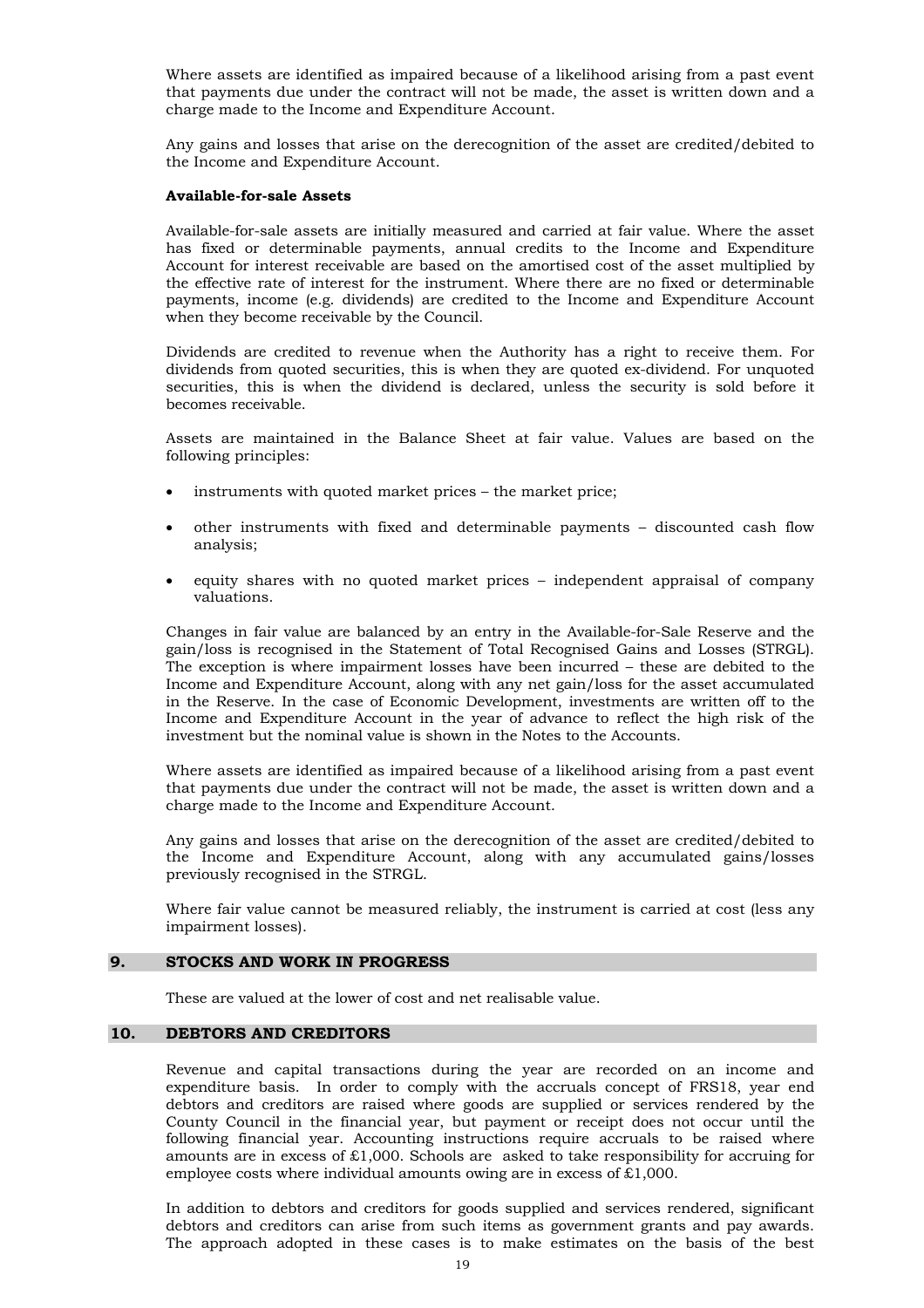Where assets are identified as impaired because of a likelihood arising from a past event that payments due under the contract will not be made, the asset is written down and a charge made to the Income and Expenditure Account.

Any gains and losses that arise on the derecognition of the asset are credited/debited to the Income and Expenditure Account.

**Available-for-sale Assets**

Available-for-sale assets are initially measured and carried at fair value. Where the asset has fixed or determinable payments, annual credits to the Income and Expenditure Account for interest receivable are based on the amortised cost of the asset multiplied by the effective rate of interest for the instrument. Where there are no fixed or determinable payments, income (e.g. dividends) are credited to the Income and Expenditure Account when they become receivable by the Council.

Dividends are credited to revenue when the Authority has a right to receive them. For dividends from quoted securities, this is when they are quoted ex-dividend. For unquoted securities, this is when the dividend is declared, unless the security is sold before it becomes receivable.

Assets are maintained in the Balance Sheet at fair value. Values are based on the following principles:

- instruments with quoted market prices – the market price;
- other instruments with fixed and determinable payments – discounted cash flow analysis;
- equity shares with no quoted market prices – independent appraisal of company valuations.

Changes in fair value are balanced by an entry in the Available-for-Sale Reserve and the gain/loss is recognised in the Statement of Total Recognised Gains and Losses (STRGL). The exception is where impairment losses have been incurred – these are debited to the Income and Expenditure Account, along with any net gain/loss for the asset accumulated in the Reserve. In the case of Economic Development, investments are written off to the Income and Expenditure Account in the year of advance to reflect the high risk of the investment but the nominal value is shown in the Notes to the Accounts.

Where assets are identified as impaired because of a likelihood arising from a past event that payments due under the contract will not be made, the asset is written down and a charge made to the Income and Expenditure Account.

Any gains and losses that arise on the derecognition of the asset are credited/debited to the Income and Expenditure Account, along with any accumulated gains/losses previously recognised in the STRGL.

Where fair value cannot be measured reliably, the instrument is carried at cost (less any impairment losses).

## 9. STOCKS AND WORK IN PROGRESS

These are valued at the lower of cost and net realisable value.

## 10. DEBTORS AND CREDITORS

Revenue and capital transactions during the year are recorded on an income and expenditure basis. In order to comply with the accruals concept of FRS18, year end debtors and creditors are raised where goods are supplied or services rendered by the County Council in the financial year, but payment or receipt does not occur until the following financial year. Accounting instructions require accruals to be raised where amounts are in excess of £1,000. Schools are asked to take responsibility for accruing for employee costs where individual amounts owing are in excess of £1,000.

In addition to debtors and creditors for goods supplied and services rendered, significant debtors and creditors can arise from such items as government grants and pay awards. The approach adopted in these cases is to make estimates on the basis of the best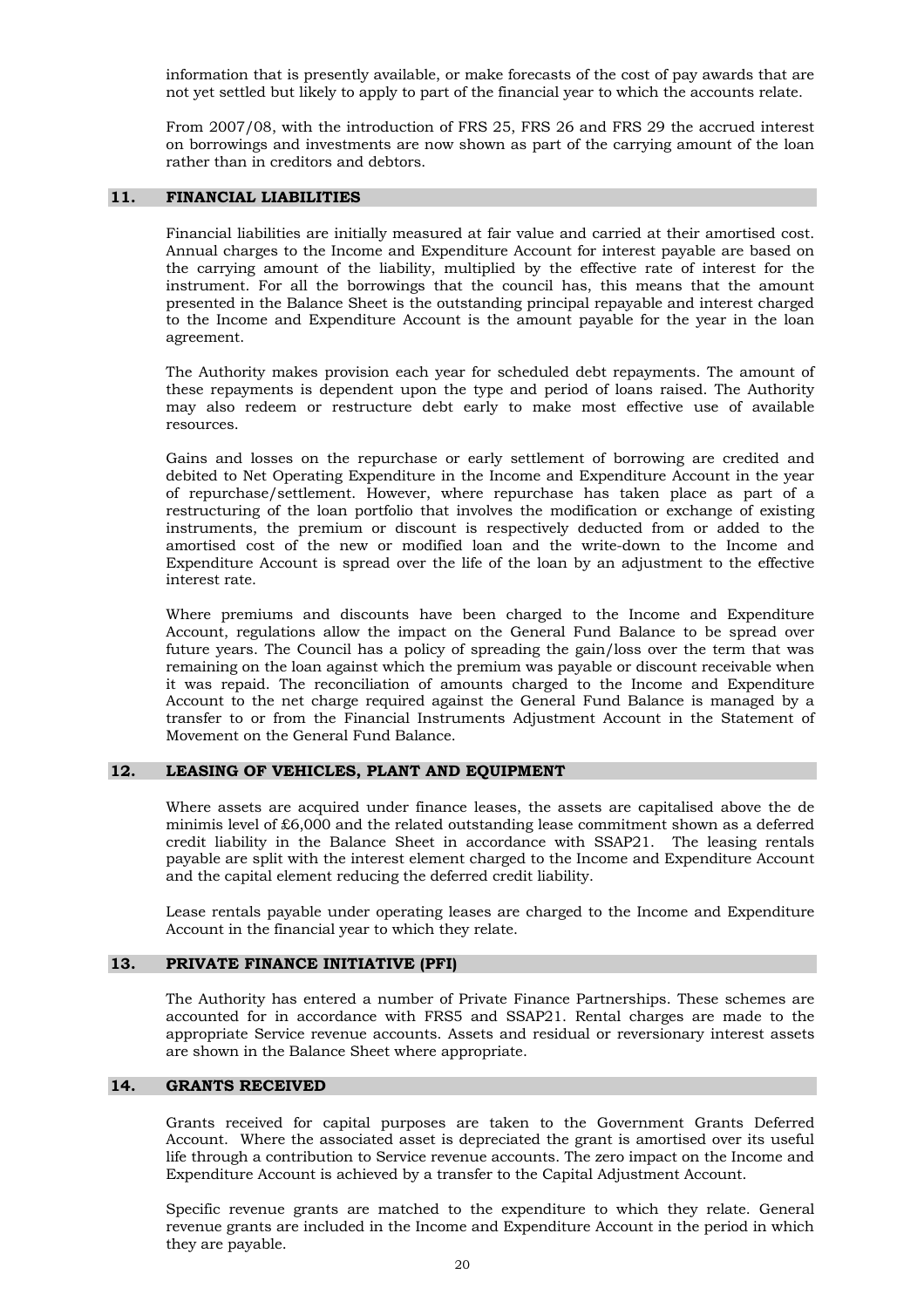information that is presently available, or make forecasts of the cost of pay awards that are not yet settled but likely to apply to part of the financial year to which the accounts relate.

From 2007/08, with the introduction of FRS 25, FRS 26 and FRS 29 the accrued interest on borrowings and investments are now shown as part of the carrying amount of the loan rather than in creditors and debtors.

## 11. FINANCIAL LIABILITIES

Financial liabilities are initially measured at fair value and carried at their amortised cost. Annual charges to the Income and Expenditure Account for interest payable are based on the carrying amount of the liability, multiplied by the effective rate of interest for the instrument. For all the borrowings that the council has, this means that the amount presented in the Balance Sheet is the outstanding principal repayable and interest charged to the Income and Expenditure Account is the amount payable for the year in the loan agreement.

The Authority makes provision each year for scheduled debt repayments. The amount of these repayments is dependent upon the type and period of loans raised. The Authority may also redeem or restructure debt early to make most effective use of available resources.

Gains and losses on the repurchase or early settlement of borrowing are credited and debited to Net Operating Expenditure in the Income and Expenditure Account in the year of repurchase/settlement. However, where repurchase has taken place as part of a restructuring of the loan portfolio that involves the modification or exchange of existing instruments, the premium or discount is respectively deducted from or added to the amortised cost of the new or modified loan and the write-down to the Income and Expenditure Account is spread over the life of the loan by an adjustment to the effective interest rate.

Where premiums and discounts have been charged to the Income and Expenditure Account, regulations allow the impact on the General Fund Balance to be spread over future years. The Council has a policy of spreading the gain/loss over the term that was remaining on the loan against which the premium was payable or discount receivable when it was repaid. The reconciliation of amounts charged to the Income and Expenditure Account to the net charge required against the General Fund Balance is managed by a transfer to or from the Financial Instruments Adjustment Account in the Statement of Movement on the General Fund Balance.

## 12. LEASING OF VEHICLES, PLANT AND EQUIPMENT

Where assets are acquired under finance leases, the assets are capitalised above the de minimis level of £6,000 and the related outstanding lease commitment shown as a deferred credit liability in the Balance Sheet in accordance with SSAP21. The leasing rentals payable are split with the interest element charged to the Income and Expenditure Account and the capital element reducing the deferred credit liability.

Lease rentals payable under operating leases are charged to the Income and Expenditure Account in the financial year to which they relate.

## 13. PRIVATE FINANCE INITIATIVE (PFI)

The Authority has entered a number of Private Finance Partnerships. These schemes are accounted for in accordance with FRS5 and SSAP21. Rental charges are made to the appropriate Service revenue accounts. Assets and residual or reversionary interest assets are shown in the Balance Sheet where appropriate.

## 14. GRANTS RECEIVED

Grants received for capital purposes are taken to the Government Grants Deferred Account. Where the associated asset is depreciated the grant is amortised over its useful life through a contribution to Service revenue accounts. The zero impact on the Income and Expenditure Account is achieved by a transfer to the Capital Adjustment Account.

Specific revenue grants are matched to the expenditure to which they relate. General revenue grants are included in the Income and Expenditure Account in the period in which they are payable.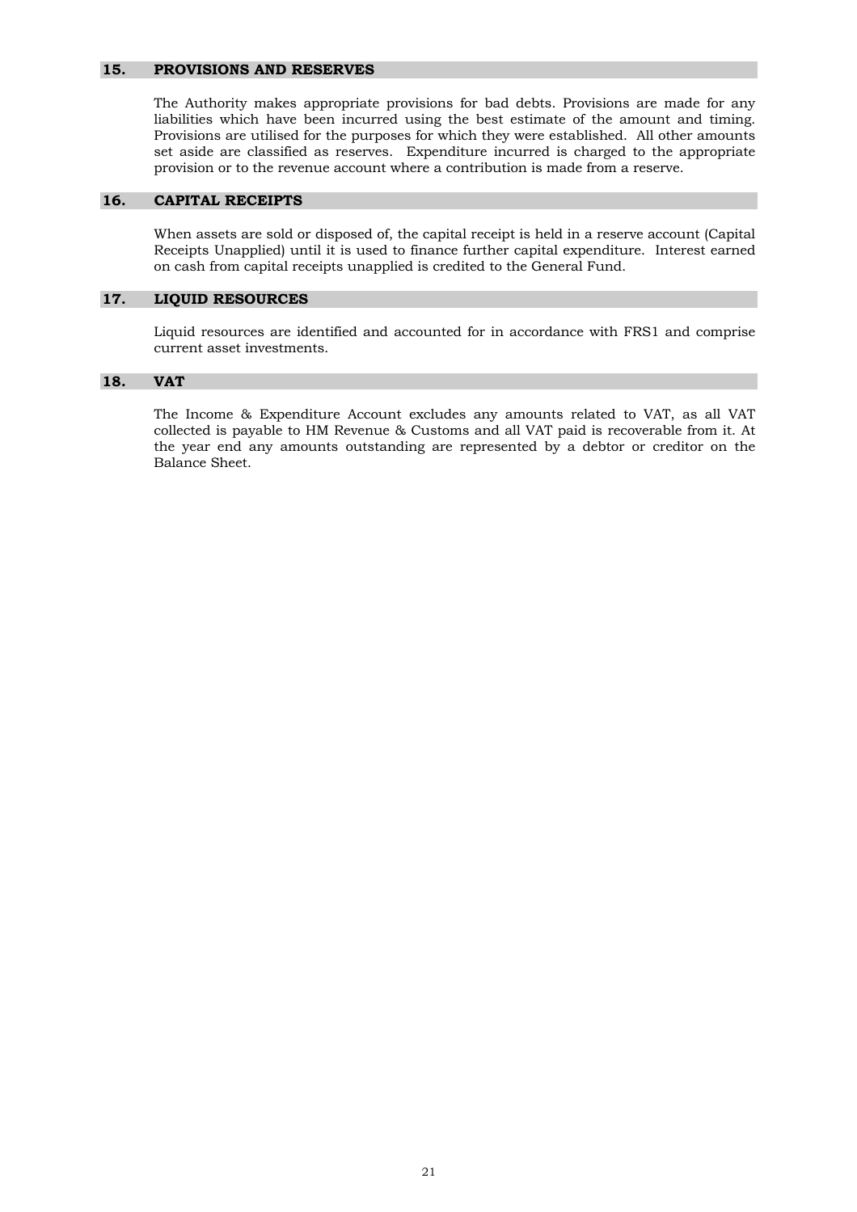## 15. PROVISIONS AND RESERVES

The Authority makes appropriate provisions for bad debts. Provisions are made for any liabilities which have been incurred using the best estimate of the amount and timing. Provisions are utilised for the purposes for which they were established. All other amounts set aside are classified as reserves. Expenditure incurred is charged to the appropriate provision or to the revenue account where a contribution is made from a reserve.

## 16. CAPITAL RECEIPTS

When assets are sold or disposed of, the capital receipt is held in a reserve account (Capital Receipts Unapplied) until it is used to finance further capital expenditure. Interest earned on cash from capital receipts unapplied is credited to the General Fund.

## 17. LIQUID RESOURCES

Liquid resources are identified and accounted for in accordance with FRS1 and comprise current asset investments.

## 18. VAT

The Income & Expenditure Account excludes any amounts related to VAT, as all VAT collected is payable to HM Revenue & Customs and all VAT paid is recoverable from it. At the year end any amounts outstanding are represented by a debtor or creditor on the Balance Sheet.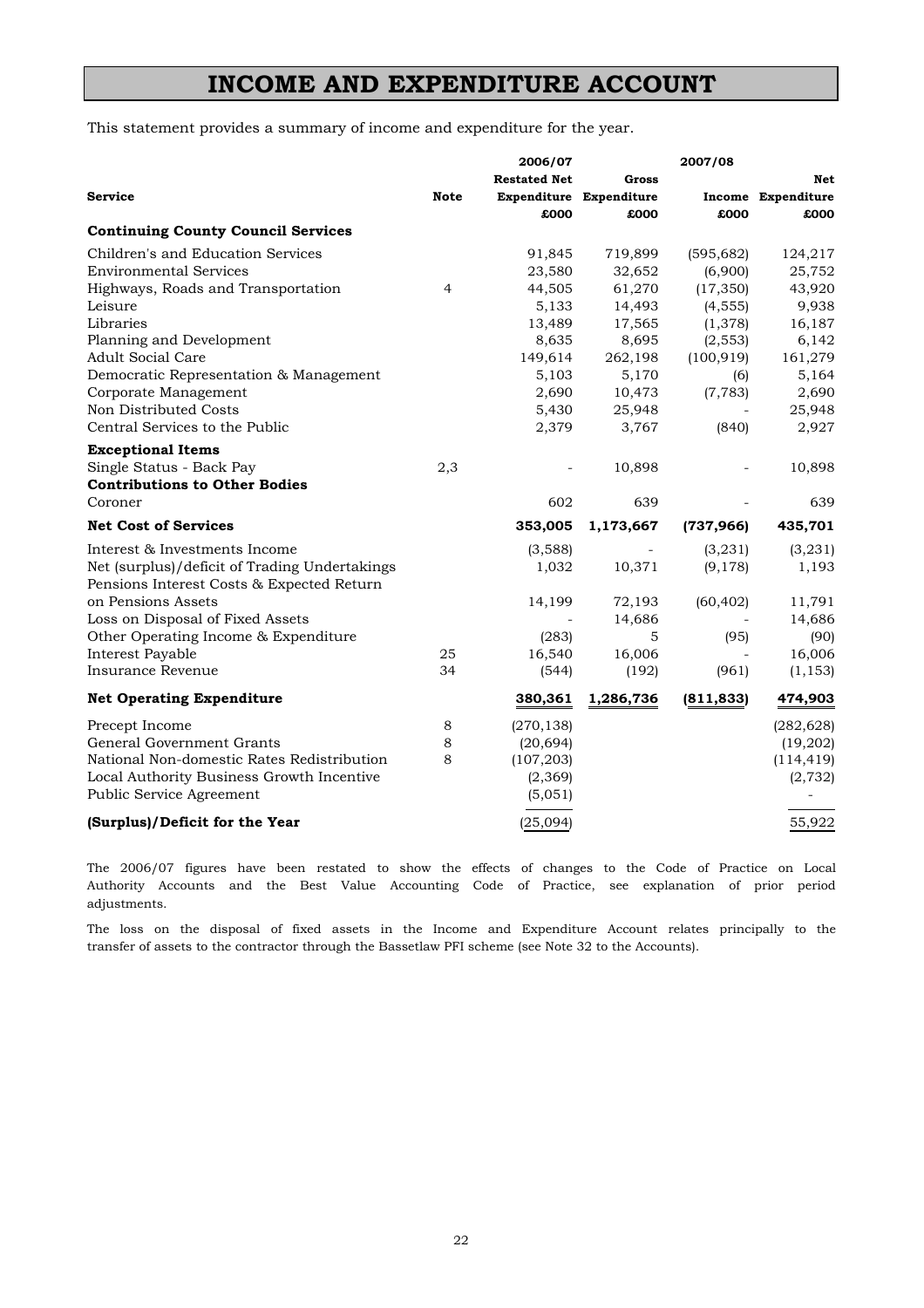# INCOME AND EXPENDITURE ACCOUNT

This statement provides a summary of income and expenditure for the year.

| Service | Note | 2006/07 Restated Net Expenditure £000 | 2007/08 Gross Expenditure £000 | Income £000 | Net Expenditure £000 |
|---|---|---|---|---|---|
| **Continuing County Council Services** | | | | | |
| Children's and Education Services | | 91,845 | 719,899 | (595,682) | 124,217 |
| Environmental Services | | 23,580 | 32,652 | (6,900) | 25,752 |
| Highways, Roads and Transportation | 4 | 44,505 | 61,270 | (17,350) | 43,920 |
| Leisure | | 5,133 | 14,493 | (4,555) | 9,938 |
| Libraries | | 13,489 | 17,565 | (1,378) | 16,187 |
| Planning and Development | | 8,635 | 8,695 | (2,553) | 6,142 |
| Adult Social Care | | 149,614 | 262,198 | (100,919) | 161,279 |
| Democratic Representation & Management | | 5,103 | 5,170 | (6) | 5,164 |
| Corporate Management | | 2,690 | 10,473 | (7,783) | 2,690 |
| Non Distributed Costs | | 5,430 | 25,948 | - | 25,948 |
| Central Services to the Public | | 2,379 | 3,767 | (840) | 2,927 |
| **Exceptional Items** | | | | | |
| Single Status - Back Pay | 2,3 | - | 10,898 | - | 10,898 |
| **Contributions to Other Bodies** | | | | | |
| Coroner | | 602 | 639 | - | 639 |
| **Net Cost of Services** | | **353,005** | **1,173,667** | **(737,966)** | **435,701** |
| Interest & Investments Income | | (3,588) | - | (3,231) | (3,231) |
| Net (surplus)/deficit of Trading Undertakings | | 1,032 | 10,371 | (9,178) | 1,193 |
| Pensions Interest Costs & Expected Return on Pensions Assets | | 14,199 | 72,193 | (60,402) | 11,791 |
| Loss on Disposal of Fixed Assets | | - | 14,686 | - | 14,686 |
| Other Operating Income & Expenditure | | (283) | 5 | (95) | (90) |
| Interest Payable | 25 | 16,540 | 16,006 | - | 16,006 |
| Insurance Revenue | 34 | (544) | (192) | (961) | (1,153) |
| **Net Operating Expenditure** | | **380,361** | **1,286,736** | **(811,833)** | **474,903** |
| Precept Income | 8 | (270,138) | | | (282,628) |
| General Government Grants | 8 | (20,694) | | | (19,202) |
| National Non-domestic Rates Redistribution | 8 | (107,203) | | | (114,419) |
| Local Authority Business Growth Incentive | | (2,369) | | | (2,732) |
| Public Service Agreement | | (5,051) | | | - |
| **(Surplus)/Deficit for the Year** | | (25,094) | | | 55,922 |

The 2006/07 figures have been restated to show the effects of changes to the Code of Practice on Local Authority Accounts and the Best Value Accounting Code of Practice, see explanation of prior period adjustments.

The loss on the disposal of fixed assets in the Income and Expenditure Account relates principally to the transfer of assets to the contractor through the Bassetlaw PFI scheme (see Note 32 to the Accounts).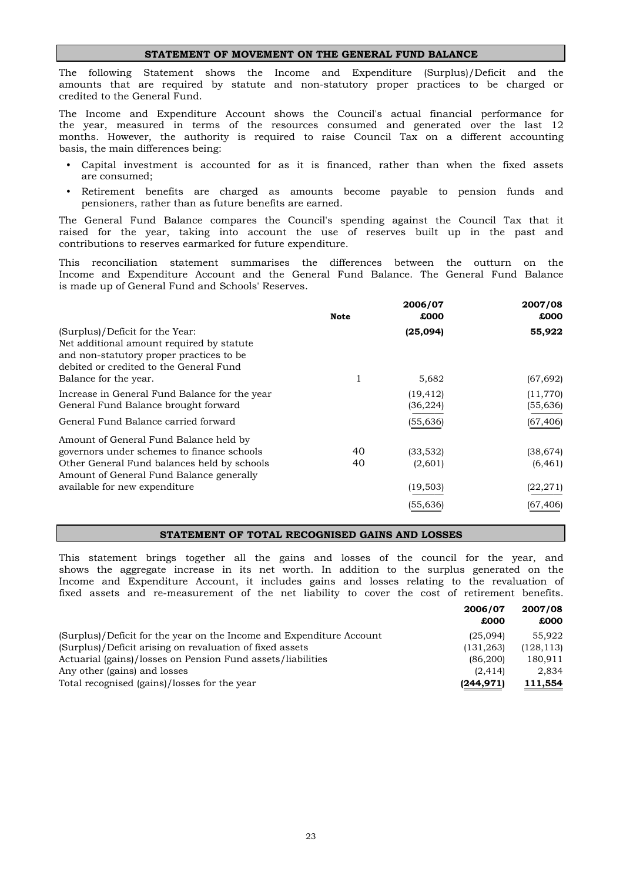## STATEMENT OF MOVEMENT ON THE GENERAL FUND BALANCE

The following Statement shows the Income and Expenditure (Surplus)/Deficit and the amounts that are required by statute and non-statutory proper practices to be charged or credited to the General Fund.

The Income and Expenditure Account shows the Council's actual financial performance for the year, measured in terms of the resources consumed and generated over the last 12 months. However, the authority is required to raise Council Tax on a different accounting basis, the main differences being:

- Capital investment is accounted for as it is financed, rather than when the fixed assets are consumed;
- Retirement benefits are charged as amounts become payable to pension funds and pensioners, rather than as future benefits are earned.

The General Fund Balance compares the Council's spending against the Council Tax that it raised for the year, taking into account the use of reserves built up in the past and contributions to reserves earmarked for future expenditure.

This reconciliation statement summarises the differences between the outturn on the Income and Expenditure Account and the General Fund Balance. The General Fund Balance is made up of General Fund and Schools' Reserves.

| | Note | 2006/07 £000 | 2007/08 £000 |
|---|---|---|---|
| (Surplus)/Deficit for the Year: | | **(25,094)** | **55,922** |
| Net additional amount required by statute and non-statutory proper practices to be debited or credited to the General Fund Balance for the year. | 1 | 5,682 | (67,692) |
| Increase in General Fund Balance for the year | | (19,412) | (11,770) |
| General Fund Balance brought forward | | (36,224) | (55,636) |
| General Fund Balance carried forward | | (55,636) | (67,406) |
| Amount of General Fund Balance held by governors under schemes to finance schools | 40 | (33,532) | (38,674) |
| Other General Fund balances held by schools | 40 | (2,601) | (6,461) |
| Amount of General Fund Balance generally available for new expenditure | | (19,503) | (22,271) |
| | | (55,636) | (67,406) |

## STATEMENT OF TOTAL RECOGNISED GAINS AND LOSSES

This statement brings together all the gains and losses of the council for the year, and shows the aggregate increase in its net worth. In addition to the surplus generated on the Income and Expenditure Account, it includes gains and losses relating to the revaluation of fixed assets and re-measurement of the net liability to cover the cost of retirement benefits.

| | 2006/07 £000 | 2007/08 £000 |
|---|---|---|
| (Surplus)/Deficit for the year on the Income and Expenditure Account | (25,094) | 55,922 |
| (Surplus)/Deficit arising on revaluation of fixed assets | (131,263) | (128,113) |
| Actuarial (gains)/losses on Pension Fund assets/liabilities | (86,200) | 180,911 |
| Any other (gains) and losses | (2,414) | 2,834 |
| Total recognised (gains)/losses for the year | **(244,971)** | **111,554** |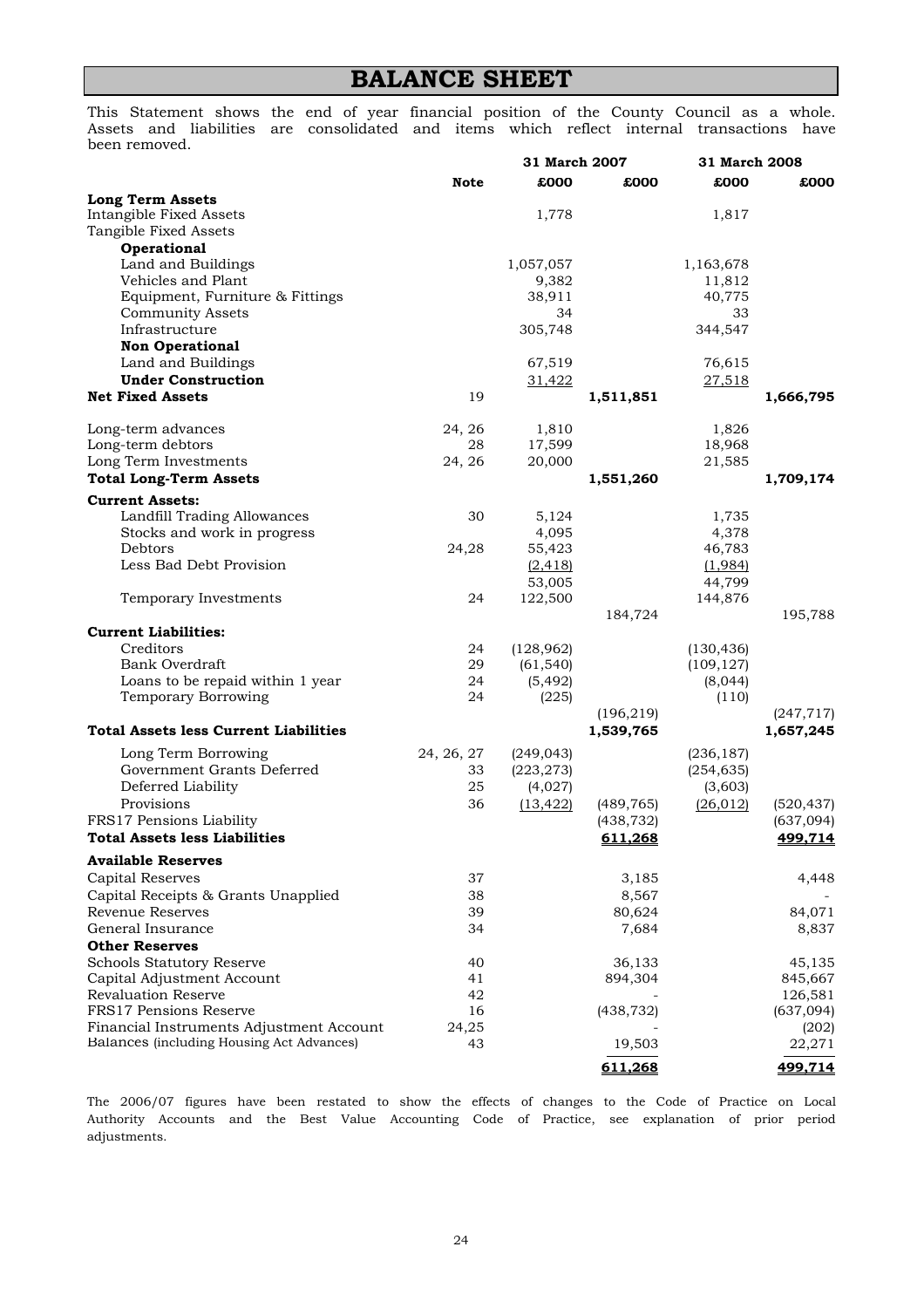# BALANCE SHEET

This Statement shows the end of year financial position of the County Council as a whole. Assets and liabilities are consolidated and items which reflect internal transactions have been removed.

| | Note | 31 March 2007 £000 | 31 March 2007 £000 | 31 March 2008 £000 | 31 March 2008 £000 |
|---|---|---|---|---|---|
| **Long Term Assets** | | | | | |
| Intangible Fixed Assets | | 1,778 | | 1,817 | |
| Tangible Fixed Assets | | | | | |
| **Operational** | | | | | |
| Land and Buildings | | 1,057,057 | | 1,163,678 | |
| Vehicles and Plant | | 9,382 | | 11,812 | |
| Equipment, Furniture & Fittings | | 38,911 | | 40,775 | |
| Community Assets | | 34 | | 33 | |
| Infrastructure | | 305,748 | | 344,547 | |
| **Non Operational** | | | | | |
| Land and Buildings | | 67,519 | | 76,615 | |
| **Under Construction** | | 31,422 | | 27,518 | |
| **Net Fixed Assets** | 19 | | 1,511,851 | | 1,666,795 |
| Long-term advances | 24, 26 | 1,810 | | 1,826 | |
| Long-term debtors | 28 | 17,599 | | 18,968 | |
| Long Term Investments | 24, 26 | 20,000 | | 21,585 | |
| **Total Long-Term Assets** | | | 1,551,260 | | 1,709,174 |
| **Current Assets:** | | | | | |
| Landfill Trading Allowances | 30 | 5,124 | | 1,735 | |
| Stocks and work in progress | | 4,095 | | 4,378 | |
| Debtors | 24,28 | 55,423 | | 46,783 | |
| Less Bad Debt Provision | | (2,418) | | (1,984) | |
| | | 53,005 | | 44,799 | |
| Temporary Investments | 24 | 122,500 | | 144,876 | |
| | | | 184,724 | | 195,788 |
| **Current Liabilities:** | | | | | |
| Creditors | 24 | (128,962) | | (130,436) | |
| Bank Overdraft | 29 | (61,540) | | (109,127) | |
| Loans to be repaid within 1 year | 24 | (5,492) | | (8,044) | |
| Temporary Borrowing | 24 | (225) | | (110) | |
| | | | (196,219) | | (247,717) |
| **Total Assets less Current Liabilities** | | | 1,539,765 | | 1,657,245 |
| Long Term Borrowing | 24, 26, 27 | (249,043) | | (236,187) | |
| Government Grants Deferred | 33 | (223,273) | | (254,635) | |
| Deferred Liability | 25 | (4,027) | | (3,603) | |
| Provisions | 36 | (13,422) | (489,765) | (26,012) | (520,437) |
| FRS17 Pensions Liability | | | (438,732) | | (637,094) |
| **Total Assets less Liabilities** | | | **611,268** | | **499,714** |
| **Available Reserves** | | | | | |
| Capital Reserves | 37 | | 3,185 | | 4,448 |
| Capital Receipts & Grants Unapplied | 38 | | 8,567 | | - |
| Revenue Reserves | 39 | | 80,624 | | 84,071 |
| General Insurance | 34 | | 7,684 | | 8,837 |
| **Other Reserves** | | | | | |
| Schools Statutory Reserve | 40 | | 36,133 | | 45,135 |
| Capital Adjustment Account | 41 | | 894,304 | | 845,667 |
| Revaluation Reserve | 42 | | - | | 126,581 |
| FRS17 Pensions Reserve | 16 | | (438,732) | | (637,094) |
| Financial Instruments Adjustment Account | 24,25 | | - | | (202) |
| Balances (including Housing Act Advances) | 43 | | 19,503 | | 22,271 |
| | | | **611,268** | | **499,714** |

The 2006/07 figures have been restated to show the effects of changes to the Code of Practice on Local Authority Accounts and the Best Value Accounting Code of Practice, see explanation of prior period adjustments.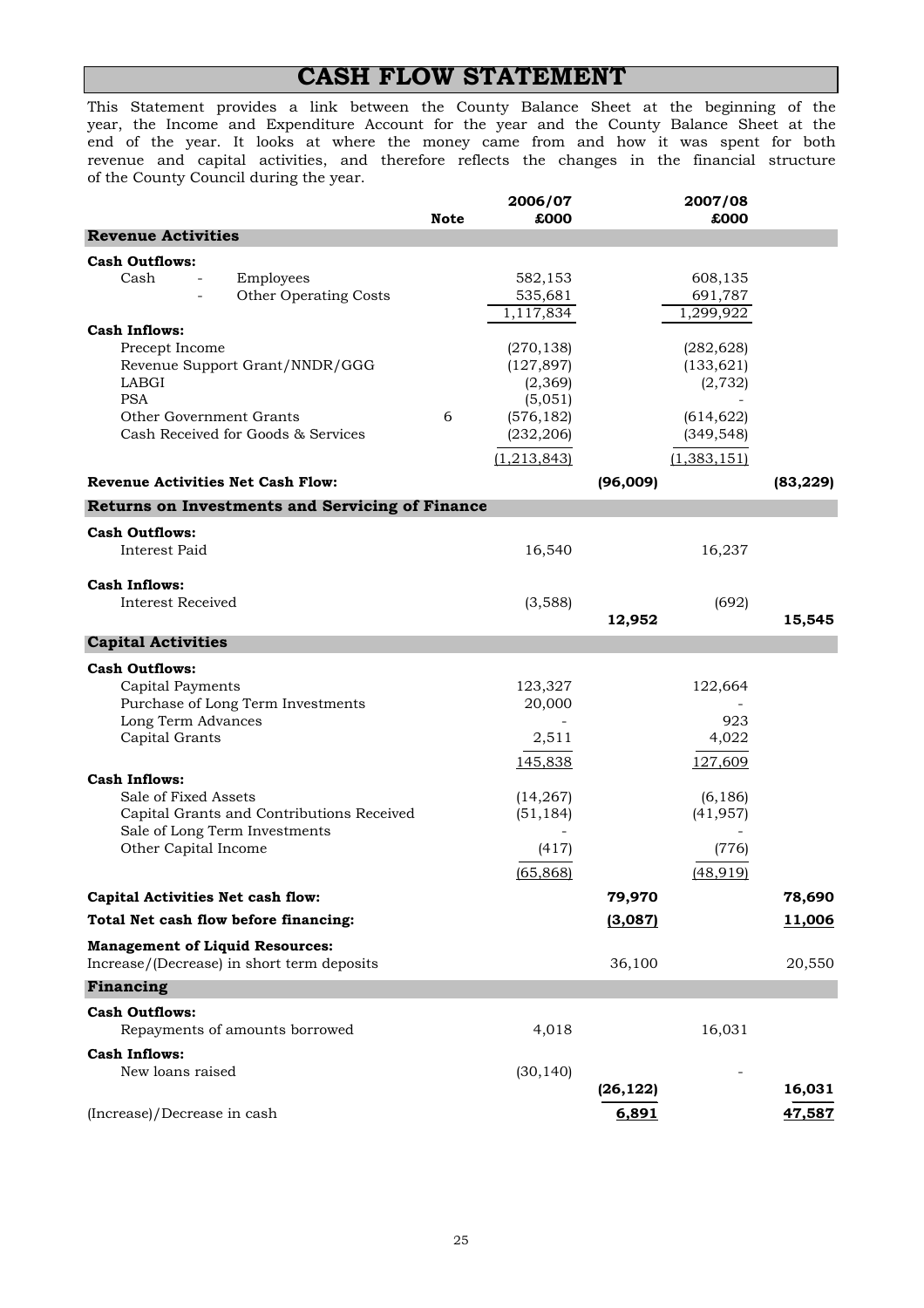# CASH FLOW STATEMENT

This Statement provides a link between the County Balance Sheet at the beginning of the year, the Income and Expenditure Account for the year and the County Balance Sheet at the end of the year. It looks at where the money came from and how it was spent for both revenue and capital activities, and therefore reflects the changes in the financial structure of the County Council during the year.

| | Note | 2006/07 £000 | | 2007/08 £000 | |
|---|---|---|---|---|---|
| **Revenue Activities** | | | | | |
| **Cash Outflows:** | | | | | |
| Cash - Employees | | 582,153 | | 608,135 | |
| - Other Operating Costs | | 535,681 | | 691,787 | |
| | | 1,117,834 | | 1,299,922 | |
| **Cash Inflows:** | | | | | |
| Precept Income | | (270,138) | | (282,628) | |
| Revenue Support Grant/NNDR/GGG | | (127,897) | | (133,621) | |
| LABGI | | (2,369) | | (2,732) | |
| PSA | | (5,051) | | - | |
| Other Government Grants | 6 | (576,182) | | (614,622) | |
| Cash Received for Goods & Services | | (232,206) | | (349,548) | |
| | | (1,213,843) | | (1,383,151) | |
| **Revenue Activities Net Cash Flow:** | | | **(96,009)** | | **(83,229)** |
| **Returns on Investments and Servicing of Finance** | | | | | |
| **Cash Outflows:** | | | | | |
| Interest Paid | | 16,540 | | 16,237 | |
| **Cash Inflows:** | | | | | |
| Interest Received | | (3,588) | | (692) | |
| | | | **12,952** | | **15,545** |
| **Capital Activities** | | | | | |
| **Cash Outflows:** | | | | | |
| Capital Payments | | 123,327 | | 122,664 | |
| Purchase of Long Term Investments | | 20,000 | | - | |
| Long Term Advances | | - | | 923 | |
| Capital Grants | | 2,511 | | 4,022 | |
| | | 145,838 | | 127,609 | |
| **Cash Inflows:** | | | | | |
| Sale of Fixed Assets | | (14,267) | | (6,186) | |
| Capital Grants and Contributions Received | | (51,184) | | (41,957) | |
| Sale of Long Term Investments | | - | | - | |
| Other Capital Income | | (417) | | (776) | |
| | | (65,868) | | (48,919) | |
| **Capital Activities Net cash flow:** | | | **79,970** | | **78,690** |
| **Total Net cash flow before financing:** | | | **(3,087)** | | **11,006** |
| **Management of Liquid Resources:** | | | | | |
| Increase/(Decrease) in short term deposits | | | 36,100 | | 20,550 |
| **Financing** | | | | | |
| **Cash Outflows:** | | | | | |
| Repayments of amounts borrowed | | 4,018 | | 16,031 | |
| **Cash Inflows:** | | | | | |
| New loans raised | | (30,140) | | - | |
| | | | **(26,122)** | | **16,031** |
| (Increase)/Decrease in cash | | | **6,891** | | **47,587** |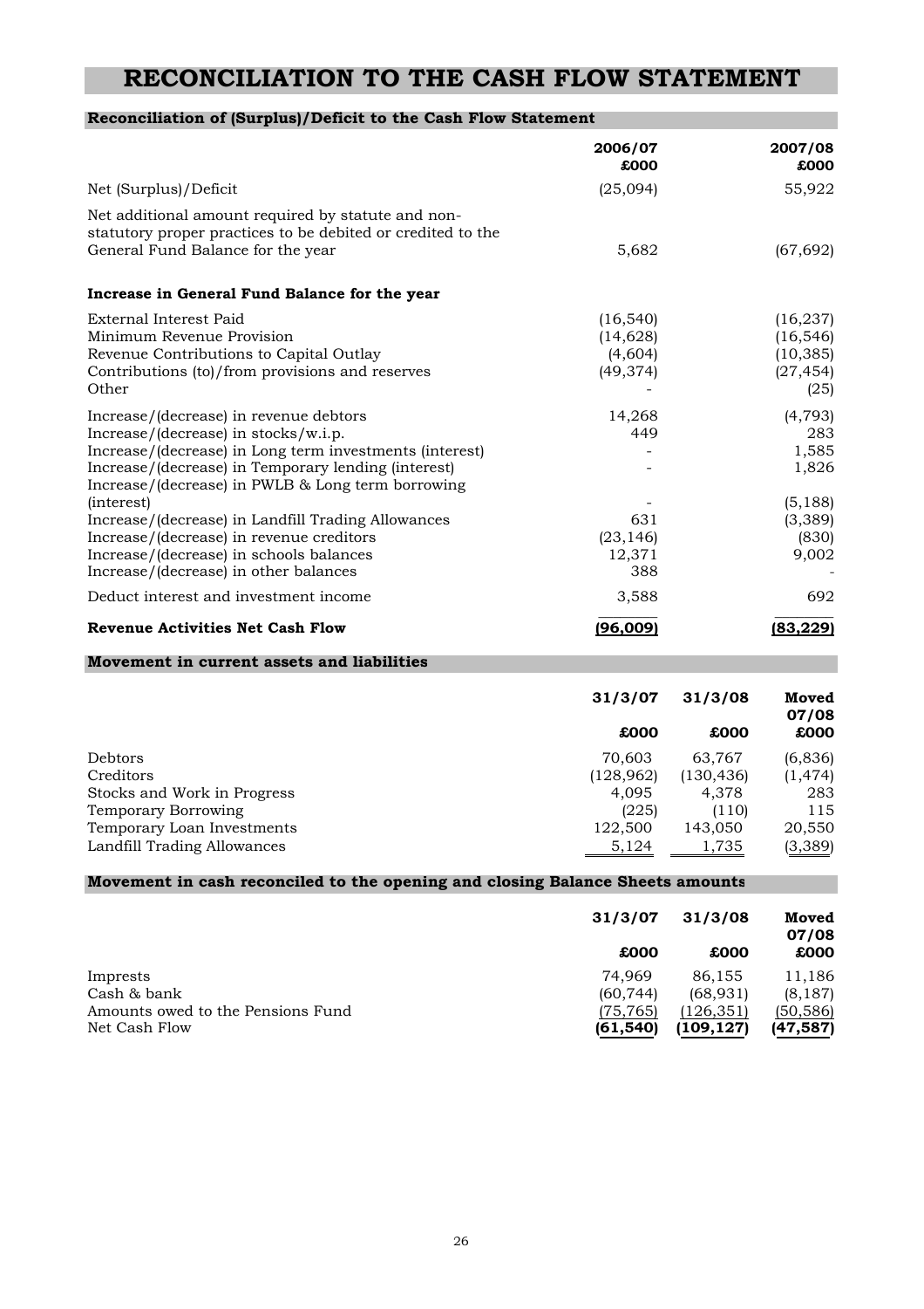# RECONCILIATION TO THE CASH FLOW STATEMENT

## Reconciliation of (Surplus)/Deficit to the Cash Flow Statement

| | 2006/07 £000 | 2007/08 £000 |
|---|---|---|
| Net (Surplus)/Deficit | (25,094) | 55,922 |
| Net additional amount required by statute and non-statutory proper practices to be debited or credited to the General Fund Balance for the year | 5,682 | (67,692) |
| **Increase in General Fund Balance for the year** | | |
| External Interest Paid | (16,540) | (16,237) |
| Minimum Revenue Provision | (14,628) | (16,546) |
| Revenue Contributions to Capital Outlay | (4,604) | (10,385) |
| Contributions (to)/from provisions and reserves | (49,374) | (27,454) |
| Other | - | (25) |
| Increase/(decrease) in revenue debtors | 14,268 | (4,793) |
| Increase/(decrease) in stocks/w.i.p. | 449 | 283 |
| Increase/(decrease) in Long term investments (interest) | - | 1,585 |
| Increase/(decrease) in Temporary lending (interest) | - | 1,826 |
| Increase/(decrease) in PWLB & Long term borrowing (interest) | - | (5,188) |
| Increase/(decrease) in Landfill Trading Allowances | 631 | (3,389) |
| Increase/(decrease) in revenue creditors | (23,146) | (830) |
| Increase/(decrease) in schools balances | 12,371 | 9,002 |
| Increase/(decrease) in other balances | 388 | - |
| Deduct interest and investment income | 3,588 | 692 |
| **Revenue Activities Net Cash Flow** | **(96,009)** | **(83,229)** |

## Movement in current assets and liabilities

| | 31/3/07 £000 | 31/3/08 £000 | Moved 07/08 £000 |
|---|---|---|---|
| Debtors | 70,603 | 63,767 | (6,836) |
| Creditors | (128,962) | (130,436) | (1,474) |
| Stocks and Work in Progress | 4,095 | 4,378 | 283 |
| Temporary Borrowing | (225) | (110) | 115 |
| Temporary Loan Investments | 122,500 | 143,050 | 20,550 |
| Landfill Trading Allowances | 5,124 | 1,735 | (3,389) |

## Movement in cash reconciled to the opening and closing Balance Sheets amounts

| | 31/3/07 £000 | 31/3/08 £000 | Moved 07/08 £000 |
|---|---|---|---|
| Imprests | 74,969 | 86,155 | 11,186 |
| Cash & bank | (60,744) | (68,931) | (8,187) |
| Amounts owed to the Pensions Fund | (75,765) | (126,351) | (50,586) |
| Net Cash Flow | **(61,540)** | **(109,127)** | **(47,587)** |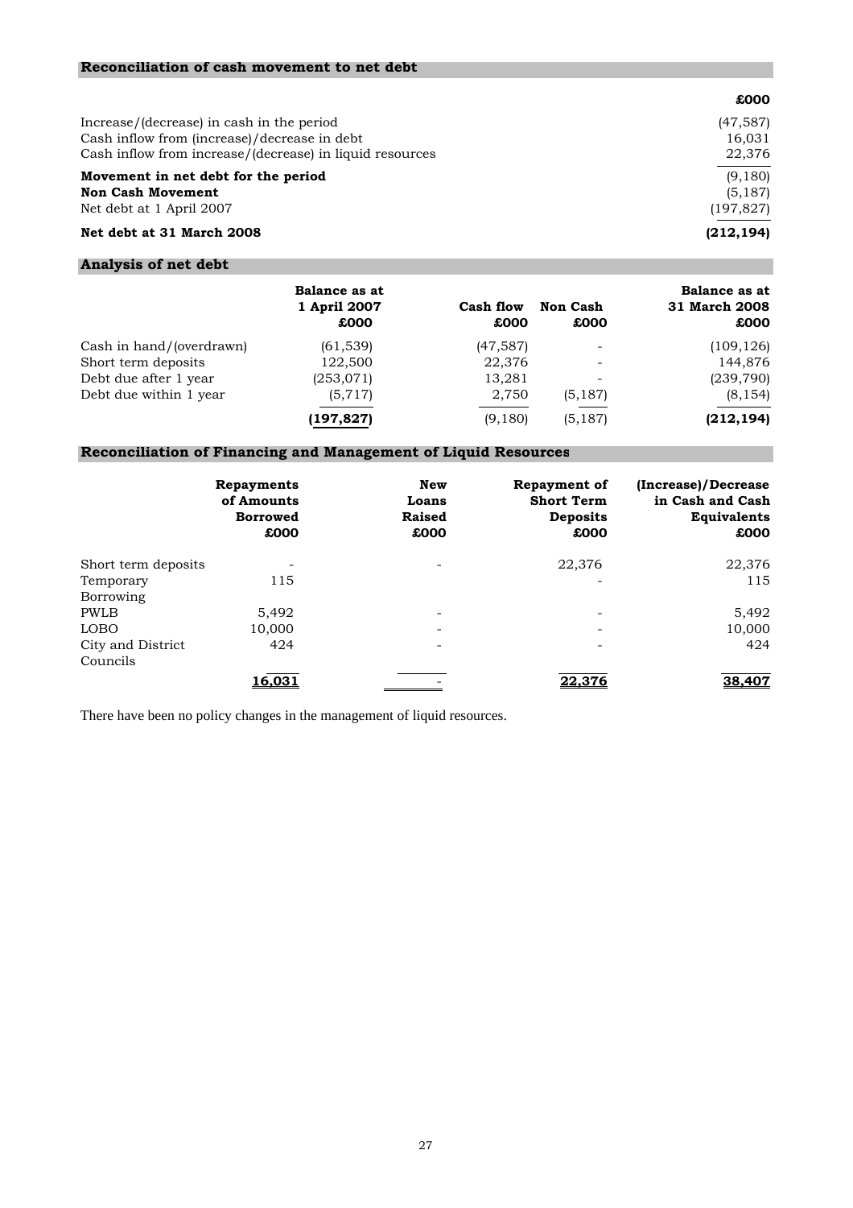## Reconciliation of cash movement to net debt

| | £000 |
|---|---|
| Increase/(decrease) in cash in the period | (47,587) |
| Cash inflow from (increase)/decrease in debt | 16,031 |
| Cash inflow from increase/(decrease) in liquid resources | 22,376 |
| **Movement in net debt for the period** | (9,180) |
| **Non Cash Movement** | (5,187) |
| Net debt at 1 April 2007 | (197,827) |
| **Net debt at 31 March 2008** | **(212,194)** |

## Analysis of net debt

| | Balance as at 1 April 2007 £000 | Cash flow £000 | Non Cash £000 | Balance as at 31 March 2008 £000 |
|---|---|---|---|---|
| Cash in hand/(overdrawn) | (61,539) | (47,587) | - | (109,126) |
| Short term deposits | 122,500 | 22,376 | - | 144,876 |
| Debt due after 1 year | (253,071) | 13,281 | - | (239,790) |
| Debt due within 1 year | (5,717) | 2,750 | (5,187) | (8,154) |
| | **(197,827)** | (9,180) | (5,187) | **(212,194)** |

## Reconciliation of Financing and Management of Liquid Resources

| | Repayments of Amounts Borrowed £000 | New Loans Raised £000 | Repayment of Short Term Deposits £000 | (Increase)/Decrease in Cash and Cash Equivalents £000 |
|---|---|---|---|---|
| Short term deposits | - | - | 22,376 | 22,376 |
| Temporary Borrowing | 115 | | - | 115 |
| PWLB | 5,492 | - | - | 5,492 |
| LOBO | 10,000 | - | - | 10,000 |
| City and District Councils | 424 | - | - | 424 |
| | **16,031** | - | **22,376** | **38,407** |

There have been no policy changes in the management of liquid resources.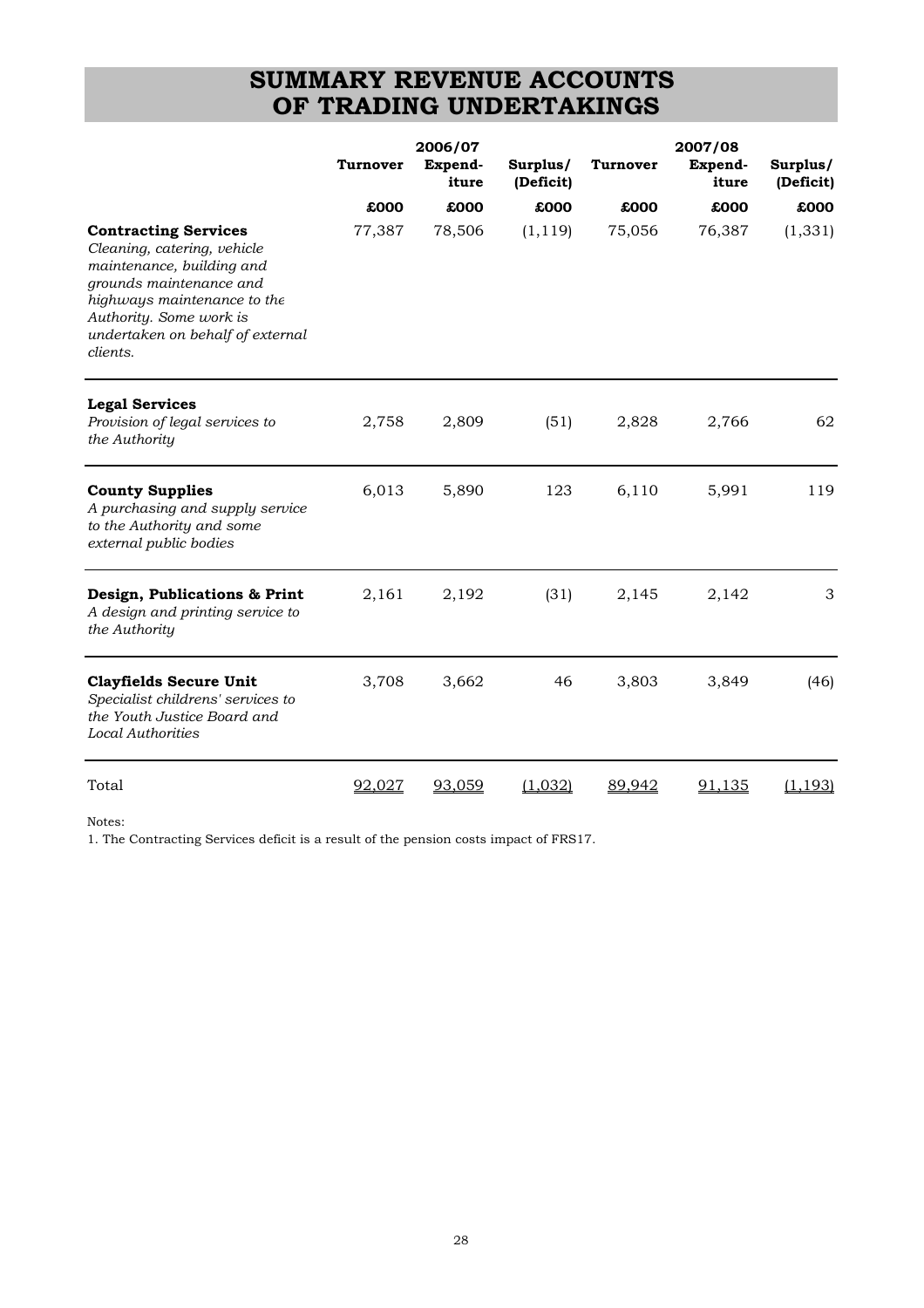# SUMMARY REVENUE ACCOUNTS OF TRADING UNDERTAKINGS

| | 2006/07 | | | 2007/08 | | |
|---|---|---|---|---|---|---|
| | Turnover | Expend-iture | Surplus/ (Deficit) | Turnover | Expend-iture | Surplus/ (Deficit) |
| | £000 | £000 | £000 | £000 | £000 | £000 |
| **Contracting Services**<br>*Cleaning, catering, vehicle maintenance, building and grounds maintenance and highways maintenance to the Authority. Some work is undertaken on behalf of external clients.* | 77,387 | 78,506 | (1,119) | 75,056 | 76,387 | (1,331) |
| **Legal Services**<br>*Provision of legal services to the Authority* | 2,758 | 2,809 | (51) | 2,828 | 2,766 | 62 |
| **County Supplies**<br>*A purchasing and supply service to the Authority and some external public bodies* | 6,013 | 5,890 | 123 | 6,110 | 5,991 | 119 |
| **Design, Publications & Print**<br>*A design and printing service to the Authority* | 2,161 | 2,192 | (31) | 2,145 | 2,142 | 3 |
| **Clayfields Secure Unit**<br>*Specialist childrens' services to the Youth Justice Board and Local Authorities* | 3,708 | 3,662 | 46 | 3,803 | 3,849 | (46) |
| Total | 92,027 | 93,059 | (1,032) | 89,942 | 91,135 | (1,193) |

Notes:

1. The Contracting Services deficit is a result of the pension costs impact of FRS17.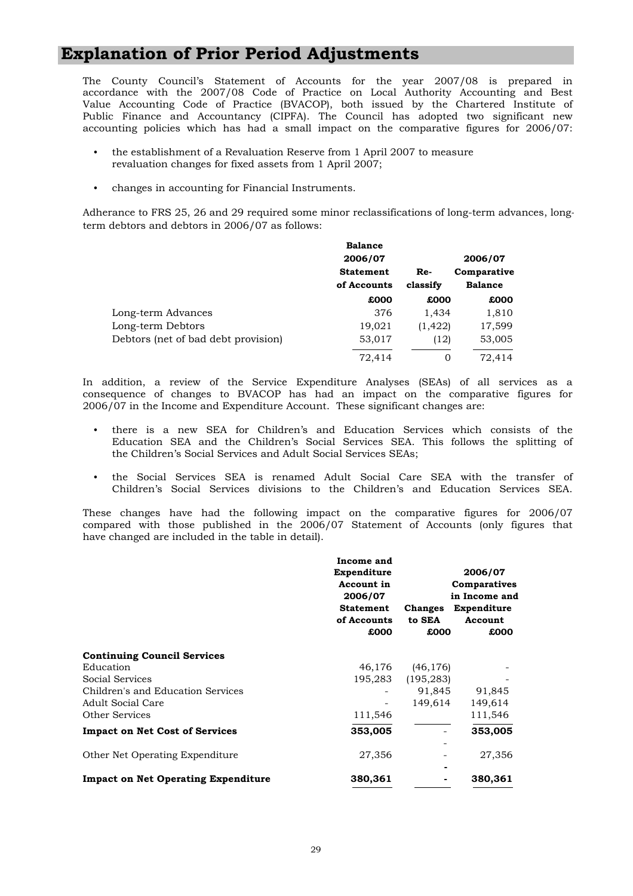# Explanation of Prior Period Adjustments

The County Council's Statement of Accounts for the year 2007/08 is prepared in accordance with the 2007/08 Code of Practice on Local Authority Accounting and Best Value Accounting Code of Practice (BVACOP), both issued by the Chartered Institute of Public Finance and Accountancy (CIPFA). The Council has adopted two significant new accounting policies which has had a small impact on the comparative figures for 2006/07:

- the establishment of a Revaluation Reserve from 1 April 2007 to measure revaluation changes for fixed assets from 1 April 2007;
- changes in accounting for Financial Instruments.

Adherance to FRS 25, 26 and 29 required some minor reclassifications of long-term advances, long-term debtors and debtors in 2006/07 as follows:

| | Balance 2006/07 Statement of Accounts | Re-classify | 2006/07 Comparative Balance |
|---|---|---|---|
| | £000 | £000 | £000 |
| Long-term Advances | 376 | 1,434 | 1,810 |
| Long-term Debtors | 19,021 | (1,422) | 17,599 |
| Debtors (net of bad debt provision) | 53,017 | (12) | 53,005 |
| | 72,414 | 0 | 72,414 |

In addition, a review of the Service Expenditure Analyses (SEAs) of all services as a consequence of changes to BVACOP has had an impact on the comparative figures for 2006/07 in the Income and Expenditure Account. These significant changes are:

- there is a new SEA for Children's and Education Services which consists of the Education SEA and the Children's Social Services SEA. This follows the splitting of the Children's Social Services and Adult Social Services SEAs;
- the Social Services SEA is renamed Adult Social Care SEA with the transfer of Children's Social Services divisions to the Children's and Education Services SEA.

These changes have had the following impact on the comparative figures for 2006/07 compared with those published in the 2006/07 Statement of Accounts (only figures that have changed are included in the table in detail).

| | Income and Expenditure Account in 2006/07 Statement of Accounts | Changes to SEA | 2006/07 Comparatives in Income and Expenditure Account |
|---|---|---|---|
| | £000 | £000 | £000 |
| **Continuing Council Services** | | | |
| Education | 46,176 | (46,176) | - |
| Social Services | 195,283 | (195,283) | - |
| Children's and Education Services | - | 91,845 | 91,845 |
| Adult Social Care | - | 149,614 | 149,614 |
| Other Services | 111,546 | | 111,546 |
| **Impact on Net Cost of Services** | **353,005** | - | **353,005** |
| Other Net Operating Expenditure | 27,356 | - | 27,356 |
| **Impact on Net Operating Expenditure** | **380,361** | **-** | **380,361** |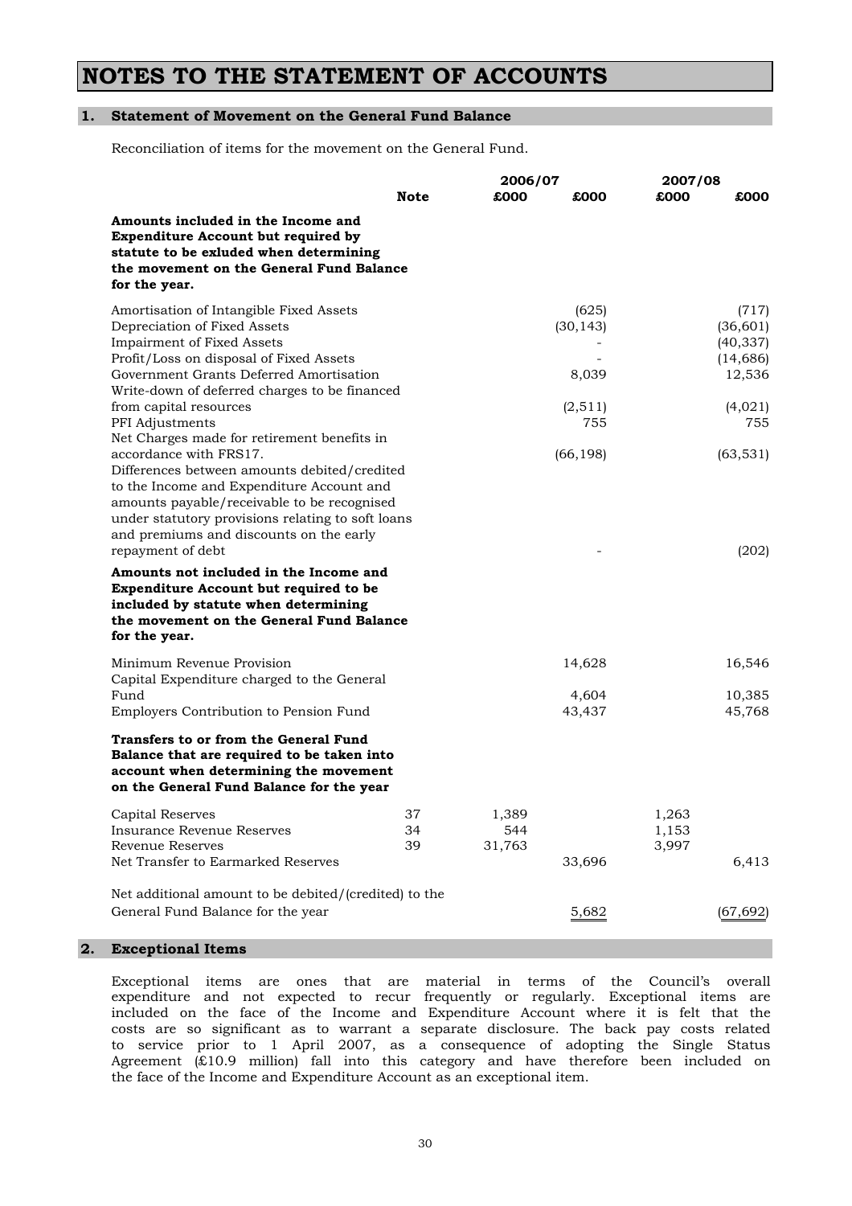# NOTES TO THE STATEMENT OF ACCOUNTS

## 1. Statement of Movement on the General Fund Balance

Reconciliation of items for the movement on the General Fund.

| | Note | 2006/07 £000 | 2006/07 £000 | 2007/08 £000 | 2007/08 £000 |
|---|---|---|---|---|---|
| **Amounts included in the Income and Expenditure Account but required by statute to be exluded when determining the movement on the General Fund Balance for the year.** | | | | | |
| Amortisation of Intangible Fixed Assets | | | (625) | | (717) |
| Depreciation of Fixed Assets | | | (30,143) | | (36,601) |
| Impairment of Fixed Assets | | | - | | (40,337) |
| Profit/Loss on disposal of Fixed Assets | | | - | | (14,686) |
| Government Grants Deferred Amortisation | | | 8,039 | | 12,536 |
| Write-down of deferred charges to be financed from capital resources | | | (2,511) | | (4,021) |
| PFI Adjustments | | | 755 | | 755 |
| Net Charges made for retirement benefits in accordance with FRS17. | | | (66,198) | | (63,531) |
| Differences between amounts debited/credited to the Income and Expenditure Account and amounts payable/receivable to be recognised under statutory provisions relating to soft loans and premiums and discounts on the early repayment of debt | | | - | | (202) |
| **Amounts not included in the Income and Expenditure Account but required to be included by statute when determining the movement on the General Fund Balance for the year.** | | | | | |
| Minimum Revenue Provision | | | 14,628 | | 16,546 |
| Capital Expenditure charged to the General Fund | | | 4,604 | | 10,385 |
| Employers Contribution to Pension Fund | | | 43,437 | | 45,768 |
| **Transfers to or from the General Fund Balance that are required to be taken into account when determining the movement on the General Fund Balance for the year** | | | | | |
| Capital Reserves | 37 | 1,389 | | 1,263 | |
| Insurance Revenue Reserves | 34 | 544 | | 1,153 | |
| Revenue Reserves | 39 | 31,763 | | 3,997 | |
| Net Transfer to Earmarked Reserves | | | 33,696 | | 6,413 |
| Net additional amount to be debited/(credited) to the General Fund Balance for the year | | | 5,682 | | (67,692) |

## 2. Exceptional Items

Exceptional items are ones that are material in terms of the Council's overall expenditure and not expected to recur frequently or regularly. Exceptional items are included on the face of the Income and Expenditure Account where it is felt that the costs are so significant as to warrant a separate disclosure. The back pay costs related to service prior to 1 April 2007, as a consequence of adopting the Single Status Agreement (£10.9 million) fall into this category and have therefore been included on the face of the Income and Expenditure Account as an exceptional item.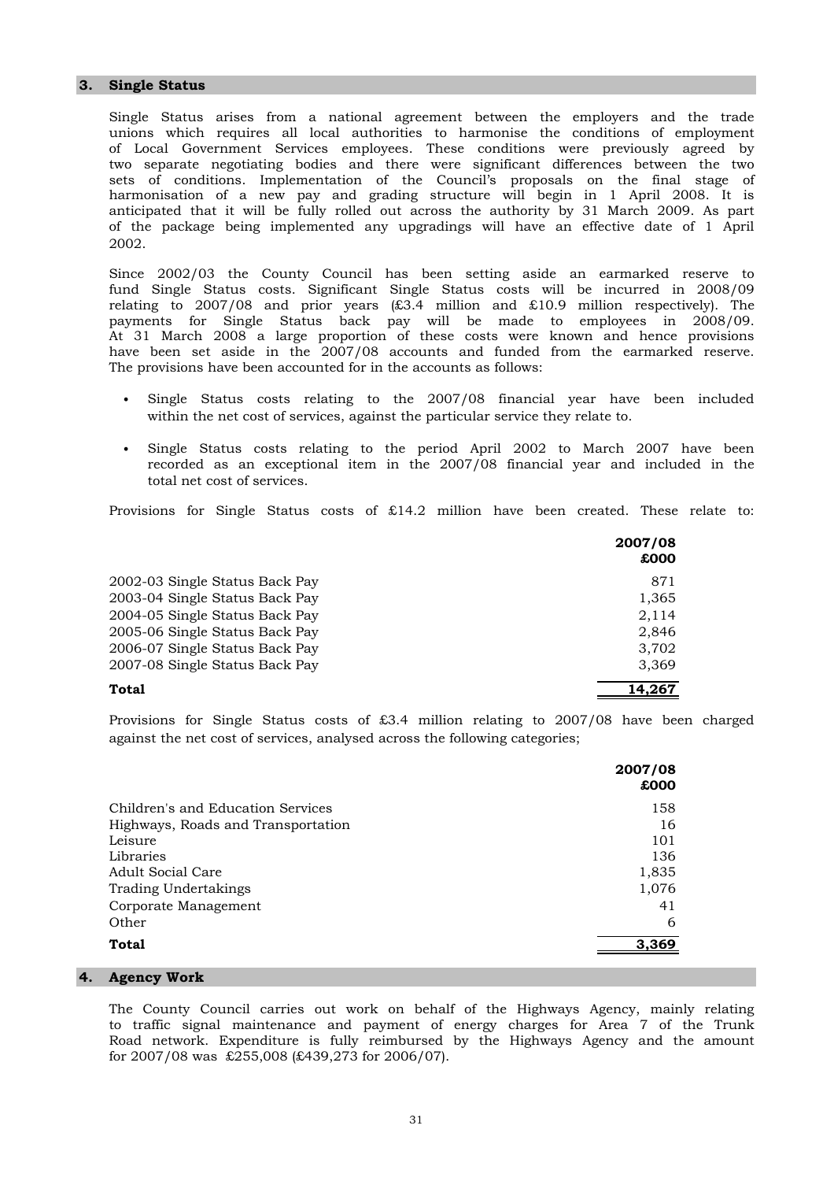## 3. Single Status

Single Status arises from a national agreement between the employers and the trade unions which requires all local authorities to harmonise the conditions of employment of Local Government Services employees. These conditions were previously agreed by two separate negotiating bodies and there were significant differences between the two sets of conditions. Implementation of the Council's proposals on the final stage of harmonisation of a new pay and grading structure will begin in 1 April 2008. It is anticipated that it will be fully rolled out across the authority by 31 March 2009. As part of the package being implemented any upgradings will have an effective date of 1 April 2002.

Since 2002/03 the County Council has been setting aside an earmarked reserve to fund Single Status costs. Significant Single Status costs will be incurred in 2008/09 relating to 2007/08 and prior years (£3.4 million and £10.9 million respectively). The payments for Single Status back pay will be made to employees in 2008/09. At 31 March 2008 a large proportion of these costs were known and hence provisions have been set aside in the 2007/08 accounts and funded from the earmarked reserve. The provisions have been accounted for in the accounts as follows:

- Single Status costs relating to the 2007/08 financial year have been included within the net cost of services, against the particular service they relate to.
- Single Status costs relating to the period April 2002 to March 2007 have been recorded as an exceptional item in the 2007/08 financial year and included in the total net cost of services.

Provisions for Single Status costs of £14.2 million have been created. These relate to:

| | 2007/08 £000 |
|---|---|
| 2002-03 Single Status Back Pay | 871 |
| 2003-04 Single Status Back Pay | 1,365 |
| 2004-05 Single Status Back Pay | 2,114 |
| 2005-06 Single Status Back Pay | 2,846 |
| 2006-07 Single Status Back Pay | 3,702 |
| 2007-08 Single Status Back Pay | 3,369 |
| **Total** | **14,267** |

Provisions for Single Status costs of £3.4 million relating to 2007/08 have been charged against the net cost of services, analysed across the following categories;

| | 2007/08 £000 |
|---|---|
| Children's and Education Services | 158 |
| Highways, Roads and Transportation | 16 |
| Leisure | 101 |
| Libraries | 136 |
| Adult Social Care | 1,835 |
| Trading Undertakings | 1,076 |
| Corporate Management | 41 |
| Other | 6 |
| **Total** | **3,369** |

## 4. Agency Work

The County Council carries out work on behalf of the Highways Agency, mainly relating to traffic signal maintenance and payment of energy charges for Area 7 of the Trunk Road network. Expenditure is fully reimbursed by the Highways Agency and the amount for 2007/08 was £255,008 (£439,273 for 2006/07).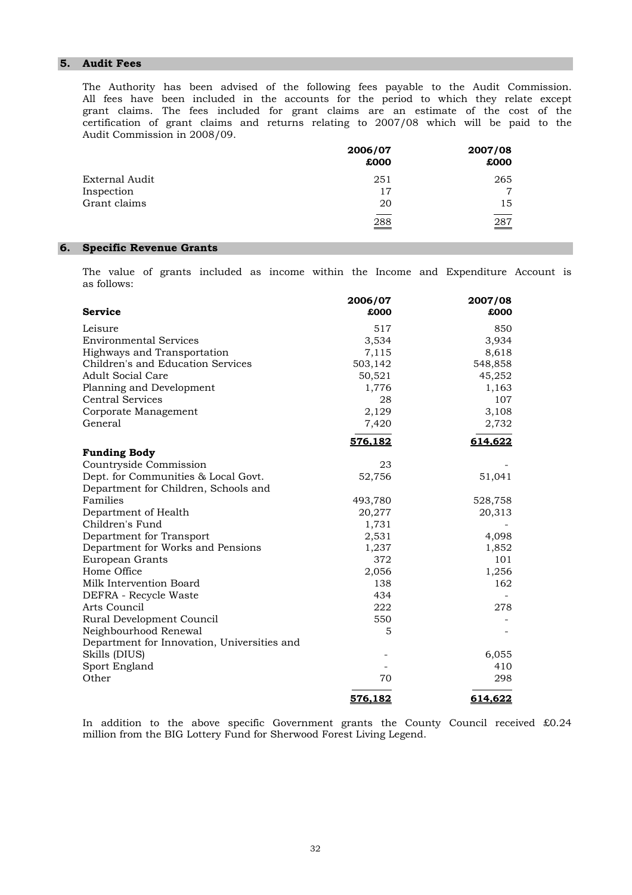## 5. Audit Fees

The Authority has been advised of the following fees payable to the Audit Commission. All fees have been included in the accounts for the period to which they relate except grant claims. The fees included for grant claims are an estimate of the cost of the certification of grant claims and returns relating to 2007/08 which will be paid to the Audit Commission in 2008/09.

| | 2006/07 £000 | 2007/08 £000 |
|---|---|---|
| External Audit | 251 | 265 |
| Inspection | 17 | 7 |
| Grant claims | 20 | 15 |
| | 288 | 287 |

## 6. Specific Revenue Grants

The value of grants included as income within the Income and Expenditure Account is as follows:

| Service | 2006/07 £000 | 2007/08 £000 |
|---|---|---|
| Leisure | 517 | 850 |
| Environmental Services | 3,534 | 3,934 |
| Highways and Transportation | 7,115 | 8,618 |
| Children's and Education Services | 503,142 | 548,858 |
| Adult Social Care | 50,521 | 45,252 |
| Planning and Development | 1,776 | 1,163 |
| Central Services | 28 | 107 |
| Corporate Management | 2,129 | 3,108 |
| General | 7,420 | 2,732 |
| | **576,182** | **614,622** |
| **Funding Body** | | |
| Countryside Commission | 23 | - |
| Dept. for Communities & Local Govt. | 52,756 | 51,041 |
| Department for Children, Schools and Families | 493,780 | 528,758 |
| Department of Health | 20,277 | 20,313 |
| Children's Fund | 1,731 | - |
| Department for Transport | 2,531 | 4,098 |
| Department for Works and Pensions | 1,237 | 1,852 |
| European Grants | 372 | 101 |
| Home Office | 2,056 | 1,256 |
| Milk Intervention Board | 138 | 162 |
| DEFRA - Recycle Waste | 434 | - |
| Arts Council | 222 | 278 |
| Rural Development Council | 550 | - |
| Neighbourhood Renewal | 5 | - |
| Department for Innovation, Universities and Skills (DIUS) | - | 6,055 |
| Sport England | - | 410 |
| Other | 70 | 298 |
| | **576,182** | **614,622** |

In addition to the above specific Government grants the County Council received £0.24 million from the BIG Lottery Fund for Sherwood Forest Living Legend.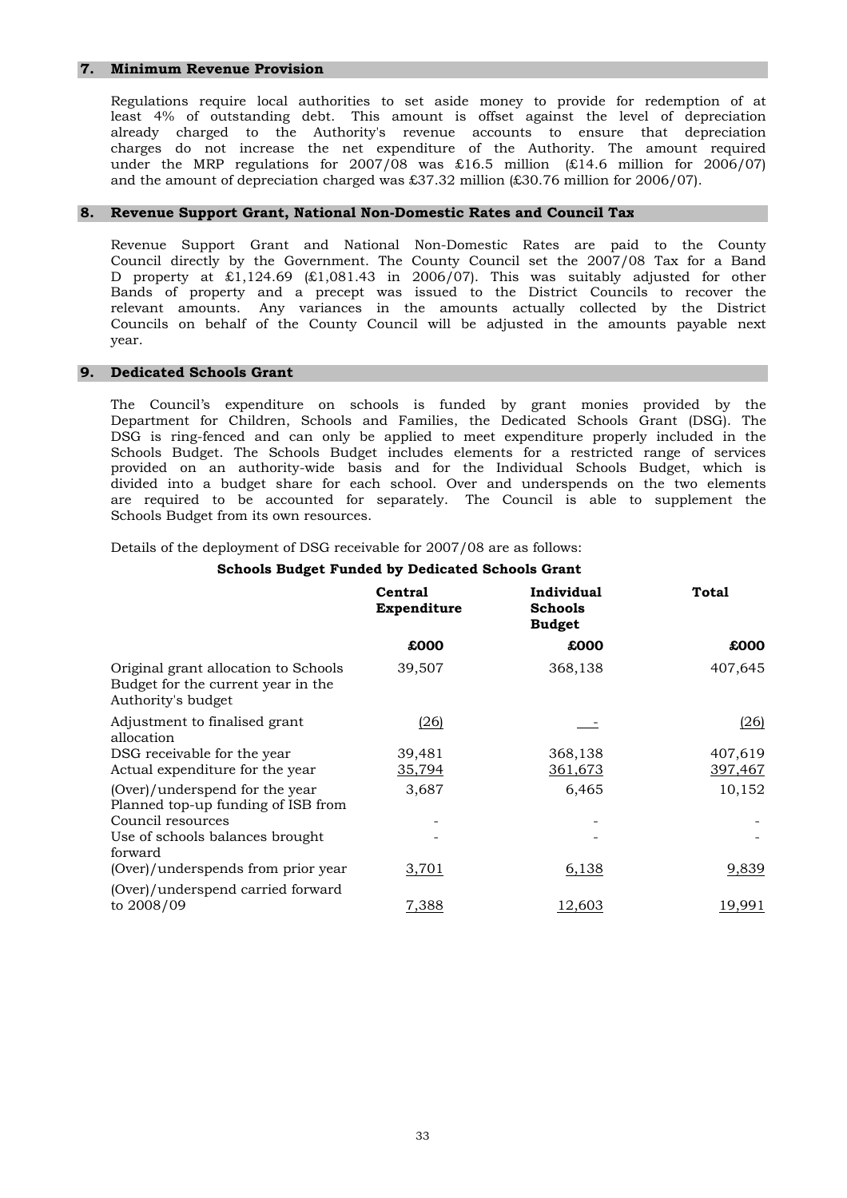## 7. Minimum Revenue Provision

Regulations require local authorities to set aside money to provide for redemption of at least 4% of outstanding debt. This amount is offset against the level of depreciation already charged to the Authority's revenue accounts to ensure that depreciation charges do not increase the net expenditure of the Authority. The amount required under the MRP regulations for 2007/08 was £16.5 million (£14.6 million for 2006/07) and the amount of depreciation charged was £37.32 million (£30.76 million for 2006/07).

## 8. Revenue Support Grant, National Non-Domestic Rates and Council Tax

Revenue Support Grant and National Non-Domestic Rates are paid to the County Council directly by the Government. The County Council set the 2007/08 Tax for a Band D property at £1,124.69 (£1,081.43 in 2006/07). This was suitably adjusted for other Bands of property and a precept was issued to the District Councils to recover the relevant amounts. Any variances in the amounts actually collected by the District Councils on behalf of the County Council will be adjusted in the amounts payable next year.

## 9. Dedicated Schools Grant

The Council's expenditure on schools is funded by grant monies provided by the Department for Children, Schools and Families, the Dedicated Schools Grant (DSG). The DSG is ring-fenced and can only be applied to meet expenditure properly included in the Schools Budget. The Schools Budget includes elements for a restricted range of services provided on an authority-wide basis and for the Individual Schools Budget, which is divided into a budget share for each school. Over and underspends on the two elements are required to be accounted for separately. The Council is able to supplement the Schools Budget from its own resources.

Details of the deployment of DSG receivable for 2007/08 are as follows:

**Schools Budget Funded by Dedicated Schools Grant**

| | Central Expenditure | Individual Schools Budget | Total |
|---|---|---|---|
| | £000 | £000 | £000 |
| Original grant allocation to Schools Budget for the current year in the Authority's budget | 39,507 | 368,138 | 407,645 |
| Adjustment to finalised grant allocation | (26) | - | (26) |
| DSG receivable for the year | 39,481 | 368,138 | 407,619 |
| Actual expenditure for the year | 35,794 | 361,673 | 397,467 |
| (Over)/underspend for the year | 3,687 | 6,465 | 10,152 |
| Planned top-up funding of ISB from Council resources | - | - | - |
| Use of schools balances brought forward | - | - | - |
| (Over)/underspends from prior year | 3,701 | 6,138 | 9,839 |
| (Over)/underspend carried forward to 2008/09 | 7,388 | 12,603 | 19,991 |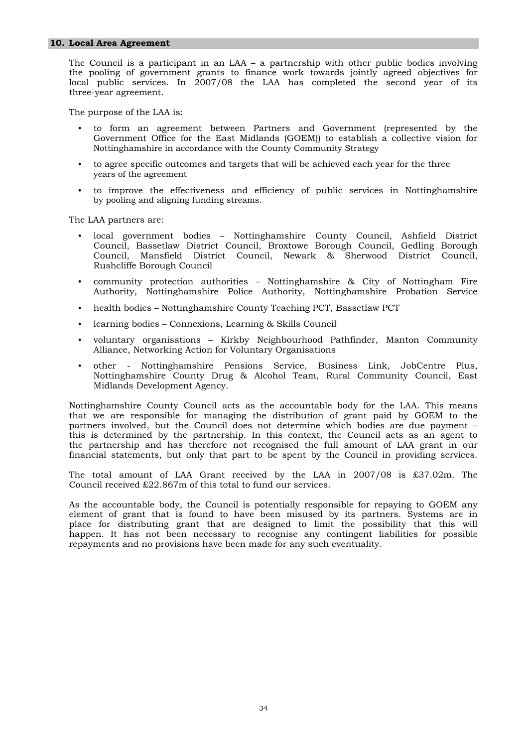## 10. Local Area Agreement

The Council is a participant in an LAA – a partnership with other public bodies involving the pooling of government grants to finance work towards jointly agreed objectives for local public services. In 2007/08 the LAA has completed the second year of its three-year agreement.

The purpose of the LAA is:

- to form an agreement between Partners and Government (represented by the Government Office for the East Midlands (GOEM)) to establish a collective vision for Nottinghamshire in accordance with the County Community Strategy
- to agree specific outcomes and targets that will be achieved each year for the three years of the agreement
- to improve the effectiveness and efficiency of public services in Nottinghamshire by pooling and aligning funding streams.

The LAA partners are:

- local government bodies – Nottinghamshire County Council, Ashfield District Council, Bassetlaw District Council, Broxtowe Borough Council, Gedling Borough Council, Mansfield District Council, Newark & Sherwood District Council, Rushcliffe Borough Council
- community protection authorities – Nottinghamshire & City of Nottingham Fire Authority, Nottinghamshire Police Authority, Nottinghamshire Probation Service
- health bodies – Nottinghamshire County Teaching PCT, Bassetlaw PCT
- learning bodies – Connexions, Learning & Skills Council
- voluntary organisations – Kirkby Neighbourhood Pathfinder, Manton Community Alliance, Networking Action for Voluntary Organisations
- other - Nottinghamshire Pensions Service, Business Link, JobCentre Plus, Nottinghamshire County Drug & Alcohol Team, Rural Community Council, East Midlands Development Agency.

Nottinghamshire County Council acts as the accountable body for the LAA. This means that we are responsible for managing the distribution of grant paid by GOEM to the partners involved, but the Council does not determine which bodies are due payment – this is determined by the partnership. In this context, the Council acts as an agent to the partnership and has therefore not recognised the full amount of LAA grant in our financial statements, but only that part to be spent by the Council in providing services.

The total amount of LAA Grant received by the LAA in 2007/08 is £37.02m. The Council received £22.867m of this total to fund our services.

As the accountable body, the Council is potentially responsible for repaying to GOEM any element of grant that is found to have been misused by its partners. Systems are in place for distributing grant that are designed to limit the possibility that this will happen. It has not been necessary to recognise any contingent liabilities for possible repayments and no provisions have been made for any such eventuality.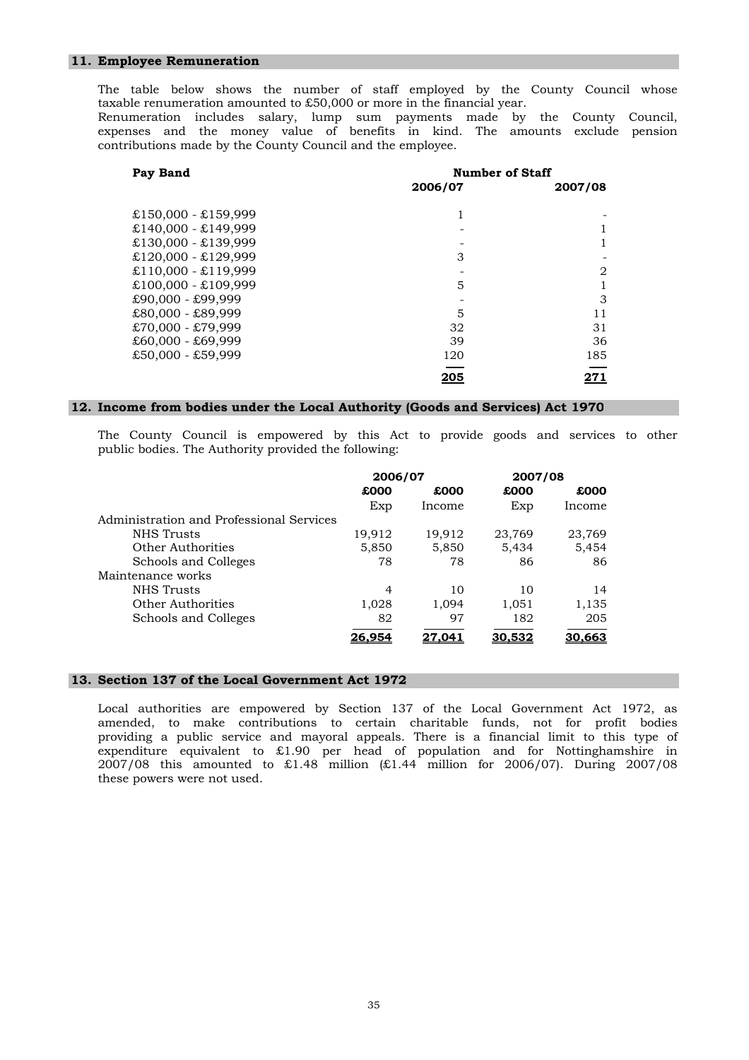## 11. Employee Remuneration

The table below shows the number of staff employed by the County Council whose taxable renumeration amounted to £50,000 or more in the financial year.
Renumeration includes salary, lump sum payments made by the County Council, expenses and the money value of benefits in kind. The amounts exclude pension contributions made by the County Council and the employee.

| Pay Band | Number of Staff | |
|---|---|---|
| | 2006/07 | 2007/08 |
| £150,000 - £159,999 | 1 | - |
| £140,000 - £149,999 | - | 1 |
| £130,000 - £139,999 | - | 1 |
| £120,000 - £129,999 | 3 | - |
| £110,000 - £119,999 | - | 2 |
| £100,000 - £109,999 | 5 | 1 |
| £90,000 - £99,999 | - | 3 |
| £80,000 - £89,999 | 5 | 11 |
| £70,000 - £79,999 | 32 | 31 |
| £60,000 - £69,999 | 39 | 36 |
| £50,000 - £59,999 | 120 | 185 |
| | **205** | **271** |

## 12. Income from bodies under the Local Authority (Goods and Services) Act 1970

The County Council is empowered by this Act to provide goods and services to other public bodies. The Authority provided the following:

| | 2006/07 | | 2007/08 | |
|---|---|---|---|---|
| | £000 | £000 | £000 | £000 |
| | Exp | Income | Exp | Income |
| Administration and Professional Services | | | | |
| NHS Trusts | 19,912 | 19,912 | 23,769 | 23,769 |
| Other Authorities | 5,850 | 5,850 | 5,434 | 5,454 |
| Schools and Colleges | 78 | 78 | 86 | 86 |
| Maintenance works | | | | |
| NHS Trusts | 4 | 10 | 10 | 14 |
| Other Authorities | 1,028 | 1,094 | 1,051 | 1,135 |
| Schools and Colleges | 82 | 97 | 182 | 205 |
| | **26,954** | **27,041** | **30,532** | **30,663** |

## 13. Section 137 of the Local Government Act 1972

Local authorities are empowered by Section 137 of the Local Government Act 1972, as amended, to make contributions to certain charitable funds, not for profit bodies providing a public service and mayoral appeals. There is a financial limit to this type of expenditure equivalent to £1.90 per head of population and for Nottinghamshire in 2007/08 this amounted to £1.48 million (£1.44 million for 2006/07). During 2007/08 these powers were not used.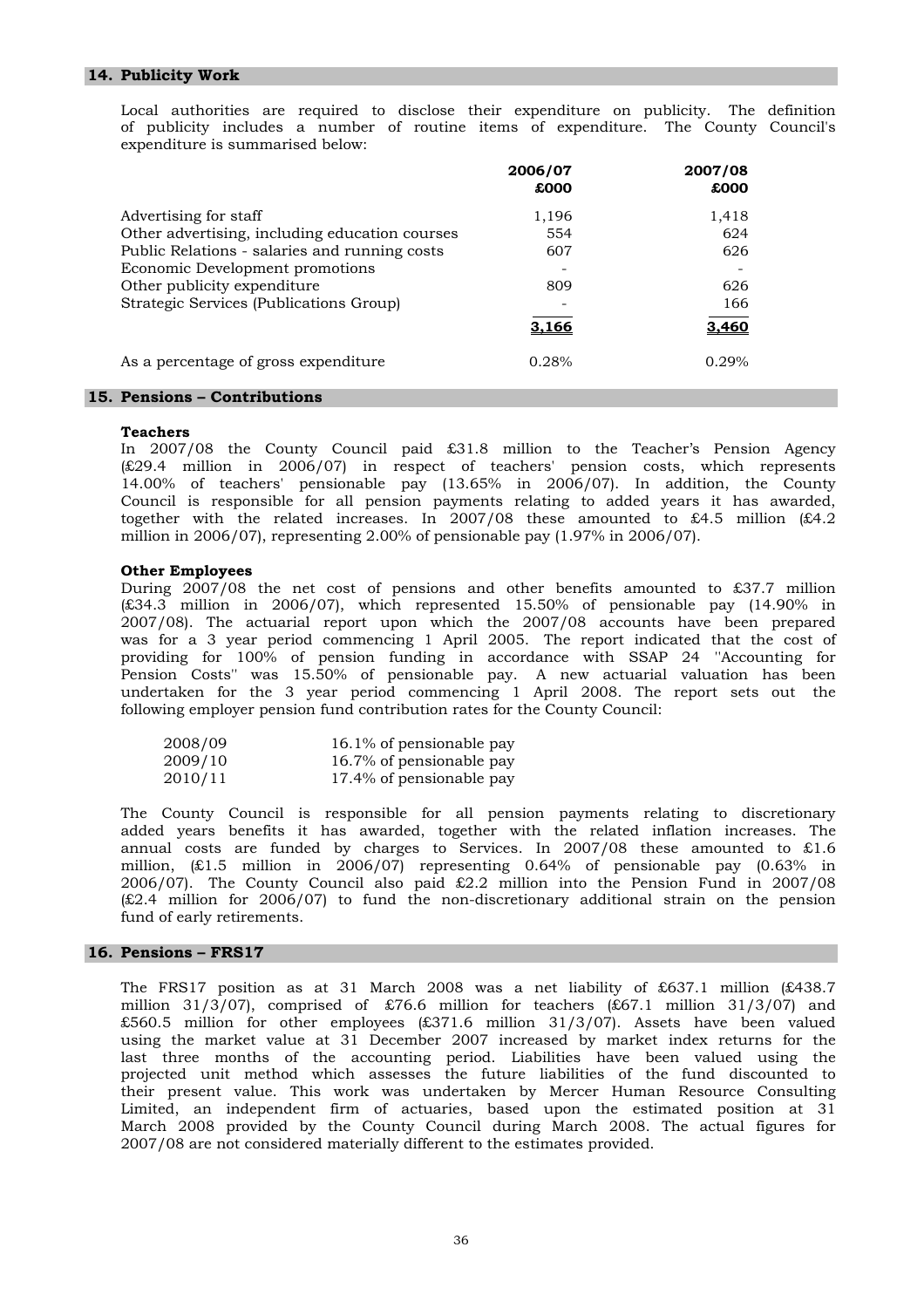## 14. Publicity Work

Local authorities are required to disclose their expenditure on publicity. The definition of publicity includes a number of routine items of expenditure. The County Council's expenditure is summarised below:

| | 2006/07 £000 | 2007/08 £000 |
|---|---|---|
| Advertising for staff | 1,196 | 1,418 |
| Other advertising, including education courses | 554 | 624 |
| Public Relations - salaries and running costs | 607 | 626 |
| Economic Development promotions | - | - |
| Other publicity expenditure | 809 | 626 |
| Strategic Services (Publications Group) | - | 166 |
| | **3,166** | **3,460** |
| As a percentage of gross expenditure | 0.28% | 0.29% |

## 15. Pensions – Contributions

**Teachers**

In 2007/08 the County Council paid £31.8 million to the Teacher's Pension Agency (£29.4 million in 2006/07) in respect of teachers' pension costs, which represents 14.00% of teachers' pensionable pay (13.65% in 2006/07). In addition, the County Council is responsible for all pension payments relating to added years it has awarded, together with the related increases. In 2007/08 these amounted to £4.5 million (£4.2 million in 2006/07), representing 2.00% of pensionable pay (1.97% in 2006/07).

**Other Employees**

During 2007/08 the net cost of pensions and other benefits amounted to £37.7 million (£34.3 million in 2006/07), which represented 15.50% of pensionable pay (14.90% in 2007/08). The actuarial report upon which the 2007/08 accounts have been prepared was for a 3 year period commencing 1 April 2005. The report indicated that the cost of providing for 100% of pension funding in accordance with SSAP 24 ''Accounting for Pension Costs'' was 15.50% of pensionable pay. A new actuarial valuation has been undertaken for the 3 year period commencing 1 April 2008. The report sets out the following employer pension fund contribution rates for the County Council:

| | |
|---|---|
| 2008/09 | 16.1% of pensionable pay |
| 2009/10 | 16.7% of pensionable pay |
| 2010/11 | 17.4% of pensionable pay |

The County Council is responsible for all pension payments relating to discretionary added years benefits it has awarded, together with the related inflation increases. The annual costs are funded by charges to Services. In 2007/08 these amounted to £1.6 million, (£1.5 million in 2006/07) representing 0.64% of pensionable pay (0.63% in 2006/07). The County Council also paid £2.2 million into the Pension Fund in 2007/08 (£2.4 million for 2006/07) to fund the non-discretionary additional strain on the pension fund of early retirements.

## 16. Pensions – FRS17

The FRS17 position as at 31 March 2008 was a net liability of £637.1 million (£438.7 million 31/3/07), comprised of £76.6 million for teachers (£67.1 million 31/3/07) and £560.5 million for other employees (£371.6 million 31/3/07). Assets have been valued using the market value at 31 December 2007 increased by market index returns for the last three months of the accounting period. Liabilities have been valued using the projected unit method which assesses the future liabilities of the fund discounted to their present value. This work was undertaken by Mercer Human Resource Consulting Limited, an independent firm of actuaries, based upon the estimated position at 31 March 2008 provided by the County Council during March 2008. The actual figures for 2007/08 are not considered materially different to the estimates provided.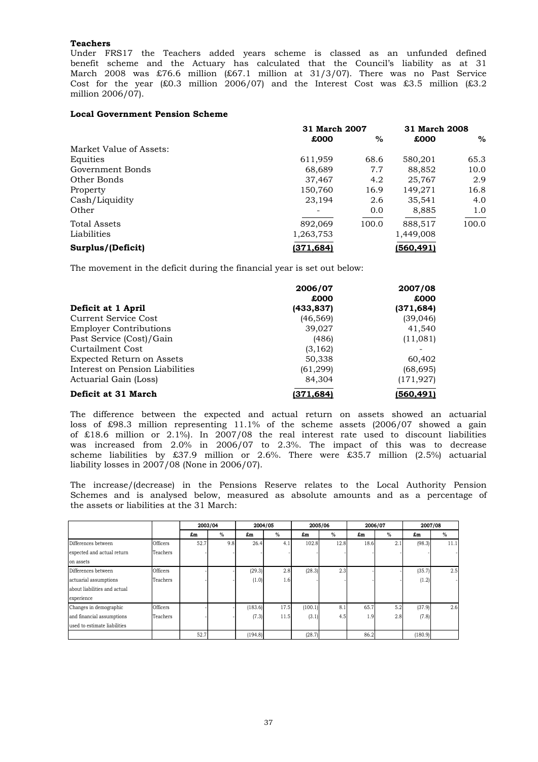**Teachers**

Under FRS17 the Teachers added years scheme is classed as an unfunded defined benefit scheme and the Actuary has calculated that the Council's liability as at 31 March 2008 was £76.6 million (£67.1 million at 31/3/07). There was no Past Service Cost for the year (£0.3 million 2006/07) and the Interest Cost was £3.5 million (£3.2 million 2006/07).

**Local Government Pension Scheme**

| | 31 March 2007 | | 31 March 2008 | |
|---|---|---|---|---|
| | £000 | % | £000 | % |
| Market Value of Assets: | | | | |
| Equities | 611,959 | 68.6 | 580,201 | 65.3 |
| Government Bonds | 68,689 | 7.7 | 88,852 | 10.0 |
| Other Bonds | 37,467 | 4.2 | 25,767 | 2.9 |
| Property | 150,760 | 16.9 | 149,271 | 16.8 |
| Cash/Liquidity | 23,194 | 2.6 | 35,541 | 4.0 |
| Other | - | 0.0 | 8,885 | 1.0 |
| Total Assets | 892,069 | 100.0 | 888,517 | 100.0 |
| Liabilities | 1,263,753 | | 1,449,008 | |
| **Surplus/(Deficit)** | **(371,684)** | | **(560,491)** | |

The movement in the deficit during the financial year is set out below:

| | 2006/07 | 2007/08 |
|---|---|---|
| | £000 | £000 |
| **Deficit at 1 April** | **(433,837)** | **(371,684)** |
| Current Service Cost | (46,569) | (39,046) |
| Employer Contributions | 39,027 | 41,540 |
| Past Service (Cost)/Gain | (486) | (11,081) |
| Curtailment Cost | (3,162) | - |
| Expected Return on Assets | 50,338 | 60,402 |
| Interest on Pension Liabilities | (61,299) | (68,695) |
| Actuarial Gain (Loss) | 84,304 | (171,927) |
| **Deficit at 31 March** | **(371,684)** | **(560,491)** |

The difference between the expected and actual return on assets showed an actuarial loss of £98.3 million representing 11.1% of the scheme assets (2006/07 showed a gain of £18.6 million or 2.1%). In 2007/08 the real interest rate used to discount liabilities was increased from 2.0% in 2006/07 to 2.3%. The impact of this was to decrease scheme liabilities by £37.9 million or 2.6%. There were £35.7 million (2.5%) actuarial liability losses in 2007/08 (None in 2006/07).

The increase/(decrease) in the Pensions Reserve relates to the Local Authority Pension Schemes and is analysed below, measured as absolute amounts and as a percentage of the assets or liabilities at the 31 March:

| | | 2003/04 | | 2004/05 | | 2005/06 | | 2006/07 | | 2007/08 | |
|---|---|---|---|---|---|---|---|---|---|---|---|
| | | £m | % | £m | % | £m | % | £m | % | £m | % |
| Differences between expected and actual return on assets | Officers | 52.7 | 9.8 | 26.4 | 4.1 | 102.8 | 12.8 | 18.6 | 2.1 | (98.3) | 11.1 |
| | Teachers | - | - | - | - | - | - | - | - | - | - |
| Differences between actuarial assumptions about liabilities and actual experience | Officers | - | - | (29.3) | 2.8 | (28.3) | 2.3 | - | - | (35.7) | 2.5 |
| | Teachers | - | - | (1.0) | 1.6 | - | - | - | - | (1.2) | - |
| Changes in demographic and financial assumptions used to estimate liabilities | Officers | - | - | (183.6) | 17.5 | (100.1) | 8.1 | 65.7 | 5.2 | (37.9) | 2.6 |
| | Teachers | - | - | (7.3) | 11.5 | (3.1) | 4.5 | 1.9 | 2.8 | (7.8) | |
| | | 52.7 | | (194.8) | | (28.7) | | 86.2 | | (180.9) | |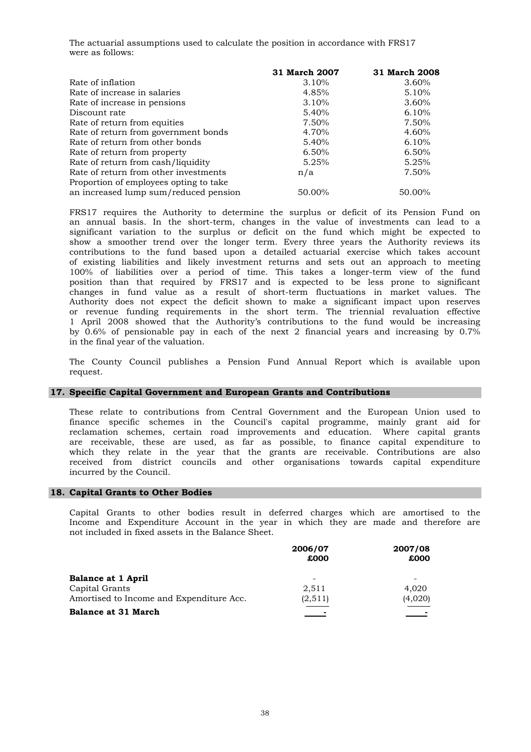The actuarial assumptions used to calculate the position in accordance with FRS17 were as follows:

| | 31 March 2007 | 31 March 2008 |
|---|---|---|
| Rate of inflation | 3.10% | 3.60% |
| Rate of increase in salaries | 4.85% | 5.10% |
| Rate of increase in pensions | 3.10% | 3.60% |
| Discount rate | 5.40% | 6.10% |
| Rate of return from equities | 7.50% | 7.50% |
| Rate of return from government bonds | 4.70% | 4.60% |
| Rate of return from other bonds | 5.40% | 6.10% |
| Rate of return from property | 6.50% | 6.50% |
| Rate of return from cash/liquidity | 5.25% | 5.25% |
| Rate of return from other investments | n/a | 7.50% |
| Proportion of employees opting to take an increased lump sum/reduced pension | 50.00% | 50.00% |

FRS17 requires the Authority to determine the surplus or deficit of its Pension Fund on an annual basis. In the short-term, changes in the value of investments can lead to a significant variation to the surplus or deficit on the fund which might be expected to show a smoother trend over the longer term. Every three years the Authority reviews its contributions to the fund based upon a detailed actuarial exercise which takes account of existing liabilities and likely investment returns and sets out an approach to meeting 100% of liabilities over a period of time. This takes a longer-term view of the fund position than that required by FRS17 and is expected to be less prone to significant changes in fund value as a result of short-term fluctuations in market values. The Authority does not expect the deficit shown to make a significant impact upon reserves or revenue funding requirements in the short term. The triennial revaluation effective 1 April 2008 showed that the Authority's contributions to the fund would be increasing by 0.6% of pensionable pay in each of the next 2 financial years and increasing by 0.7% in the final year of the valuation.

The County Council publishes a Pension Fund Annual Report which is available upon request.

## 17. Specific Capital Government and European Grants and Contributions

These relate to contributions from Central Government and the European Union used to finance specific schemes in the Council's capital programme, mainly grant aid for reclamation schemes, certain road improvements and education. Where capital grants are receivable, these are used, as far as possible, to finance capital expenditure to which they relate in the year that the grants are receivable. Contributions are also received from district councils and other organisations towards capital expenditure incurred by the Council.

## 18. Capital Grants to Other Bodies

Capital Grants to other bodies result in deferred charges which are amortised to the Income and Expenditure Account in the year in which they are made and therefore are not included in fixed assets in the Balance Sheet.

| | 2006/07<br>£000 | 2007/08<br>£000 |
|---|---|---|
| **Balance at 1 April** | - | - |
| Capital Grants | 2,511 | 4,020 |
| Amortised to Income and Expenditure Acc. | (2,511) | (4,020) |
| **Balance at 31 March** | - | - |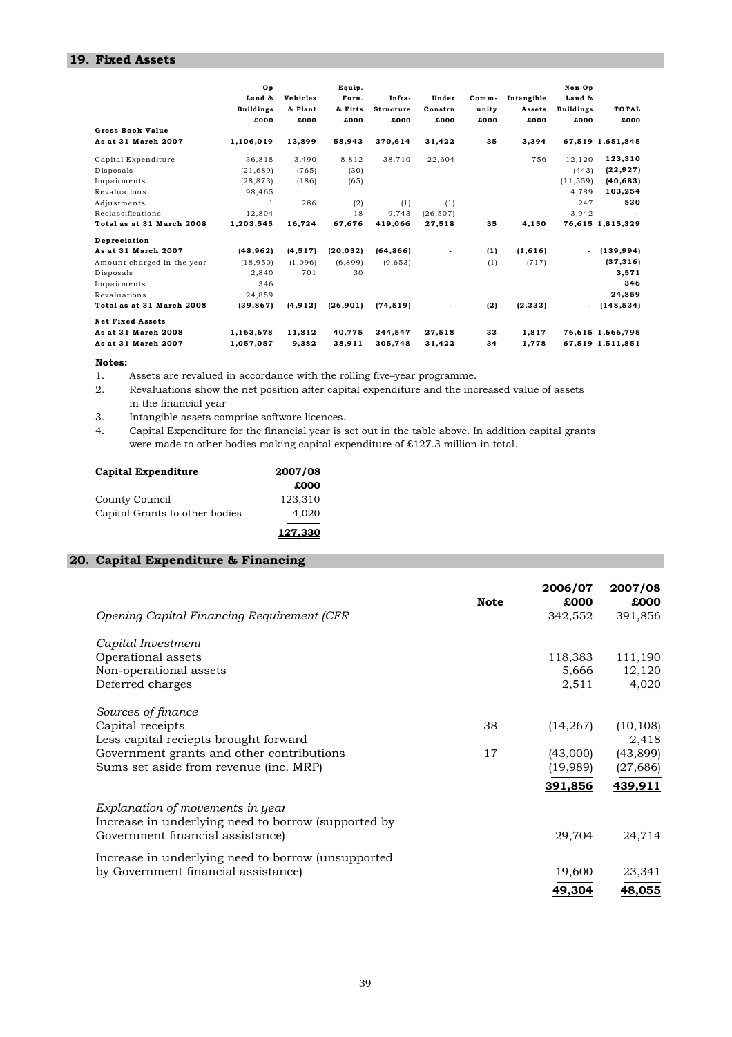## 19. Fixed Assets

| | Op Land & Buildings £000 | Vehicles & Plant £000 | Equip. Furn. & Fitts £000 | Infra-Structure £000 | Under Constrn £000 | Comm-unity £000 | Intangible Assets £000 | Non-Op Land & Buildings £000 | TOTAL £000 |
|---|---|---|---|---|---|---|---|---|---|
| **Gross Book Value** | | | | | | | | | |
| **As at 31 March 2007** | **1,106,019** | **13,899** | **58,943** | **370,614** | **31,422** | **35** | **3,394** | **67,519** | **1,651,845** |
| Capital Expenditure | 36,818 | 3,490 | 8,812 | 38,710 | 22,604 | | 756 | 12,120 | **123,310** |
| Disposals | (21,689) | (765) | (30) | | | | | (443) | **(22,927)** |
| Impairments | (28,873) | (186) | (65) | | | | | (11,559) | **(40,683)** |
| Revaluations | 98,465 | | | | | | | 4,789 | **103,254** |
| Adjustments | 1 | 286 | (2) | (1) | (1) | | | 247 | **530** |
| Reclassifications | 12,804 | | 18 | 9,743 | (26,507) | | | 3,942 | - |
| **Total as at 31 March 2008** | **1,203,545** | **16,724** | **67,676** | **419,066** | **27,518** | **35** | **4,150** | **76,615** | **1,815,329** |
| **Depreciation** | | | | | | | | | |
| **As at 31 March 2007** | **(48,962)** | **(4,517)** | **(20,032)** | **(64,866)** | **-** | **(1)** | **(1,616)** | **-** | **(139,994)** |
| Amount charged in the year | (18,950) | (1,096) | (6,899) | (9,653) | | (1) | (717) | | **(37,316)** |
| Disposals | 2,840 | 701 | 30 | | | | | | **3,571** |
| Impairments | 346 | | | | | | | | **346** |
| Revaluations | 24,859 | | | | | | | | **24,859** |
| **Total as at 31 March 2008** | **(39,867)** | **(4,912)** | **(26,901)** | **(74,519)** | **-** | **(2)** | **(2,333)** | **-** | **(148,534)** |
| **Net Fixed Assets** | | | | | | | | | |
| **As at 31 March 2008** | **1,163,678** | **11,812** | **40,775** | **344,547** | **27,518** | **33** | **1,817** | **76,615** | **1,666,795** |
| **As at 31 March 2007** | **1,057,057** | **9,382** | **38,911** | **305,748** | **31,422** | **34** | **1,778** | **67,519** | **1,511,851** |

**Notes:**

1. Assets are revalued in accordance with the rolling five–year programme.
2. Revaluations show the net position after capital expenditure and the increased value of assets in the financial year
3. Intangible assets comprise software licences.
4. Capital Expenditure for the financial year is set out in the table above. In addition capital grants were made to other bodies making capital expenditure of £127.3 million in total.

| **Capital Expenditure** | **2007/08 £000** |
|---|---|
| County Council | 123,310 |
| Capital Grants to other bodies | 4,020 |
| | **127,330** |

## 20. Capital Expenditure & Financing

| | Note | 2006/07 £000 | 2007/08 £000 |
|---|---|---|---|
| *Opening Capital Financing Requirement (CFR* | | 342,552 | 391,856 |
| *Capital Investment* | | | |
| Operational assets | | 118,383 | 111,190 |
| Non-operational assets | | 5,666 | 12,120 |
| Deferred charges | | 2,511 | 4,020 |
| *Sources of finance* | | | |
| Capital receipts | 38 | (14,267) | (10,108) |
| Less capital reciepts brought forward | | | 2,418 |
| Government grants and other contributions | 17 | (43,000) | (43,899) |
| Sums set aside from revenue (inc. MRP) | | (19,989) | (27,686) |
| | | **391,856** | **439,911** |
| *Explanation of movements in year* | | | |
| Increase in underlying need to borrow (supported by Government financial assistance) | | 29,704 | 24,714 |
| Increase in underlying need to borrow (unsupported by Government financial assistance) | | 19,600 | 23,341 |
| | | **49,304** | **48,055** |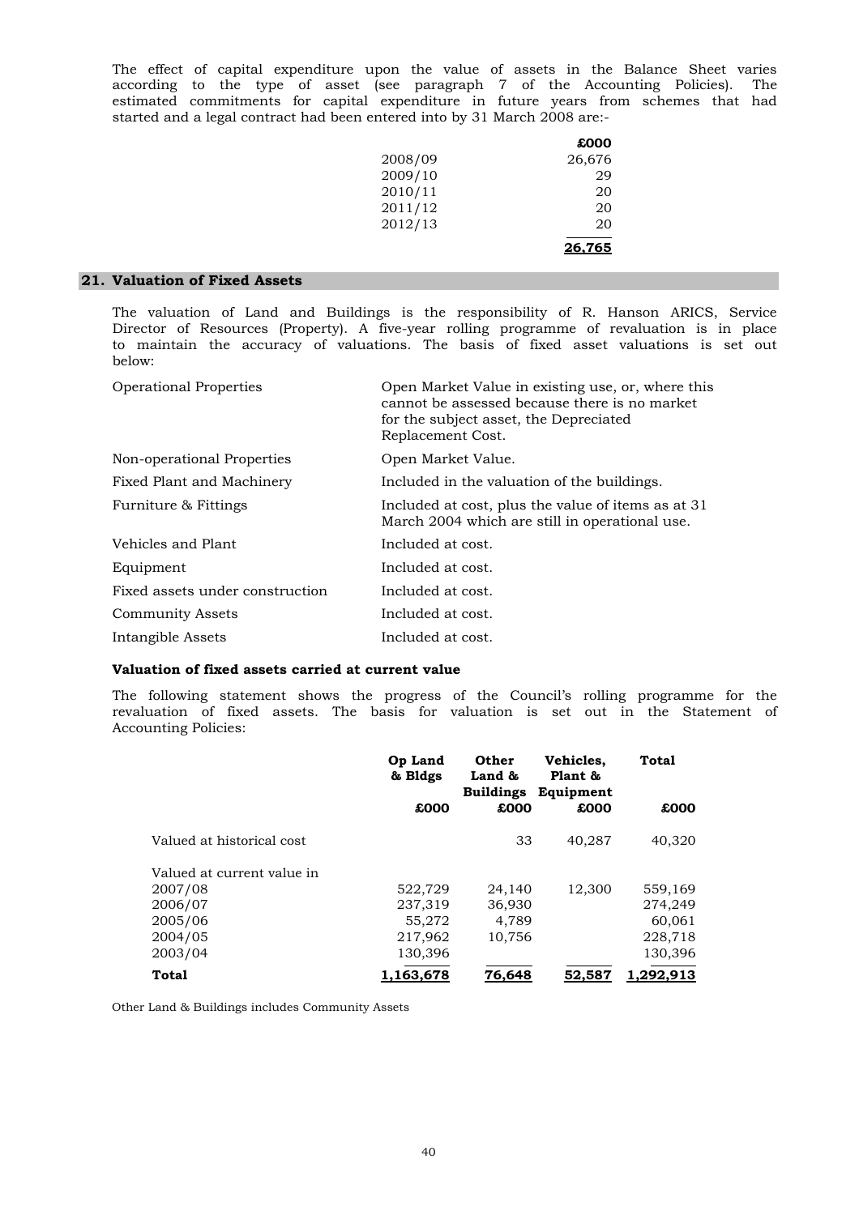The effect of capital expenditure upon the value of assets in the Balance Sheet varies according to the type of asset (see paragraph 7 of the Accounting Policies). The estimated commitments for capital expenditure in future years from schemes that had started and a legal contract had been entered into by 31 March 2008 are:-

| | £000 |
|---|---|
| 2008/09 | 26,676 |
| 2009/10 | 29 |
| 2010/11 | 20 |
| 2011/12 | 20 |
| 2012/13 | 20 |
| | **26,765** |

## 21. Valuation of Fixed Assets

The valuation of Land and Buildings is the responsibility of R. Hanson ARICS, Service Director of Resources (Property). A five-year rolling programme of revaluation is in place to maintain the accuracy of valuations. The basis of fixed asset valuations is set out below:

| | |
|---|---|
| Operational Properties | Open Market Value in existing use, or, where this cannot be assessed because there is no market for the subject asset, the Depreciated Replacement Cost. |
| Non-operational Properties | Open Market Value. |
| Fixed Plant and Machinery | Included in the valuation of the buildings. |
| Furniture & Fittings | Included at cost, plus the value of items as at 31 March 2004 which are still in operational use. |
| Vehicles and Plant | Included at cost. |
| Equipment | Included at cost. |
| Fixed assets under construction | Included at cost. |
| Community Assets | Included at cost. |
| Intangible Assets | Included at cost. |

### Valuation of fixed assets carried at current value

The following statement shows the progress of the Council's rolling programme for the revaluation of fixed assets. The basis for valuation is set out in the Statement of Accounting Policies:

| | Op Land & Bldgs | Other Land & Buildings | Vehicles, Plant & Equipment | Total |
|---|---|---|---|---|
| | £000 | £000 | £000 | £000 |
| Valued at historical cost | | 33 | 40,287 | 40,320 |
| Valued at current value in | | | | |
| 2007/08 | 522,729 | 24,140 | 12,300 | 559,169 |
| 2006/07 | 237,319 | 36,930 | | 274,249 |
| 2005/06 | 55,272 | 4,789 | | 60,061 |
| 2004/05 | 217,962 | 10,756 | | 228,718 |
| 2003/04 | 130,396 | | | 130,396 |
| **Total** | **1,163,678** | **76,648** | **52,587** | **1,292,913** |

Other Land & Buildings includes Community Assets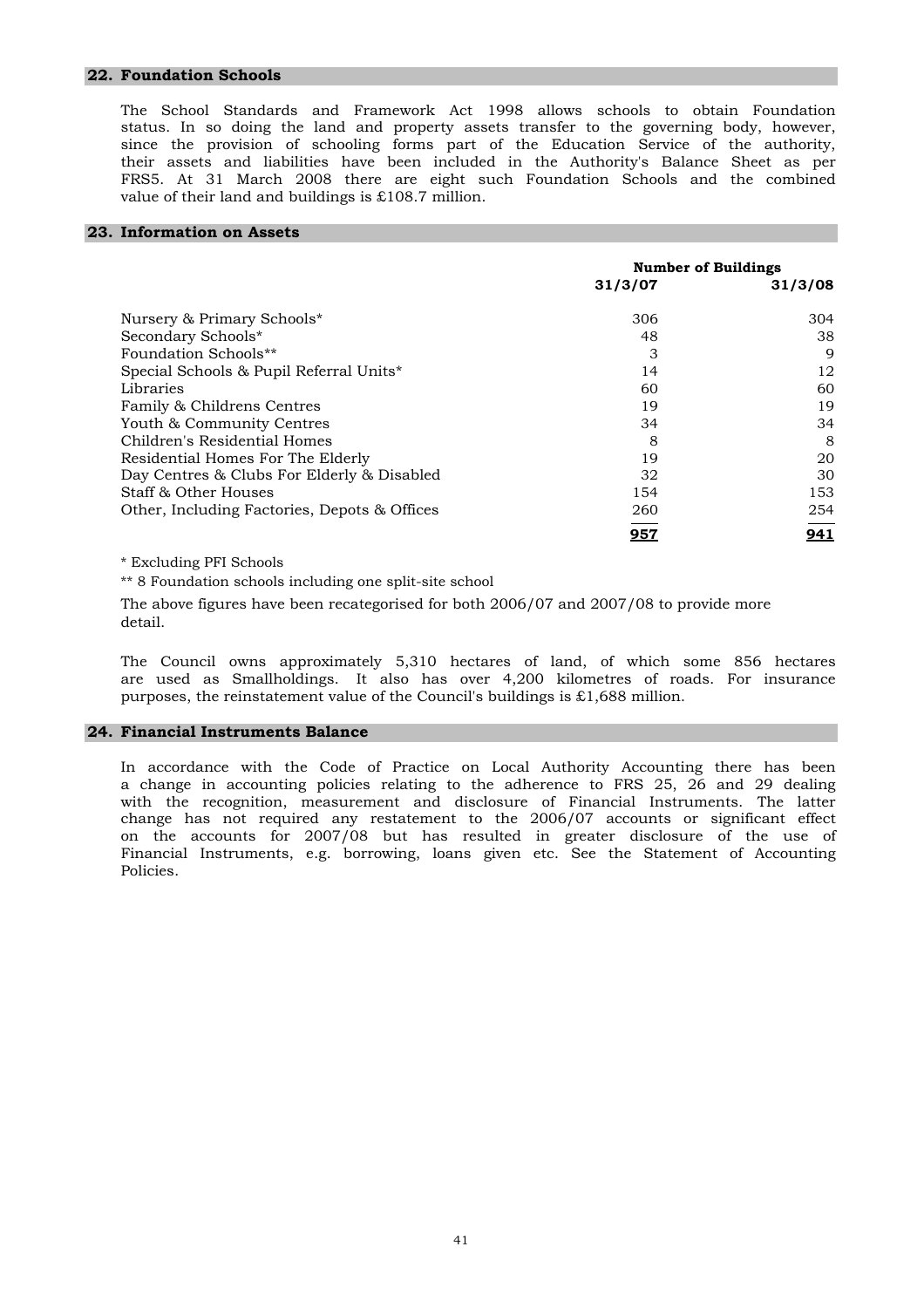## 22. Foundation Schools

The School Standards and Framework Act 1998 allows schools to obtain Foundation status. In so doing the land and property assets transfer to the governing body, however, since the provision of schooling forms part of the Education Service of the authority, their assets and liabilities have been included in the Authority's Balance Sheet as per FRS5. At 31 March 2008 there are eight such Foundation Schools and the combined value of their land and buildings is £108.7 million.

## 23. Information on Assets

| | Number of Buildings | |
|---|---|---|
| | **31/3/07** | **31/3/08** |
| Nursery & Primary Schools* | 306 | 304 |
| Secondary Schools* | 48 | 38 |
| Foundation Schools** | 3 | 9 |
| Special Schools & Pupil Referral Units* | 14 | 12 |
| Libraries | 60 | 60 |
| Family & Childrens Centres | 19 | 19 |
| Youth & Community Centres | 34 | 34 |
| Children's Residential Homes | 8 | 8 |
| Residential Homes For The Elderly | 19 | 20 |
| Day Centres & Clubs For Elderly & Disabled | 32 | 30 |
| Staff & Other Houses | 154 | 153 |
| Other, Including Factories, Depots & Offices | 260 | 254 |
| | **957** | **941** |

\* Excluding PFI Schools

\*\* 8 Foundation schools including one split-site school

The above figures have been recategorised for both 2006/07 and 2007/08 to provide more detail.

The Council owns approximately 5,310 hectares of land, of which some 856 hectares are used as Smallholdings. It also has over 4,200 kilometres of roads. For insurance purposes, the reinstatement value of the Council's buildings is £1,688 million.

## 24. Financial Instruments Balance

In accordance with the Code of Practice on Local Authority Accounting there has been a change in accounting policies relating to the adherence to FRS 25, 26 and 29 dealing with the recognition, measurement and disclosure of Financial Instruments. The latter change has not required any restatement to the 2006/07 accounts or significant effect on the accounts for 2007/08 but has resulted in greater disclosure of the use of Financial Instruments, e.g. borrowing, loans given etc. See the Statement of Accounting Policies.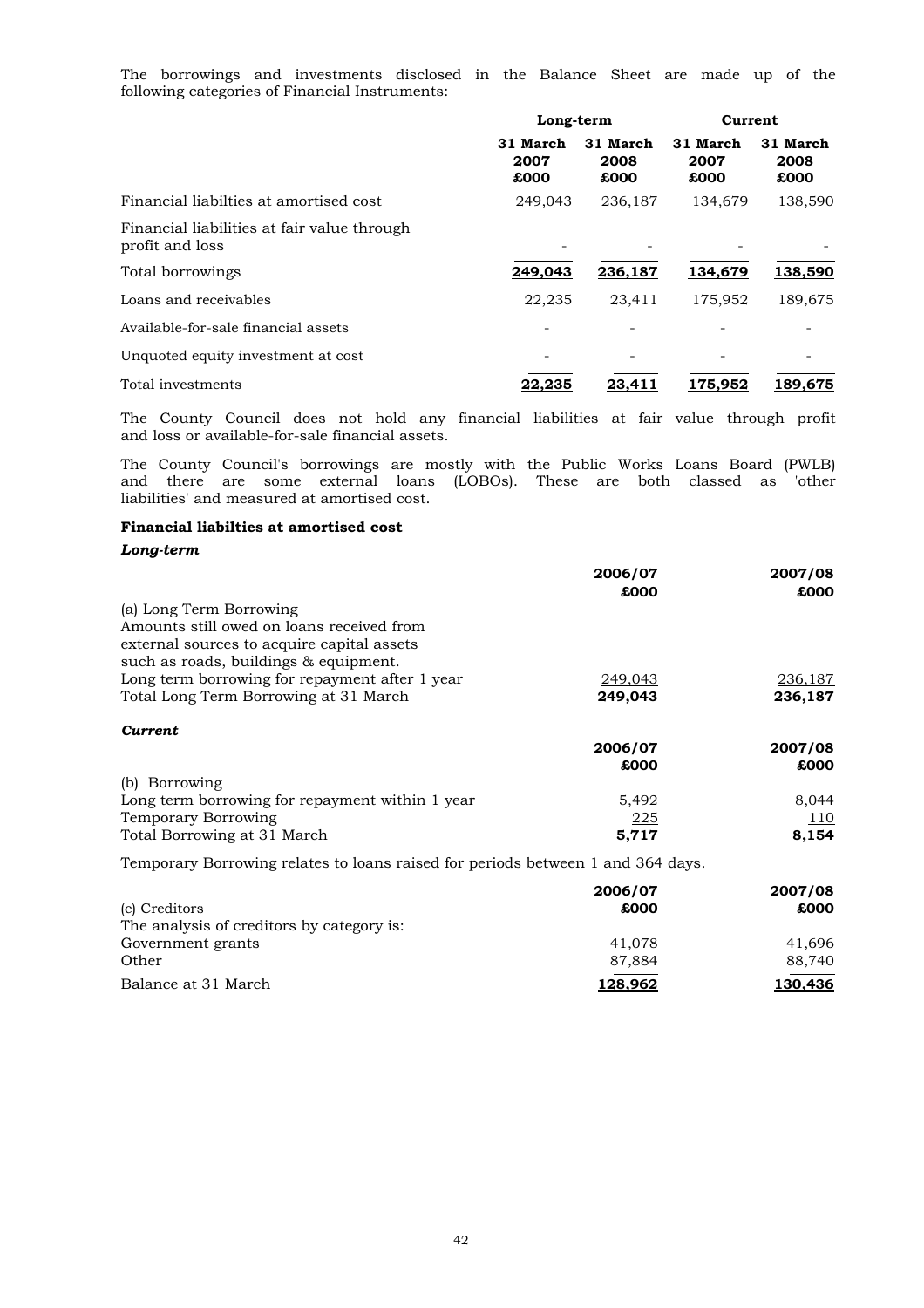The borrowings and investments disclosed in the Balance Sheet are made up of the following categories of Financial Instruments:

| | Long-term | | Current | |
|---|---|---|---|---|
| | 31 March 2007 £000 | 31 March 2008 £000 | 31 March 2007 £000 | 31 March 2008 £000 |
| Financial liabilties at amortised cost | 249,043 | 236,187 | 134,679 | 138,590 |
| Financial liabilities at fair value through profit and loss | - | - | - | - |
| Total borrowings | **249,043** | **236,187** | **134,679** | **138,590** |
| Loans and receivables | 22,235 | 23,411 | 175,952 | 189,675 |
| Available-for-sale financial assets | - | - | - | - |
| Unquoted equity investment at cost | - | - | - | - |
| Total investments | **22,235** | **23,411** | **175,952** | **189,675** |

The County Council does not hold any financial liabilities at fair value through profit and loss or available-for-sale financial assets.

The County Council's borrowings are mostly with the Public Works Loans Board (PWLB) and there are some external loans (LOBOs). These are both classed as 'other liabilities' and measured at amortised cost.

**Financial liabilties at amortised cost**

***Long-term***

| | 2006/07 £000 | 2007/08 £000 |
|---|---|---|
| (a) Long Term Borrowing | | |
| Amounts still owed on loans received from external sources to acquire capital assets such as roads, buildings & equipment. | | |
| Long term borrowing for repayment after 1 year | 249,043 | 236,187 |
| Total Long Term Borrowing at 31 March | **249,043** | **236,187** |

***Current***

| | 2006/07 £000 | 2007/08 £000 |
|---|---|---|
| (b) Borrowing | | |
| Long term borrowing for repayment within 1 year | 5,492 | 8,044 |
| Temporary Borrowing | 225 | 110 |
| Total Borrowing at 31 March | **5,717** | **8,154** |

Temporary Borrowing relates to loans raised for periods between 1 and 364 days.

| | 2006/07 £000 | 2007/08 £000 |
|---|---|---|
| (c) Creditors | | |
| The analysis of creditors by category is: | | |
| Government grants | 41,078 | 41,696 |
| Other | 87,884 | 88,740 |
| Balance at 31 March | **128,962** | **130,436** |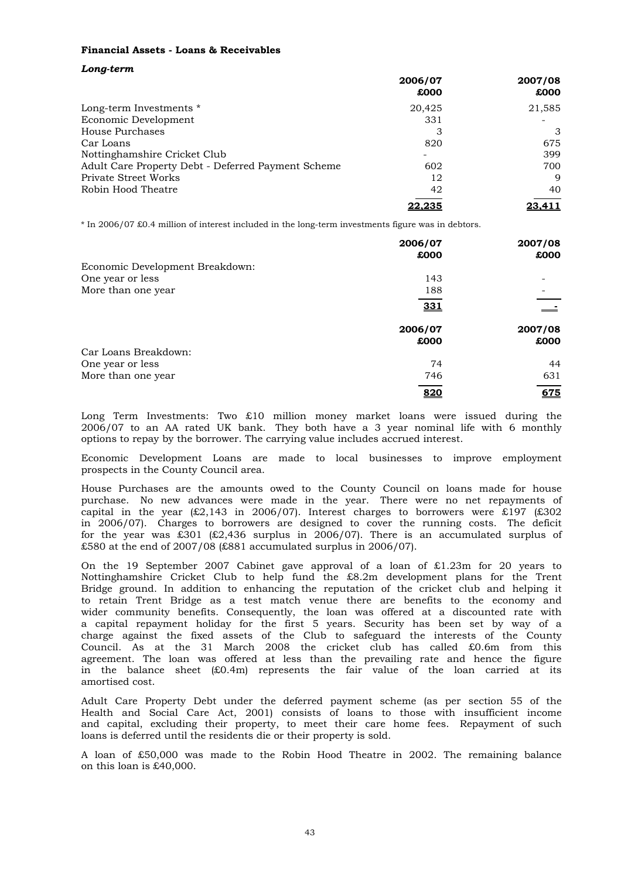**Financial Assets - Loans & Receivables**

***Long-term***

| | 2006/07 £000 | 2007/08 £000 |
|---|---|---|
| Long-term Investments * | 20,425 | 21,585 |
| Economic Development | 331 | - |
| House Purchases | 3 | 3 |
| Car Loans | 820 | 675 |
| Nottinghamshire Cricket Club | - | 399 |
| Adult Care Property Debt - Deferred Payment Scheme | 602 | 700 |
| Private Street Works | 12 | 9 |
| Robin Hood Theatre | 42 | 40 |
| | **22,235** | **23,411** |

* In 2006/07 £0.4 million of interest included in the long-term investments figure was in debtors.

| | 2006/07 £000 | 2007/08 £000 |
|---|---|---|
| Economic Development Breakdown: | | |
| One year or less | 143 | - |
| More than one year | 188 | - |
| | **331** | **-** |

| | 2006/07 £000 | 2007/08 £000 |
|---|---|---|
| Car Loans Breakdown: | | |
| One year or less | 74 | 44 |
| More than one year | 746 | 631 |
| | **820** | **675** |

Long Term Investments: Two £10 million money market loans were issued during the 2006/07 to an AA rated UK bank. They both have a 3 year nominal life with 6 monthly options to repay by the borrower. The carrying value includes accrued interest.

Economic Development Loans are made to local businesses to improve employment prospects in the County Council area.

House Purchases are the amounts owed to the County Council on loans made for house purchase. No new advances were made in the year. There were no net repayments of capital in the year (£2,143 in 2006/07). Interest charges to borrowers were £197 (£302 in 2006/07). Charges to borrowers are designed to cover the running costs. The deficit for the year was £301 (£2,436 surplus in 2006/07). There is an accumulated surplus of £580 at the end of 2007/08 (£881 accumulated surplus in 2006/07).

On the 19 September 2007 Cabinet gave approval of a loan of £1.23m for 20 years to Nottinghamshire Cricket Club to help fund the £8.2m development plans for the Trent Bridge ground. In addition to enhancing the reputation of the cricket club and helping it to retain Trent Bridge as a test match venue there are benefits to the economy and wider community benefits. Consequently, the loan was offered at a discounted rate with a capital repayment holiday for the first 5 years. Security has been set by way of a charge against the fixed assets of the Club to safeguard the interests of the County Council. As at the 31 March 2008 the cricket club has called £0.6m from this agreement. The loan was offered at less than the prevailing rate and hence the figure in the balance sheet (£0.4m) represents the fair value of the loan carried at its amortised cost.

Adult Care Property Debt under the deferred payment scheme (as per section 55 of the Health and Social Care Act, 2001) consists of loans to those with insufficient income and capital, excluding their property, to meet their care home fees. Repayment of such loans is deferred until the residents die or their property is sold.

A loan of £50,000 was made to the Robin Hood Theatre in 2002. The remaining balance on this loan is £40,000.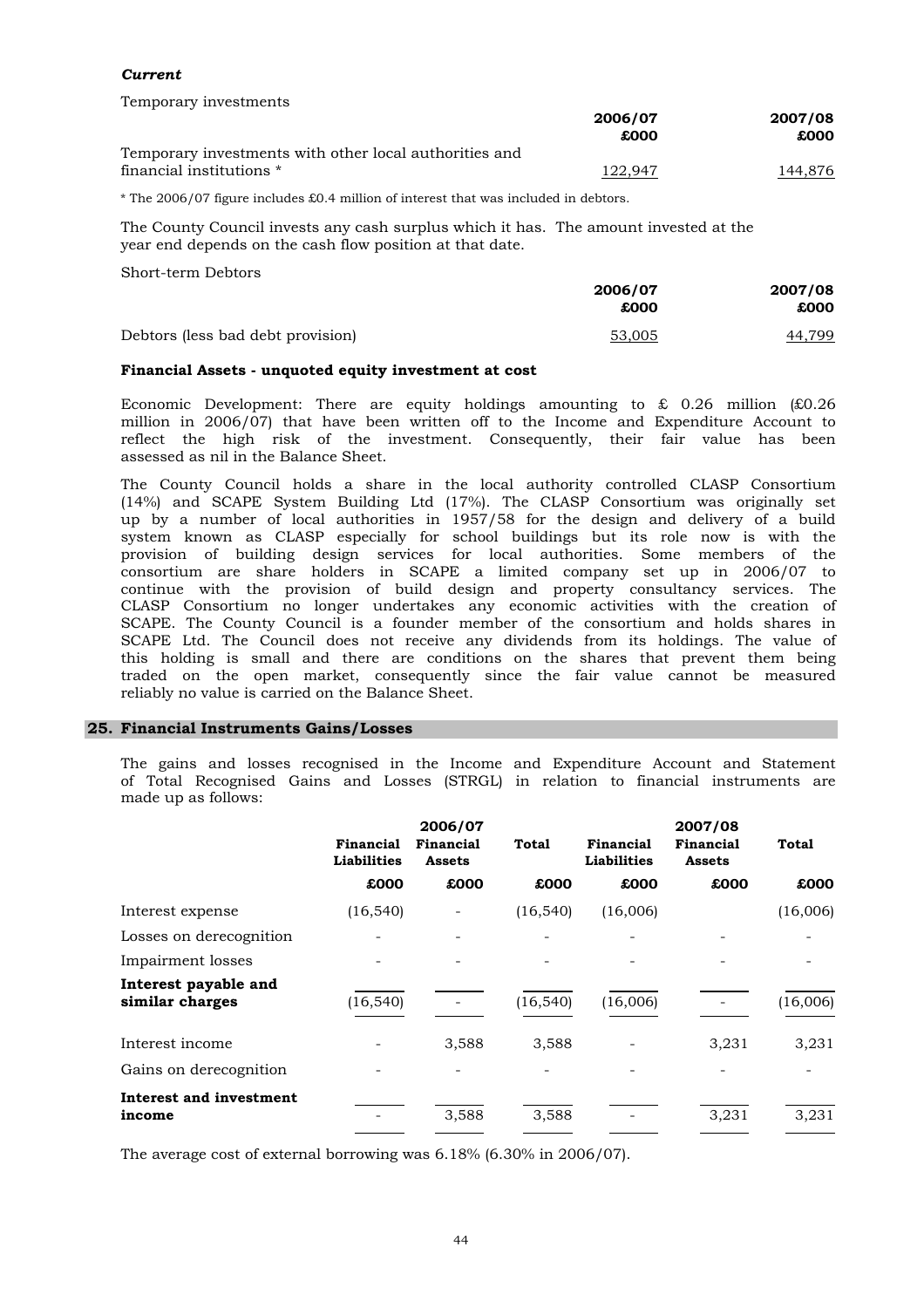*Current*

Temporary investments

| | 2006/07 £000 | 2007/08 £000 |
|---|---|---|
| Temporary investments with other local authorities and financial institutions * | 122,947 | 144,876 |

* The 2006/07 figure includes £0.4 million of interest that was included in debtors.

The County Council invests any cash surplus which it has. The amount invested at the year end depends on the cash flow position at that date.

Short-term Debtors

| | 2006/07 £000 | 2007/08 £000 |
|---|---|---|
| Debtors (less bad debt provision) | 53,005 | 44,799 |

**Financial Assets - unquoted equity investment at cost**

Economic Development: There are equity holdings amounting to £ 0.26 million (£0.26 million in 2006/07) that have been written off to the Income and Expenditure Account to reflect the high risk of the investment. Consequently, their fair value has been assessed as nil in the Balance Sheet.

The County Council holds a share in the local authority controlled CLASP Consortium (14%) and SCAPE System Building Ltd (17%). The CLASP Consortium was originally set up by a number of local authorities in 1957/58 for the design and delivery of a build system known as CLASP especially for school buildings but its role now is with the provision of building design services for local authorities. Some members of the consortium are share holders in SCAPE a limited company set up in 2006/07 to continue with the provision of build design and property consultancy services. The CLASP Consortium no longer undertakes any economic activities with the creation of SCAPE. The County Council is a founder member of the consortium and holds shares in SCAPE Ltd. The Council does not receive any dividends from its holdings. The value of this holding is small and there are conditions on the shares that prevent them being traded on the open market, consequently since the fair value cannot be measured reliably no value is carried on the Balance Sheet.

## 25. Financial Instruments Gains/Losses

The gains and losses recognised in the Income and Expenditure Account and Statement of Total Recognised Gains and Losses (STRGL) in relation to financial instruments are made up as follows:

| | 2006/07 Financial Liabilities | 2006/07 Financial Assets | 2006/07 Total | 2007/08 Financial Liabilities | 2007/08 Financial Assets | 2007/08 Total |
|---|---|---|---|---|---|---|
| | £000 | £000 | £000 | £000 | £000 | £000 |
| Interest expense | (16,540) | - | (16,540) | (16,006) | | (16,006) |
| Losses on derecognition | - | - | - | - | - | - |
| Impairment losses | - | - | - | - | - | - |
| **Interest payable and similar charges** | (16,540) | - | (16,540) | (16,006) | - | (16,006) |
| Interest income | - | 3,588 | 3,588 | - | 3,231 | 3,231 |
| Gains on derecognition | - | - | - | - | - | - |
| **Interest and investment income** | - | 3,588 | 3,588 | - | 3,231 | 3,231 |

The average cost of external borrowing was 6.18% (6.30% in 2006/07).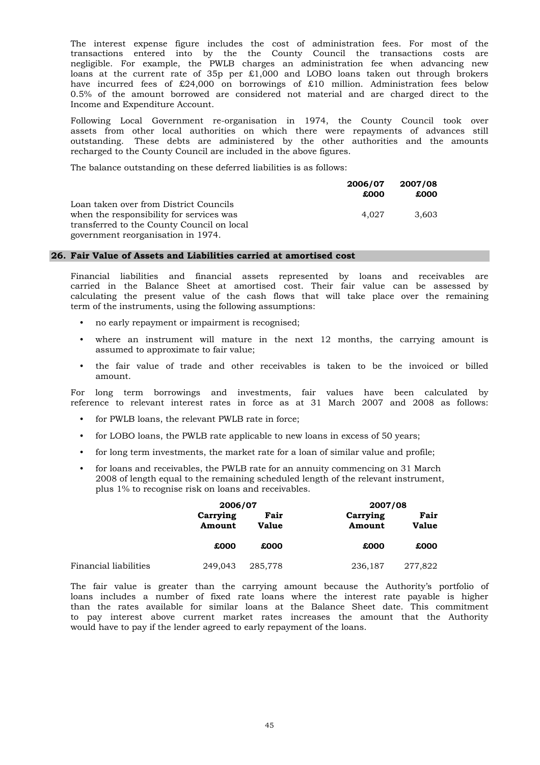The interest expense figure includes the cost of administration fees. For most of the transactions entered into by the the County Council the transactions costs are negligible. For example, the PWLB charges an administration fee when advancing new loans at the current rate of 35p per £1,000 and LOBO loans taken out through brokers have incurred fees of £24,000 on borrowings of £10 million. Administration fees below 0.5% of the amount borrowed are considered not material and are charged direct to the Income and Expenditure Account.

Following Local Government re-organisation in 1974, the County Council took over assets from other local authorities on which there were repayments of advances still outstanding. These debts are administered by the other authorities and the amounts recharged to the County Council are included in the above figures.

The balance outstanding on these deferred liabilities is as follows:

| | 2006/07 £000 | 2007/08 £000 |
|---|---|---|
| Loan taken over from District Councils when the responsibility for services was transferred to the County Council on local government reorganisation in 1974. | 4,027 | 3,603 |

## 26. Fair Value of Assets and Liabilities carried at amortised cost

Financial liabilities and financial assets represented by loans and receivables are carried in the Balance Sheet at amortised cost. Their fair value can be assessed by calculating the present value of the cash flows that will take place over the remaining term of the instruments, using the following assumptions:

- no early repayment or impairment is recognised;
- where an instrument will mature in the next 12 months, the carrying amount is assumed to approximate to fair value;
- the fair value of trade and other receivables is taken to be the invoiced or billed amount.

For long term borrowings and investments, fair values have been calculated by reference to relevant interest rates in force as at 31 March 2007 and 2008 as follows:

- for PWLB loans, the relevant PWLB rate in force;
- for LOBO loans, the PWLB rate applicable to new loans in excess of 50 years;
- for long term investments, the market rate for a loan of similar value and profile;
- for loans and receivables, the PWLB rate for an annuity commencing on 31 March 2008 of length equal to the remaining scheduled length of the relevant instrument, plus 1% to recognise risk on loans and receivables.

| | 2006/07 | | 2007/08 | |
|---|---|---|---|---|
| | Carrying Amount | Fair Value | Carrying Amount | Fair Value |
| | £000 | £000 | £000 | £000 |
| Financial liabilities | 249,043 | 285,778 | 236,187 | 277,822 |

The fair value is greater than the carrying amount because the Authority's portfolio of loans includes a number of fixed rate loans where the interest rate payable is higher than the rates available for similar loans at the Balance Sheet date. This commitment to pay interest above current market rates increases the amount that the Authority would have to pay if the lender agreed to early repayment of the loans.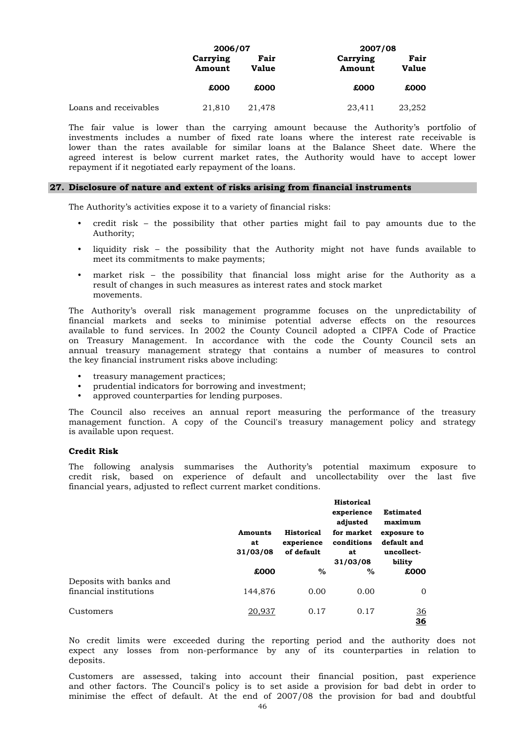| | 2006/07 | | 2007/08 | |
|---|---|---|---|---|
| | Carrying Amount | Fair Value | Carrying Amount | Fair Value |
| | £000 | £000 | £000 | £000 |
| Loans and receivables | 21,810 | 21,478 | 23,411 | 23,252 |

The fair value is lower than the carrying amount because the Authority's portfolio of investments includes a number of fixed rate loans where the interest rate receivable is lower than the rates available for similar loans at the Balance Sheet date. Where the agreed interest is below current market rates, the Authority would have to accept lower repayment if it negotiated early repayment of the loans.

## 27. Disclosure of nature and extent of risks arising from financial instruments

The Authority's activities expose it to a variety of financial risks:

- credit risk – the possibility that other parties might fail to pay amounts due to the Authority;
- liquidity risk – the possibility that the Authority might not have funds available to meet its commitments to make payments;
- market risk – the possibility that financial loss might arise for the Authority as a result of changes in such measures as interest rates and stock market movements.

The Authority's overall risk management programme focuses on the unpredictability of financial markets and seeks to minimise potential adverse effects on the resources available to fund services. In 2002 the County Council adopted a CIPFA Code of Practice on Treasury Management. In accordance with the code the County Council sets an annual treasury management strategy that contains a number of measures to control the key financial instrument risks above including:

- treasury management practices;
- prudential indicators for borrowing and investment;
- approved counterparties for lending purposes.

The Council also receives an annual report measuring the performance of the treasury management function. A copy of the Council's treasury management policy and strategy is available upon request.

### Credit Risk

The following analysis summarises the Authority's potential maximum exposure to credit risk, based on experience of default and uncollectability over the last five financial years, adjusted to reflect current market conditions.

| | Amounts at 31/03/08 | Historical experience of default | Historical experience adjusted for market conditions at 31/03/08 | Estimated maximum exposure to default and uncollect-bility |
|---|---|---|---|---|
| | £000 | % | % | £000 |
| Deposits with banks and financial institutions | 144,876 | 0.00 | 0.00 | 0 |
| Customers | 20,937 | 0.17 | 0.17 | 36 |
| | | | | **36** |

No credit limits were exceeded during the reporting period and the authority does not expect any losses from non-performance by any of its counterparties in relation to deposits.

Customers are assessed, taking into account their financial position, past experience and other factors. The Council's policy is to set aside a provision for bad debt in order to minimise the effect of default. At the end of 2007/08 the provision for bad and doubtful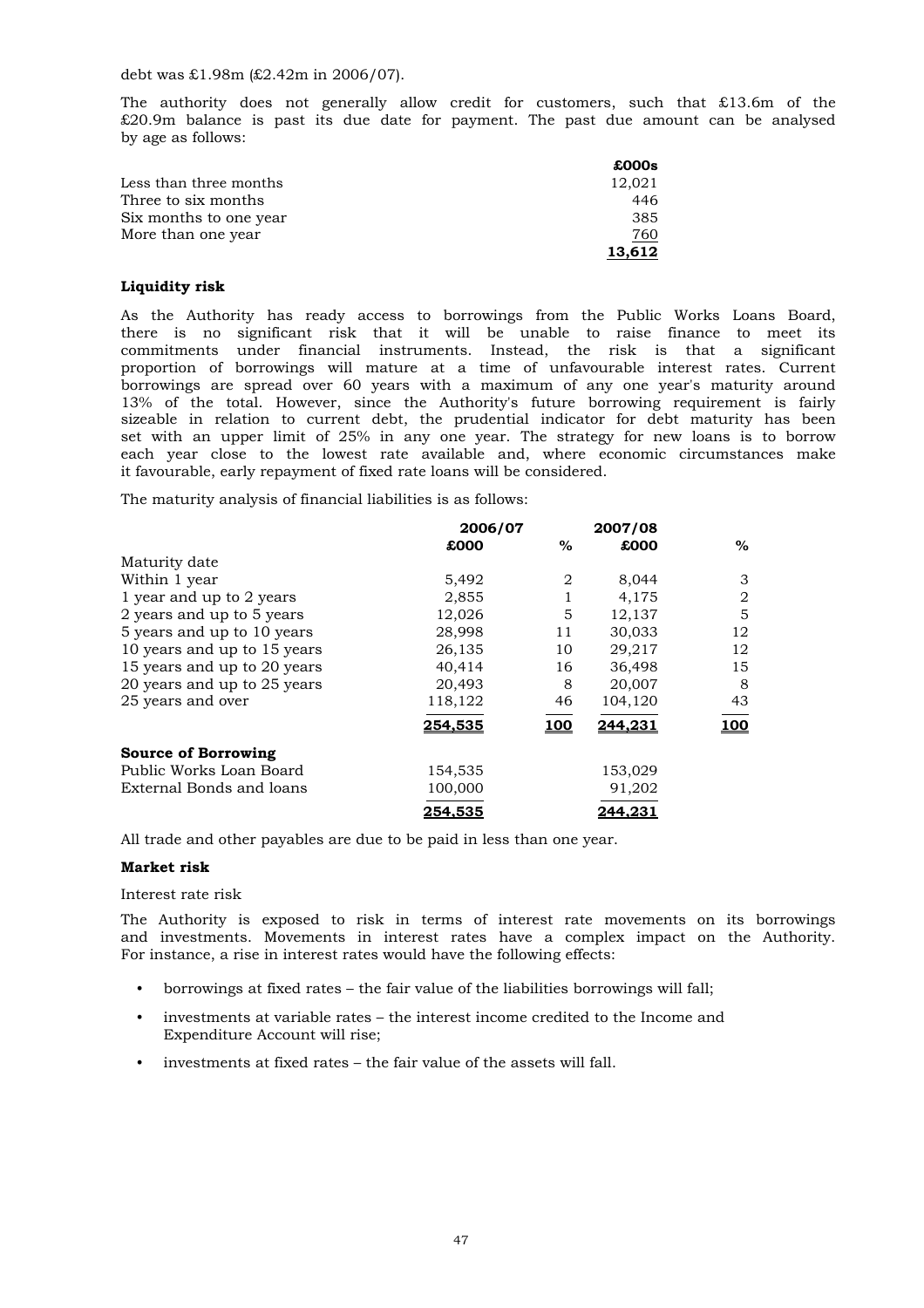debt was £1.98m (£2.42m in 2006/07).

The authority does not generally allow credit for customers, such that £13.6m of the £20.9m balance is past its due date for payment. The past due amount can be analysed by age as follows:

| | £000s |
|---|---|
| Less than three months | 12,021 |
| Three to six months | 446 |
| Six months to one year | 385 |
| More than one year | 760 |
| | **13,612** |

**Liquidity risk**

As the Authority has ready access to borrowings from the Public Works Loans Board, there is no significant risk that it will be unable to raise finance to meet its commitments under financial instruments. Instead, the risk is that a significant proportion of borrowings will mature at a time of unfavourable interest rates. Current borrowings are spread over 60 years with a maximum of any one year's maturity around 13% of the total. However, since the Authority's future borrowing requirement is fairly sizeable in relation to current debt, the prudential indicator for debt maturity has been set with an upper limit of 25% in any one year. The strategy for new loans is to borrow each year close to the lowest rate available and, where economic circumstances make it favourable, early repayment of fixed rate loans will be considered.

The maturity analysis of financial liabilities is as follows:

| | 2006/07 | | 2007/08 | |
|---|---|---|---|---|
| | £000 | % | £000 | % |
| Maturity date | | | | |
| Within 1 year | 5,492 | 2 | 8,044 | 3 |
| 1 year and up to 2 years | 2,855 | 1 | 4,175 | 2 |
| 2 years and up to 5 years | 12,026 | 5 | 12,137 | 5 |
| 5 years and up to 10 years | 28,998 | 11 | 30,033 | 12 |
| 10 years and up to 15 years | 26,135 | 10 | 29,217 | 12 |
| 15 years and up to 20 years | 40,414 | 16 | 36,498 | 15 |
| 20 years and up to 25 years | 20,493 | 8 | 20,007 | 8 |
| 25 years and over | 118,122 | 46 | 104,120 | 43 |
| | **254,535** | **100** | **244,231** | **100** |
| **Source of Borrowing** | | | | |
| Public Works Loan Board | 154,535 | | 153,029 | |
| External Bonds and loans | 100,000 | | 91,202 | |
| | **254,535** | | **244,231** | |

All trade and other payables are due to be paid in less than one year.

**Market risk**

Interest rate risk

The Authority is exposed to risk in terms of interest rate movements on its borrowings and investments. Movements in interest rates have a complex impact on the Authority. For instance, a rise in interest rates would have the following effects:

- borrowings at fixed rates – the fair value of the liabilities borrowings will fall;
- investments at variable rates – the interest income credited to the Income and Expenditure Account will rise;
- investments at fixed rates – the fair value of the assets will fall.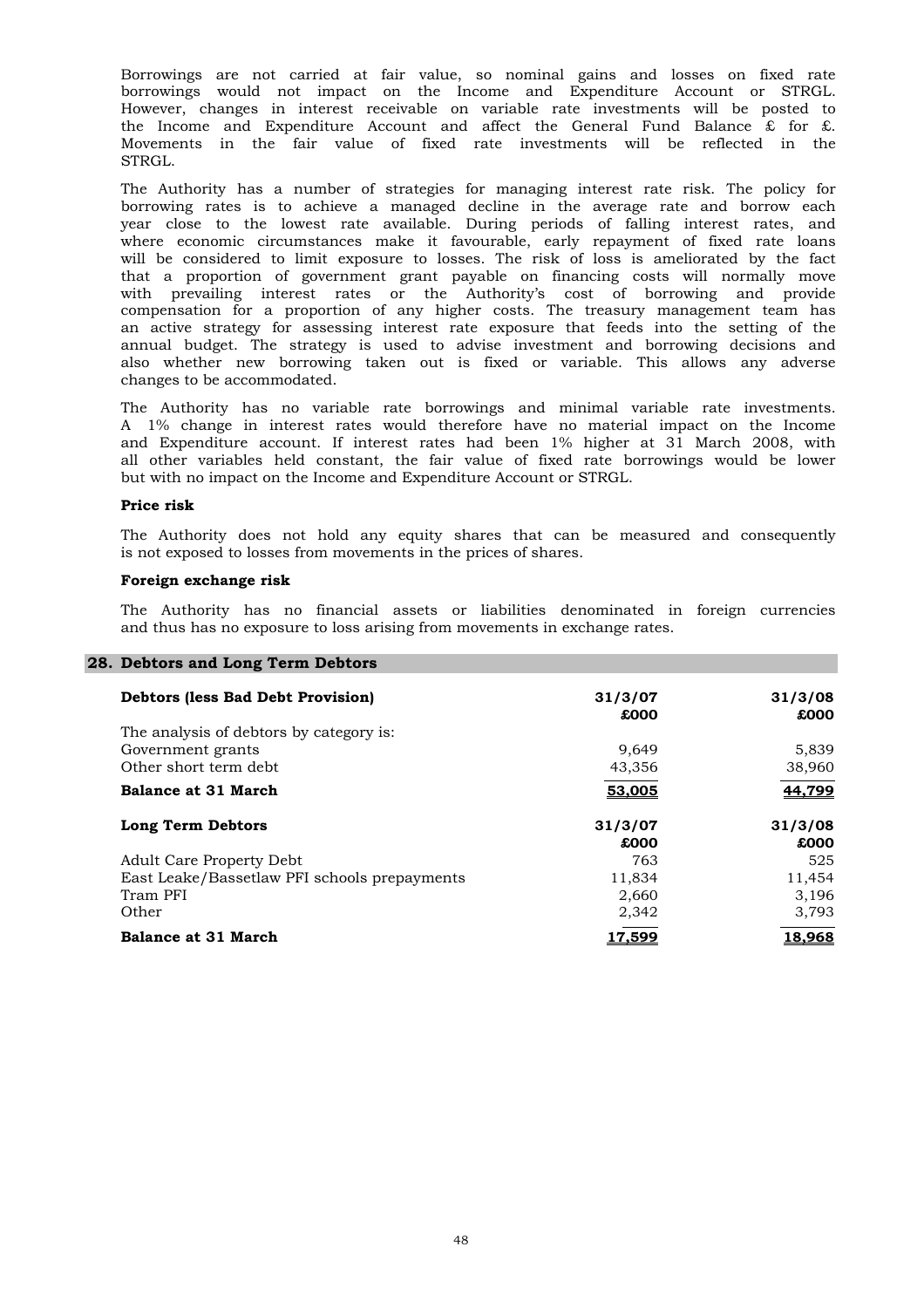Borrowings are not carried at fair value, so nominal gains and losses on fixed rate borrowings would not impact on the Income and Expenditure Account or STRGL. However, changes in interest receivable on variable rate investments will be posted to the Income and Expenditure Account and affect the General Fund Balance £ for £. Movements in the fair value of fixed rate investments will be reflected in the STRGL.

The Authority has a number of strategies for managing interest rate risk. The policy for borrowing rates is to achieve a managed decline in the average rate and borrow each year close to the lowest rate available. During periods of falling interest rates, and where economic circumstances make it favourable, early repayment of fixed rate loans will be considered to limit exposure to losses. The risk of loss is ameliorated by the fact that a proportion of government grant payable on financing costs will normally move with prevailing interest rates or the Authority's cost of borrowing and provide compensation for a proportion of any higher costs. The treasury management team has an active strategy for assessing interest rate exposure that feeds into the setting of the annual budget. The strategy is used to advise investment and borrowing decisions and also whether new borrowing taken out is fixed or variable. This allows any adverse changes to be accommodated.

The Authority has no variable rate borrowings and minimal variable rate investments. A 1% change in interest rates would therefore have no material impact on the Income and Expenditure account. If interest rates had been 1% higher at 31 March 2008, with all other variables held constant, the fair value of fixed rate borrowings would be lower but with no impact on the Income and Expenditure Account or STRGL.

**Price risk**

The Authority does not hold any equity shares that can be measured and consequently is not exposed to losses from movements in the prices of shares.

**Foreign exchange risk**

The Authority has no financial assets or liabilities denominated in foreign currencies and thus has no exposure to loss arising from movements in exchange rates.

## 28. Debtors and Long Term Debtors

| **Debtors (less Bad Debt Provision)** | **31/3/07 £000** | **31/3/08 £000** |
|---|---|---|
| The analysis of debtors by category is: | | |
| Government grants | 9,649 | 5,839 |
| Other short term debt | 43,356 | 38,960 |
| **Balance at 31 March** | **53,005** | **44,799** |

| **Long Term Debtors** | **31/3/07 £000** | **31/3/08 £000** |
|---|---|---|
| Adult Care Property Debt | 763 | 525 |
| East Leake/Bassetlaw PFI schools prepayments | 11,834 | 11,454 |
| Tram PFI | 2,660 | 3,196 |
| Other | 2,342 | 3,793 |
| **Balance at 31 March** | **17,599** | **18,968** |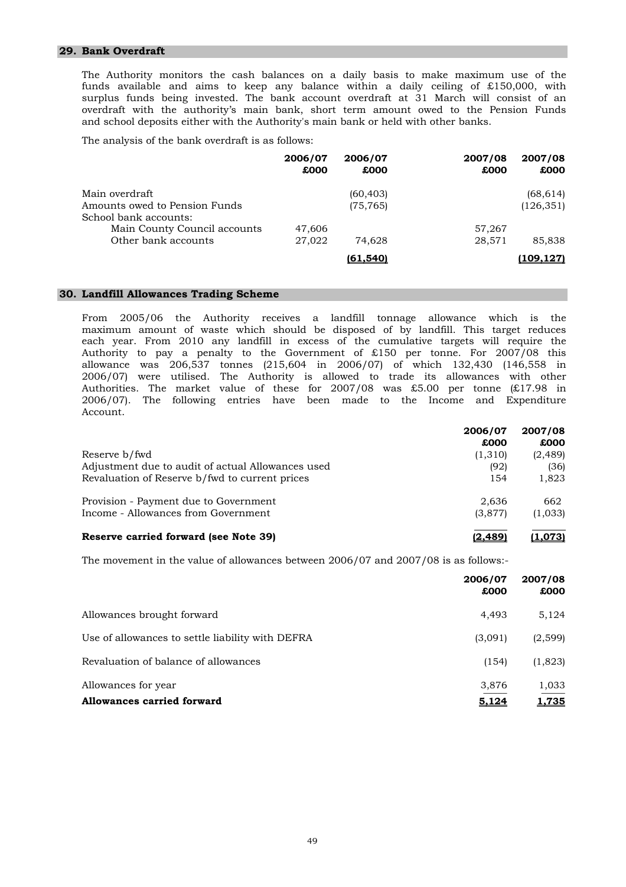## 29. Bank Overdraft

The Authority monitors the cash balances on a daily basis to make maximum use of the funds available and aims to keep any balance within a daily ceiling of £150,000, with surplus funds being invested. The bank account overdraft at 31 March will consist of an overdraft with the authority's main bank, short term amount owed to the Pension Funds and school deposits either with the Authority's main bank or held with other banks.

The analysis of the bank overdraft is as follows:

| | 2006/07 £000 | 2006/07 £000 | 2007/08 £000 | 2007/08 £000 |
|---|---|---|---|---|
| Main overdraft | | (60,403) | | (68,614) |
| Amounts owed to Pension Funds | | (75,765) | | (126,351) |
| School bank accounts: | | | | |
| Main County Council accounts | 47,606 | | 57,267 | |
| Other bank accounts | 27,022 | 74,628 | 28,571 | 85,838 |
| | | **(61,540)** | | **(109,127)** |

## 30. Landfill Allowances Trading Scheme

From 2005/06 the Authority receives a landfill tonnage allowance which is the maximum amount of waste which should be disposed of by landfill. This target reduces each year. From 2010 any landfill in excess of the cumulative targets will require the Authority to pay a penalty to the Government of £150 per tonne. For 2007/08 this allowance was 206,537 tonnes (215,604 in 2006/07) of which 132,430 (146,558 in 2006/07) were utilised. The Authority is allowed to trade its allowances with other Authorities. The market value of these for 2007/08 was £5.00 per tonne (£17.98 in 2006/07). The following entries have been made to the Income and Expenditure Account.

| | 2006/07 £000 | 2007/08 £000 |
|---|---|---|
| Reserve b/fwd | (1,310) | (2,489) |
| Adjustment due to audit of actual Allowances used | (92) | (36) |
| Revaluation of Reserve b/fwd to current prices | 154 | 1,823 |
| Provision - Payment due to Government | 2,636 | 662 |
| Income - Allowances from Government | (3,877) | (1,033) |
| **Reserve carried forward (see Note 39)** | **(2,489)** | **(1,073)** |

The movement in the value of allowances between 2006/07 and 2007/08 is as follows:-

| | 2006/07 £000 | 2007/08 £000 |
|---|---|---|
| Allowances brought forward | 4,493 | 5,124 |
| Use of allowances to settle liability with DEFRA | (3,091) | (2,599) |
| Revaluation of balance of allowances | (154) | (1,823) |
| Allowances for year | 3,876 | 1,033 |
| **Allowances carried forward** | **5,124** | **1,735** |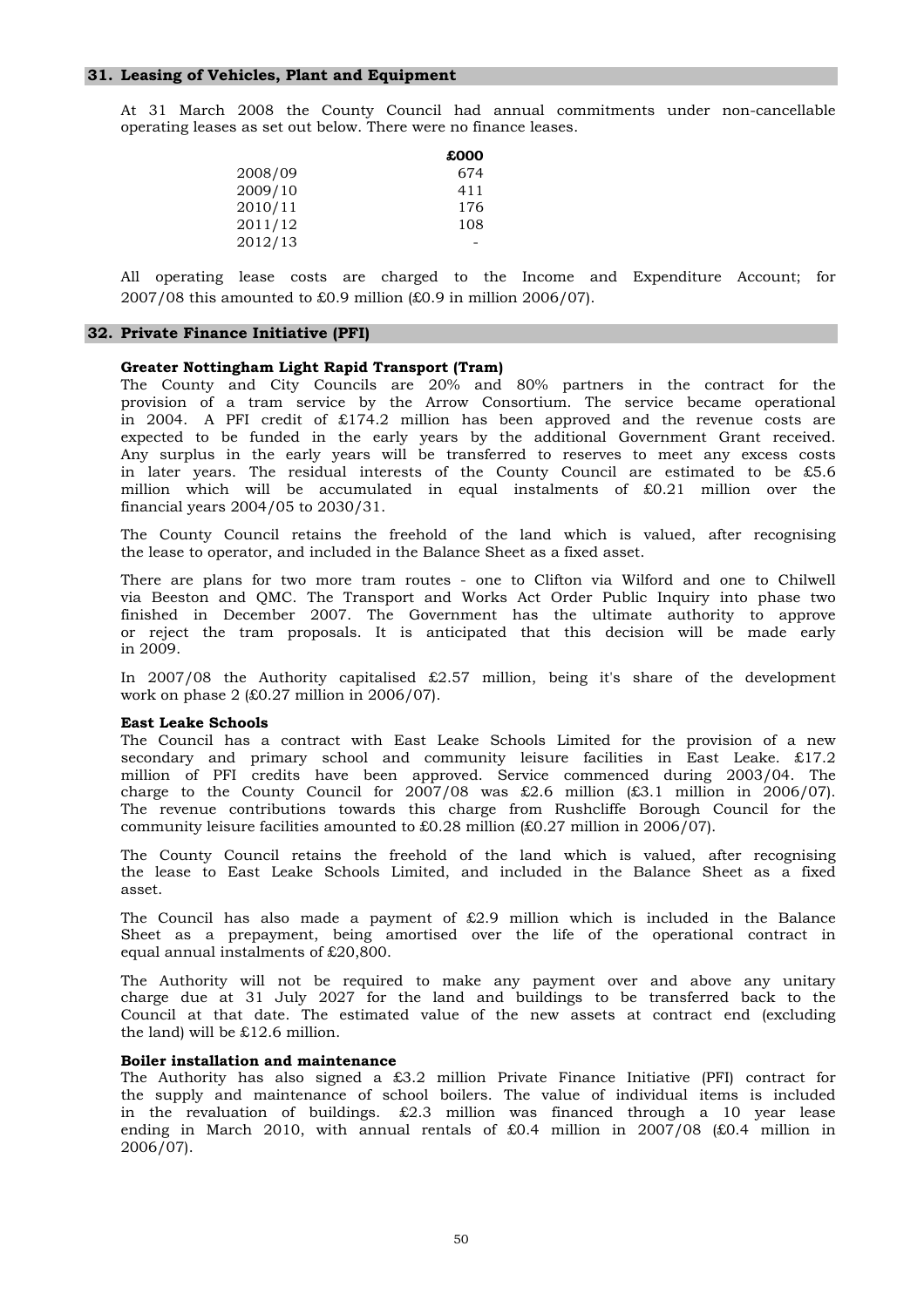## 31. Leasing of Vehicles, Plant and Equipment

At 31 March 2008 the County Council had annual commitments under non-cancellable operating leases as set out below. There were no finance leases.

| | £000 |
|---|---|
| 2008/09 | 674 |
| 2009/10 | 411 |
| 2010/11 | 176 |
| 2011/12 | 108 |
| 2012/13 | - |

All operating lease costs are charged to the Income and Expenditure Account; for 2007/08 this amounted to £0.9 million (£0.9 in million 2006/07).

## 32. Private Finance Initiative (PFI)

**Greater Nottingham Light Rapid Transport (Tram)**

The County and City Councils are 20% and 80% partners in the contract for the provision of a tram service by the Arrow Consortium. The service became operational in 2004. A PFI credit of £174.2 million has been approved and the revenue costs are expected to be funded in the early years by the additional Government Grant received. Any surplus in the early years will be transferred to reserves to meet any excess costs in later years. The residual interests of the County Council are estimated to be £5.6 million which will be accumulated in equal instalments of £0.21 million over the financial years 2004/05 to 2030/31.

The County Council retains the freehold of the land which is valued, after recognising the lease to operator, and included in the Balance Sheet as a fixed asset.

There are plans for two more tram routes - one to Clifton via Wilford and one to Chilwell via Beeston and QMC. The Transport and Works Act Order Public Inquiry into phase two finished in December 2007. The Government has the ultimate authority to approve or reject the tram proposals. It is anticipated that this decision will be made early in 2009.

In 2007/08 the Authority capitalised £2.57 million, being it's share of the development work on phase 2 (£0.27 million in 2006/07).

**East Leake Schools**

The Council has a contract with East Leake Schools Limited for the provision of a new secondary and primary school and community leisure facilities in East Leake. £17.2 million of PFI credits have been approved. Service commenced during 2003/04. The charge to the County Council for 2007/08 was £2.6 million (£3.1 million in 2006/07). The revenue contributions towards this charge from Rushcliffe Borough Council for the community leisure facilities amounted to £0.28 million (£0.27 million in 2006/07).

The County Council retains the freehold of the land which is valued, after recognising the lease to East Leake Schools Limited, and included in the Balance Sheet as a fixed asset.

The Council has also made a payment of £2.9 million which is included in the Balance Sheet as a prepayment, being amortised over the life of the operational contract in equal annual instalments of £20,800.

The Authority will not be required to make any payment over and above any unitary charge due at 31 July 2027 for the land and buildings to be transferred back to the Council at that date. The estimated value of the new assets at contract end (excluding the land) will be £12.6 million.

**Boiler installation and maintenance**

The Authority has also signed a £3.2 million Private Finance Initiative (PFI) contract for the supply and maintenance of school boilers. The value of individual items is included in the revaluation of buildings. £2.3 million was financed through a 10 year lease ending in March 2010, with annual rentals of £0.4 million in 2007/08 (£0.4 million in 2006/07).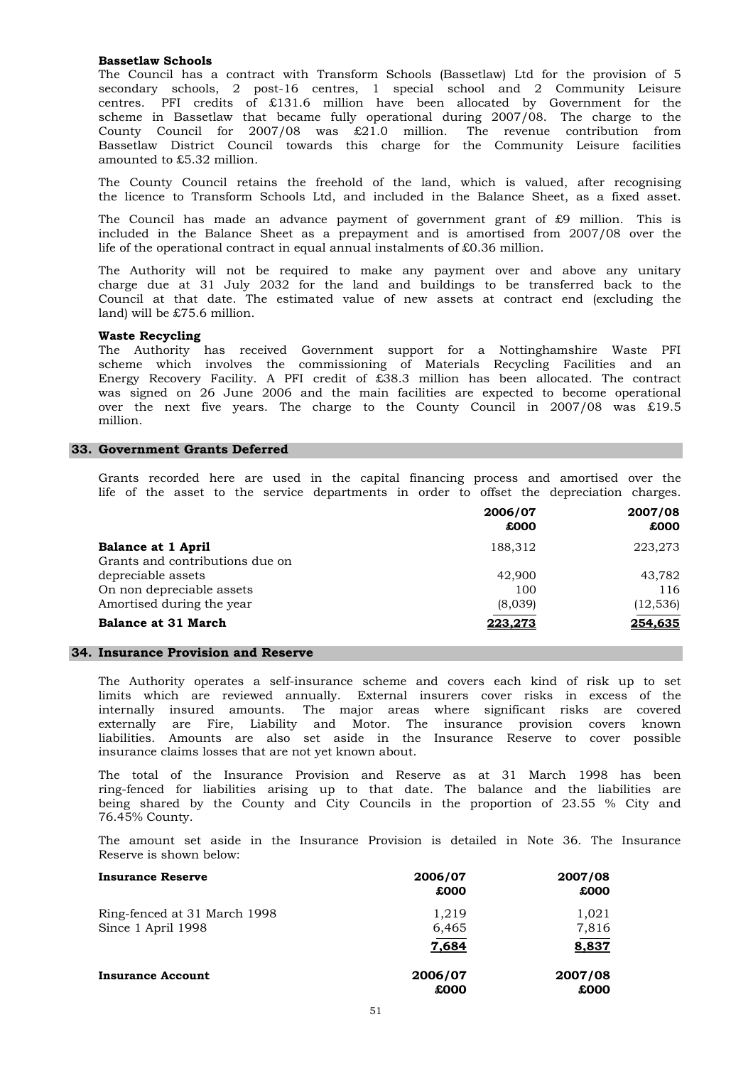**Bassetlaw Schools**

The Council has a contract with Transform Schools (Bassetlaw) Ltd for the provision of 5 secondary schools, 2 post-16 centres, 1 special school and 2 Community Leisure centres. PFI credits of £131.6 million have been allocated by Government for the scheme in Bassetlaw that became fully operational during 2007/08. The charge to the County Council for 2007/08 was £21.0 million. The revenue contribution from Bassetlaw District Council towards this charge for the Community Leisure facilities amounted to £5.32 million.

The County Council retains the freehold of the land, which is valued, after recognising the licence to Transform Schools Ltd, and included in the Balance Sheet, as a fixed asset.

The Council has made an advance payment of government grant of £9 million. This is included in the Balance Sheet as a prepayment and is amortised from 2007/08 over the life of the operational contract in equal annual instalments of £0.36 million.

The Authority will not be required to make any payment over and above any unitary charge due at 31 July 2032 for the land and buildings to be transferred back to the Council at that date. The estimated value of new assets at contract end (excluding the land) will be £75.6 million.

**Waste Recycling**

The Authority has received Government support for a Nottinghamshire Waste PFI scheme which involves the commissioning of Materials Recycling Facilities and an Energy Recovery Facility. A PFI credit of £38.3 million has been allocated. The contract was signed on 26 June 2006 and the main facilities are expected to become operational over the next five years. The charge to the County Council in 2007/08 was £19.5 million.

## 33. Government Grants Deferred

Grants recorded here are used in the capital financing process and amortised over the life of the asset to the service departments in order to offset the depreciation charges.

| | 2006/07 £000 | 2007/08 £000 |
|---|---|---|
| **Balance at 1 April** | 188,312 | 223,273 |
| Grants and contributions due on depreciable assets | 42,900 | 43,782 |
| On non depreciable assets | 100 | 116 |
| Amortised during the year | (8,039) | (12,536) |
| **Balance at 31 March** | **223,273** | **254,635** |

## 34. Insurance Provision and Reserve

The Authority operates a self-insurance scheme and covers each kind of risk up to set limits which are reviewed annually. External insurers cover risks in excess of the internally insured amounts. The major areas where significant risks are covered externally are Fire, Liability and Motor. The insurance provision covers known liabilities. Amounts are also set aside in the Insurance Reserve to cover possible insurance claims losses that are not yet known about.

The total of the Insurance Provision and Reserve as at 31 March 1998 has been ring-fenced for liabilities arising up to that date. The balance and the liabilities are being shared by the County and City Councils in the proportion of 23.55 % City and 76.45% County.

The amount set aside in the Insurance Provision is detailed in Note 36. The Insurance Reserve is shown below:

| **Insurance Reserve** | 2006/07 £000 | 2007/08 £000 |
|---|---|---|
| Ring-fenced at 31 March 1998 | 1,219 | 1,021 |
| Since 1 April 1998 | 6,465 | 7,816 |
| | **7,684** | **8,837** |

| **Insurance Account** | 2006/07 £000 | 2007/08 £000 |
|---|---|---|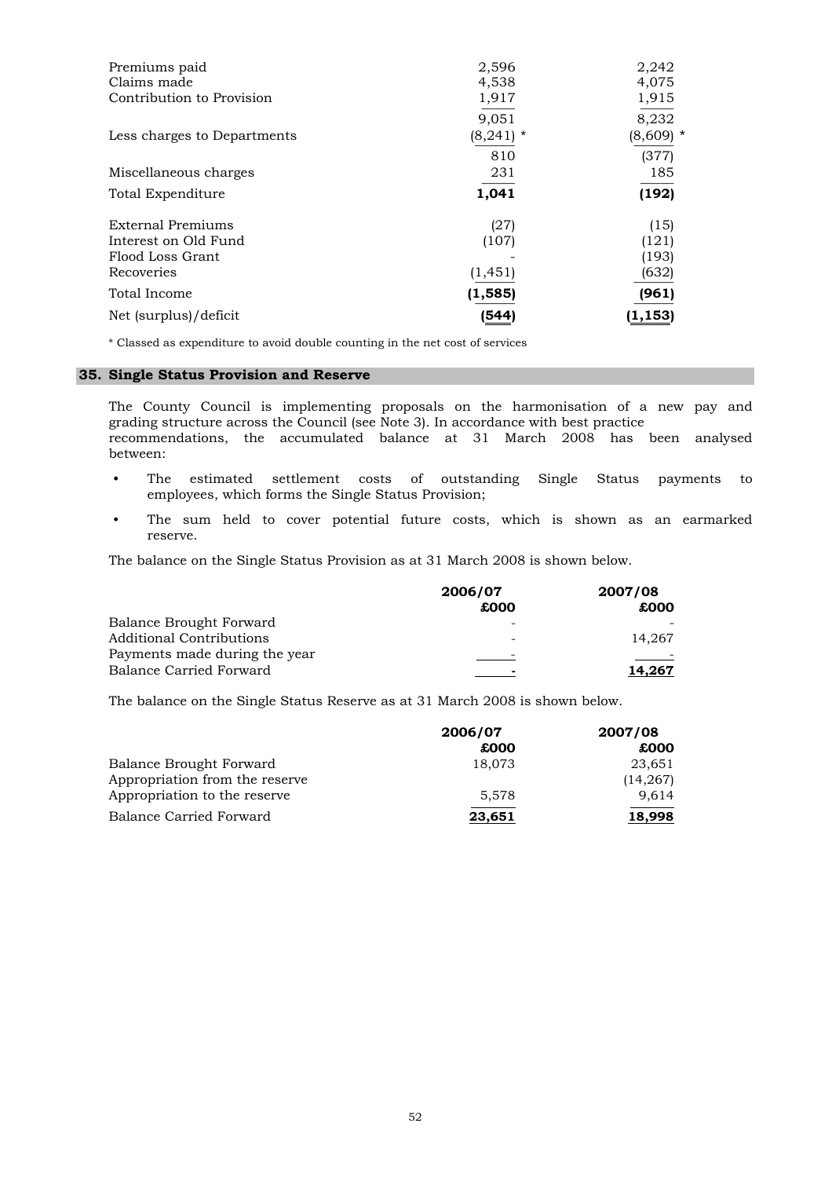| | | |
|---|---|---|
| Premiums paid | 2,596 | 2,242 |
| Claims made | 4,538 | 4,075 |
| Contribution to Provision | 1,917 | 1,915 |
| | 9,051 | 8,232 |
| Less charges to Departments | (8,241) * | (8,609) * |
| | 810 | (377) |
| Miscellaneous charges | 231 | 185 |
| Total Expenditure | **1,041** | **(192)** |
| External Premiums | (27) | (15) |
| Interest on Old Fund | (107) | (121) |
| Flood Loss Grant | - | (193) |
| Recoveries | (1,451) | (632) |
| Total Income | **(1,585)** | **(961)** |
| Net (surplus)/deficit | **(544)** | **(1,153)** |

* Classed as expenditure to avoid double counting in the net cost of services

## 35. Single Status Provision and Reserve

The County Council is implementing proposals on the harmonisation of a new pay and grading structure across the Council (see Note 3). In accordance with best practice recommendations, the accumulated balance at 31 March 2008 has been analysed between:

- The estimated settlement costs of outstanding Single Status payments to employees, which forms the Single Status Provision;
- The sum held to cover potential future costs, which is shown as an earmarked reserve.

The balance on the Single Status Provision as at 31 March 2008 is shown below.

| | 2006/07 £000 | 2007/08 £000 |
|---|---|---|
| Balance Brought Forward | - | - |
| Additional Contributions | - | 14,267 |
| Payments made during the year | - | - |
| Balance Carried Forward | **-** | **14,267** |

The balance on the Single Status Reserve as at 31 March 2008 is shown below.

| | 2006/07 £000 | 2007/08 £000 |
|---|---|---|
| Balance Brought Forward | 18,073 | 23,651 |
| Appropriation from the reserve | | (14,267) |
| Appropriation to the reserve | 5,578 | 9,614 |
| Balance Carried Forward | **23,651** | **18,998** |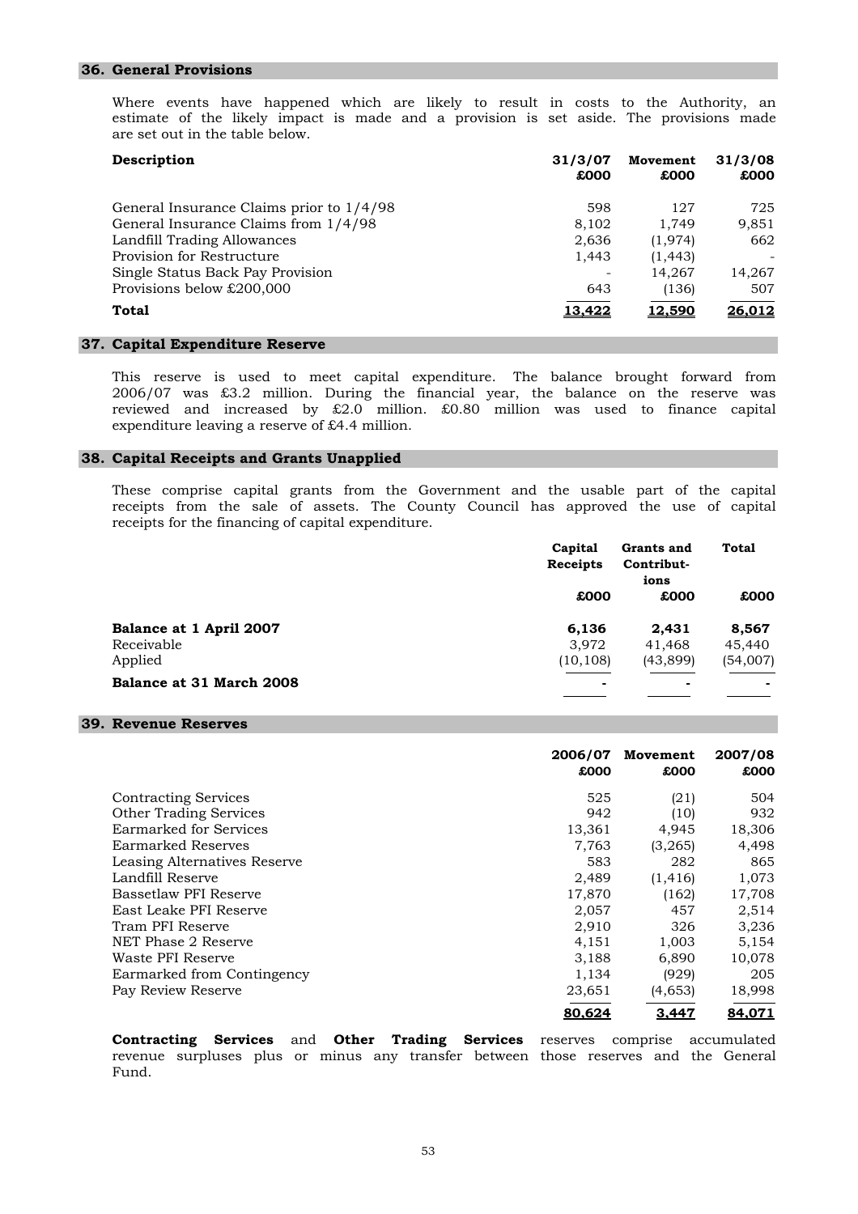## 36. General Provisions

Where events have happened which are likely to result in costs to the Authority, an estimate of the likely impact is made and a provision is set aside. The provisions made are set out in the table below.

| Description | 31/3/07 £000 | Movement £000 | 31/3/08 £000 |
|---|---|---|---|
| General Insurance Claims prior to 1/4/98 | 598 | 127 | 725 |
| General Insurance Claims from 1/4/98 | 8,102 | 1,749 | 9,851 |
| Landfill Trading Allowances | 2,636 | (1,974) | 662 |
| Provision for Restructure | 1,443 | (1,443) | - |
| Single Status Back Pay Provision | - | 14,267 | 14,267 |
| Provisions below £200,000 | 643 | (136) | 507 |
| **Total** | **13,422** | **12,590** | **26,012** |

## 37. Capital Expenditure Reserve

This reserve is used to meet capital expenditure. The balance brought forward from 2006/07 was £3.2 million. During the financial year, the balance on the reserve was reviewed and increased by £2.0 million. £0.80 million was used to finance capital expenditure leaving a reserve of £4.4 million.

## 38. Capital Receipts and Grants Unapplied

These comprise capital grants from the Government and the usable part of the capital receipts from the sale of assets. The County Council has approved the use of capital receipts for the financing of capital expenditure.

| | Capital Receipts £000 | Grants and Contributions £000 | Total £000 |
|---|---|---|---|
| **Balance at 1 April 2007** | **6,136** | **2,431** | **8,567** |
| Receivable | 3,972 | 41,468 | 45,440 |
| Applied | (10,108) | (43,899) | (54,007) |
| **Balance at 31 March 2008** | **-** | **-** | **-** |

## 39. Revenue Reserves

| | 2006/07 £000 | Movement £000 | 2007/08 £000 |
|---|---|---|---|
| Contracting Services | 525 | (21) | 504 |
| Other Trading Services | 942 | (10) | 932 |
| Earmarked for Services | 13,361 | 4,945 | 18,306 |
| Earmarked Reserves | 7,763 | (3,265) | 4,498 |
| Leasing Alternatives Reserve | 583 | 282 | 865 |
| Landfill Reserve | 2,489 | (1,416) | 1,073 |
| Bassetlaw PFI Reserve | 17,870 | (162) | 17,708 |
| East Leake PFI Reserve | 2,057 | 457 | 2,514 |
| Tram PFI Reserve | 2,910 | 326 | 3,236 |
| NET Phase 2 Reserve | 4,151 | 1,003 | 5,154 |
| Waste PFI Reserve | 3,188 | 6,890 | 10,078 |
| Earmarked from Contingency | 1,134 | (929) | 205 |
| Pay Review Reserve | 23,651 | (4,653) | 18,998 |
| | **80,624** | **3,447** | **84,071** |

**Contracting Services** and **Other Trading Services** reserves comprise accumulated revenue surpluses plus or minus any transfer between those reserves and the General Fund.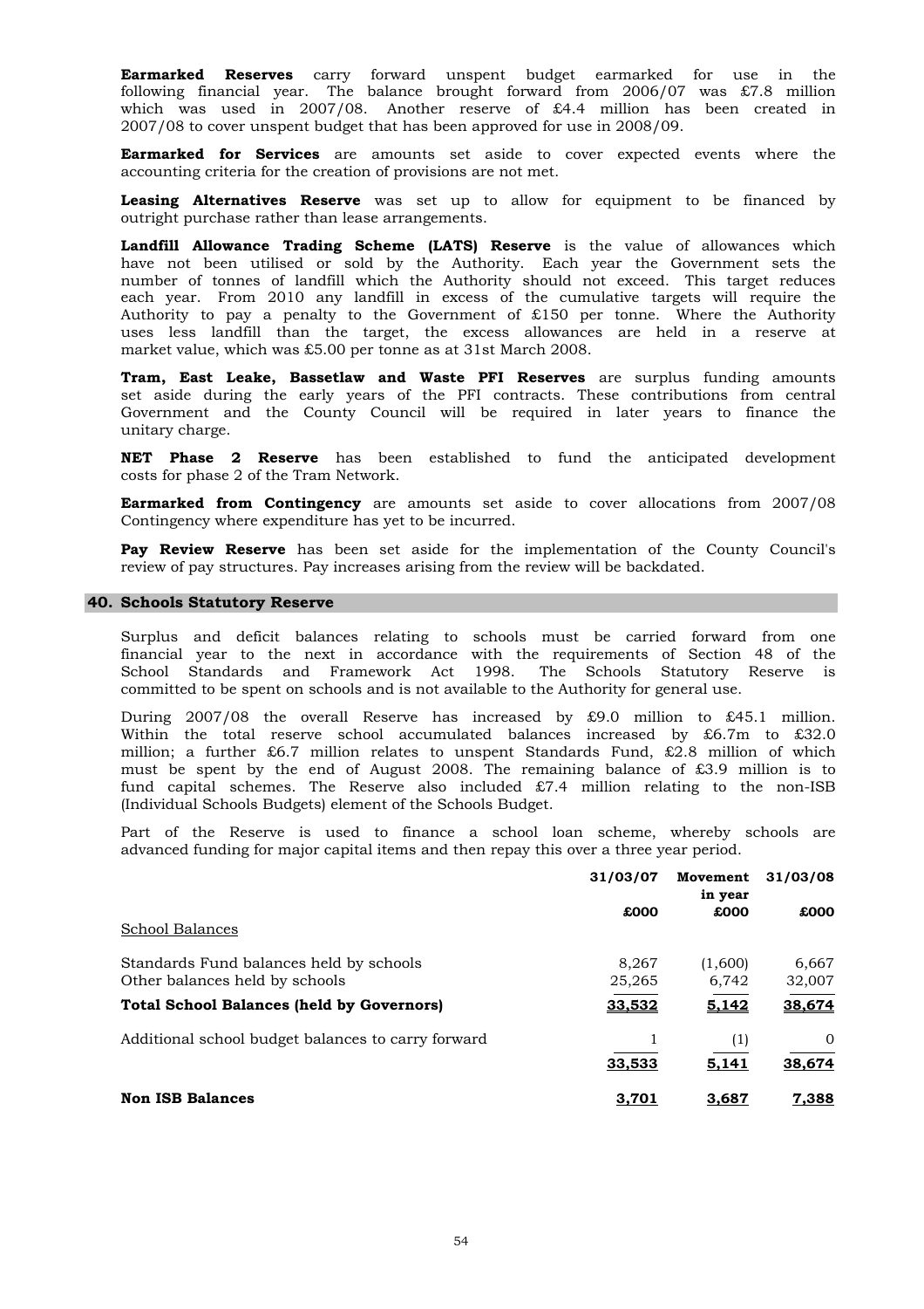**Earmarked Reserves** carry forward unspent budget earmarked for use in the following financial year. The balance brought forward from 2006/07 was £7.8 million which was used in 2007/08. Another reserve of £4.4 million has been created in 2007/08 to cover unspent budget that has been approved for use in 2008/09.

**Earmarked for Services** are amounts set aside to cover expected events where the accounting criteria for the creation of provisions are not met.

**Leasing Alternatives Reserve** was set up to allow for equipment to be financed by outright purchase rather than lease arrangements.

**Landfill Allowance Trading Scheme (LATS) Reserve** is the value of allowances which have not been utilised or sold by the Authority. Each year the Government sets the number of tonnes of landfill which the Authority should not exceed. This target reduces each year. From 2010 any landfill in excess of the cumulative targets will require the Authority to pay a penalty to the Government of £150 per tonne. Where the Authority uses less landfill than the target, the excess allowances are held in a reserve at market value, which was £5.00 per tonne as at 31st March 2008.

**Tram, East Leake, Bassetlaw and Waste PFI Reserves** are surplus funding amounts set aside during the early years of the PFI contracts. These contributions from central Government and the County Council will be required in later years to finance the unitary charge.

**NET Phase 2 Reserve** has been established to fund the anticipated development costs for phase 2 of the Tram Network.

**Earmarked from Contingency** are amounts set aside to cover allocations from 2007/08 Contingency where expenditure has yet to be incurred.

**Pay Review Reserve** has been set aside for the implementation of the County Council's review of pay structures. Pay increases arising from the review will be backdated.

## 40. Schools Statutory Reserve

Surplus and deficit balances relating to schools must be carried forward from one financial year to the next in accordance with the requirements of Section 48 of the School Standards and Framework Act 1998. The Schools Statutory Reserve is committed to be spent on schools and is not available to the Authority for general use.

During 2007/08 the overall Reserve has increased by £9.0 million to £45.1 million. Within the total reserve school accumulated balances increased by £6.7m to £32.0 million; a further £6.7 million relates to unspent Standards Fund, £2.8 million of which must be spent by the end of August 2008. The remaining balance of £3.9 million is to fund capital schemes. The Reserve also included £7.4 million relating to the non-ISB (Individual Schools Budgets) element of the Schools Budget.

Part of the Reserve is used to finance a school loan scheme, whereby schools are advanced funding for major capital items and then repay this over a three year period.

| | 31/03/07 | Movement in year | 31/03/08 |
|---|---|---|---|
| | £000 | £000 | £000 |
| School Balances | | | |
| Standards Fund balances held by schools | 8,267 | (1,600) | 6,667 |
| Other balances held by schools | 25,265 | 6,742 | 32,007 |
| **Total School Balances (held by Governors)** | **33,532** | **5,142** | **38,674** |
| Additional school budget balances to carry forward | 1 | (1) | 0 |
| | **33,533** | **5,141** | **38,674** |
| **Non ISB Balances** | **3,701** | **3,687** | **7,388** |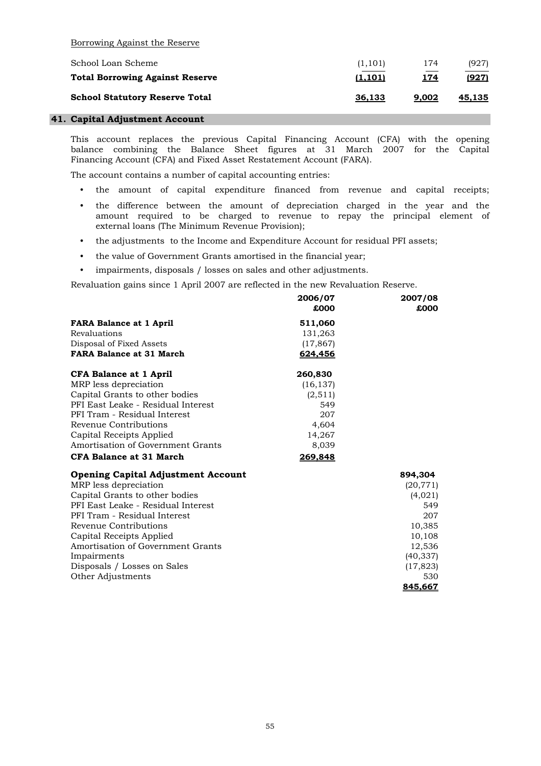Borrowing Against the Reserve

| | | | |
|---|---|---|---|
| School Loan Scheme | (1,101) | 174 | (927) |
| **Total Borrowing Against Reserve** | **(1,101)** | **174** | **(927)** |
| **School Statutory Reserve Total** | **36,133** | **9,002** | **45,135** |

## 41. Capital Adjustment Account

This account replaces the previous Capital Financing Account (CFA) with the opening balance combining the Balance Sheet figures at 31 March 2007 for the Capital Financing Account (CFA) and Fixed Asset Restatement Account (FARA).

The account contains a number of capital accounting entries:

- the amount of capital expenditure financed from revenue and capital receipts;
- the difference between the amount of depreciation charged in the year and the amount required to be charged to revenue to repay the principal element of external loans (The Minimum Revenue Provision);
- the adjustments to the Income and Expenditure Account for residual PFI assets;
- the value of Government Grants amortised in the financial year;
- impairments, disposals / losses on sales and other adjustments.

Revaluation gains since 1 April 2007 are reflected in the new Revaluation Reserve.

| | 2006/07 £000 | 2007/08 £000 |
|---|---|---|
| **FARA Balance at 1 April** | **511,060** | |
| Revaluations | 131,263 | |
| Disposal of Fixed Assets | (17,867) | |
| **FARA Balance at 31 March** | **624,456** | |
| | | |
| **CFA Balance at 1 April** | **260,830** | |
| MRP less depreciation | (16,137) | |
| Capital Grants to other bodies | (2,511) | |
| PFI East Leake - Residual Interest | 549 | |
| PFI Tram - Residual Interest | 207 | |
| Revenue Contributions | 4,604 | |
| Capital Receipts Applied | 14,267 | |
| Amortisation of Government Grants | 8,039 | |
| **CFA Balance at 31 March** | **269,848** | |
| | | |
| **Opening Capital Adjustment Account** | | **894,304** |
| MRP less depreciation | | (20,771) |
| Capital Grants to other bodies | | (4,021) |
| PFI East Leake - Residual Interest | | 549 |
| PFI Tram - Residual Interest | | 207 |
| Revenue Contributions | | 10,385 |
| Capital Receipts Applied | | 10,108 |
| Amortisation of Government Grants | | 12,536 |
| Impairments | | (40,337) |
| Disposals / Losses on Sales | | (17,823) |
| Other Adjustments | | 530 |
| | | **845,667** |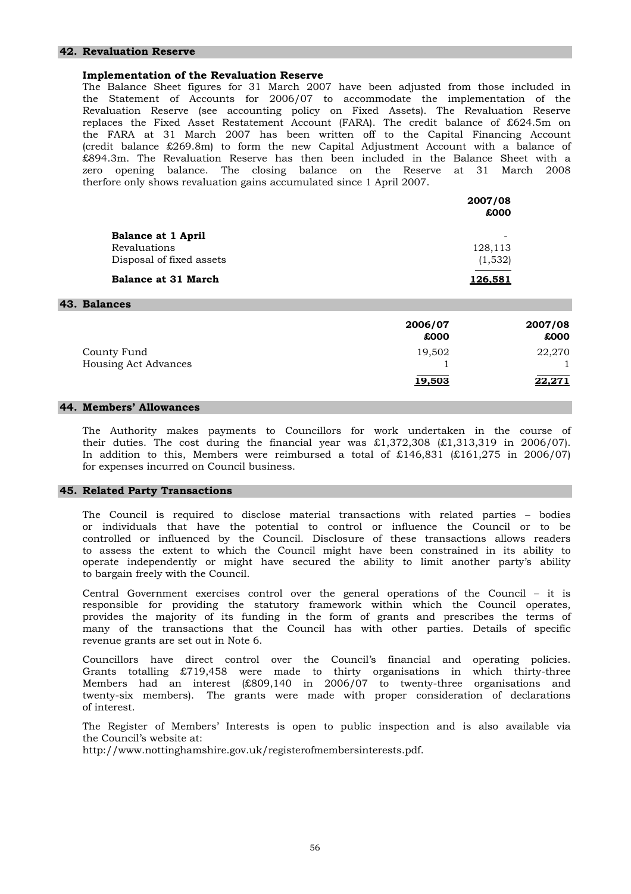## 42. Revaluation Reserve

### Implementation of the Revaluation Reserve

The Balance Sheet figures for 31 March 2007 have been adjusted from those included in the Statement of Accounts for 2006/07 to accommodate the implementation of the Revaluation Reserve (see accounting policy on Fixed Assets). The Revaluation Reserve replaces the Fixed Asset Restatement Account (FARA). The credit balance of £624.5m on the FARA at 31 March 2007 has been written off to the Capital Financing Account (credit balance £269.8m) to form the new Capital Adjustment Account with a balance of £894.3m. The Revaluation Reserve has then been included in the Balance Sheet with a zero opening balance. The closing balance on the Reserve at 31 March 2008 therfore only shows revaluation gains accumulated since 1 April 2007.

| | 2007/08 £000 |
|---|---|
| **Balance at 1 April** | - |
| Revaluations | 128,113 |
| Disposal of fixed assets | (1,532) |
| **Balance at 31 March** | **126,581** |

## 43. Balances

| | 2006/07 £000 | 2007/08 £000 |
|---|---|---|
| County Fund | 19,502 | 22,270 |
| Housing Act Advances | 1 | 1 |
| | **19,503** | **22,271** |

## 44. Members' Allowances

The Authority makes payments to Councillors for work undertaken in the course of their duties. The cost during the financial year was £1,372,308 (£1,313,319 in 2006/07). In addition to this, Members were reimbursed a total of £146,831 (£161,275 in 2006/07) for expenses incurred on Council business.

## 45. Related Party Transactions

The Council is required to disclose material transactions with related parties – bodies or individuals that have the potential to control or influence the Council or to be controlled or influenced by the Council. Disclosure of these transactions allows readers to assess the extent to which the Council might have been constrained in its ability to operate independently or might have secured the ability to limit another party's ability to bargain freely with the Council.

Central Government exercises control over the general operations of the Council – it is responsible for providing the statutory framework within which the Council operates, provides the majority of its funding in the form of grants and prescribes the terms of many of the transactions that the Council has with other parties. Details of specific revenue grants are set out in Note 6.

Councillors have direct control over the Council's financial and operating policies. Grants totalling £719,458 were made to thirty organisations in which thirty-three Members had an interest (£809,140 in 2006/07 to twenty-three organisations and twenty-six members). The grants were made with proper consideration of declarations of interest.

The Register of Members' Interests is open to public inspection and is also available via the Council's website at:
http://www.nottinghamshire.gov.uk/registerofmembersinterests.pdf.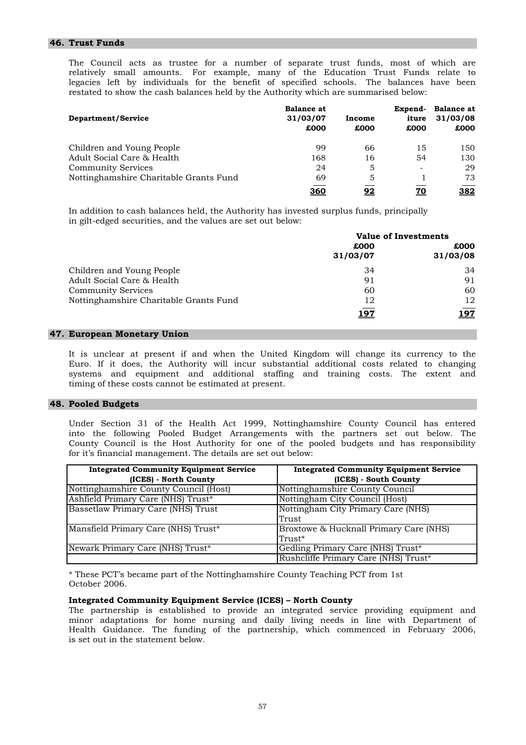## 46. Trust Funds

The Council acts as trustee for a number of separate trust funds, most of which are relatively small amounts. For example, many of the Education Trust Funds relate to legacies left by individuals for the benefit of specified schools. The balances have been restated to show the cash balances held by the Authority which are summarised below:

| Department/Service | Balance at 31/03/07 £000 | Income £000 | Expend-iture £000 | Balance at 31/03/08 £000 |
|---|---|---|---|---|
| Children and Young People | 99 | 66 | 15 | 150 |
| Adult Social Care & Health | 168 | 16 | 54 | 130 |
| Community Services | 24 | 5 | - | 29 |
| Nottinghamshire Charitable Grants Fund | 69 | 5 | 1 | 73 |
| | **360** | **92** | **70** | **382** |

In addition to cash balances held, the Authority has invested surplus funds, principally in gilt-edged securities, and the values are set out below:

| | Value of Investments | |
|---|---|---|
| | £000 31/03/07 | £000 31/03/08 |
| Children and Young People | 34 | 34 |
| Adult Social Care & Health | 91 | 91 |
| Community Services | 60 | 60 |
| Nottinghamshire Charitable Grants Fund | 12 | 12 |
| | **197** | **197** |

## 47. European Monetary Union

It is unclear at present if and when the United Kingdom will change its currency to the Euro. If it does, the Authority will incur substantial additional costs related to changing systems and equipment and additional staffing and training costs. The extent and timing of these costs cannot be estimated at present.

## 48. Pooled Budgets

Under Section 31 of the Health Act 1999, Nottinghamshire County Council has entered into the following Pooled Budget Arrangements with the partners set out below. The County Council is the Host Authority for one of the pooled budgets and has responsibility for it's financial management. The details are set out below:

| Integrated Community Equipment Service (ICES) - North County | Integrated Community Equipment Service (ICES) - South County |
|---|---|
| Nottinghamshire County Council (Host) | Nottinghamshire County Council |
| Ashfield Primary Care (NHS) Trust* | Nottingham City Council (Host) |
| Bassetlaw Primary Care (NHS) Trust | Nottingham City Primary Care (NHS) Trust |
| Mansfield Primary Care (NHS) Trust* | Broxtowe & Hucknall Primary Care (NHS) Trust* |
| Newark Primary Care (NHS) Trust* | Gedling Primary Care (NHS) Trust* |
| | Rushcliffe Primary Care (NHS) Trust* |

\* These PCT's became part of the Nottinghamshire County Teaching PCT from 1st October 2006.

**Integrated Community Equipment Service (ICES) – North County**

The partnership is established to provide an integrated service providing equipment and minor adaptations for home nursing and daily living needs in line with Department of Health Guidance. The funding of the partnership, which commenced in February 2006, is set out in the statement below.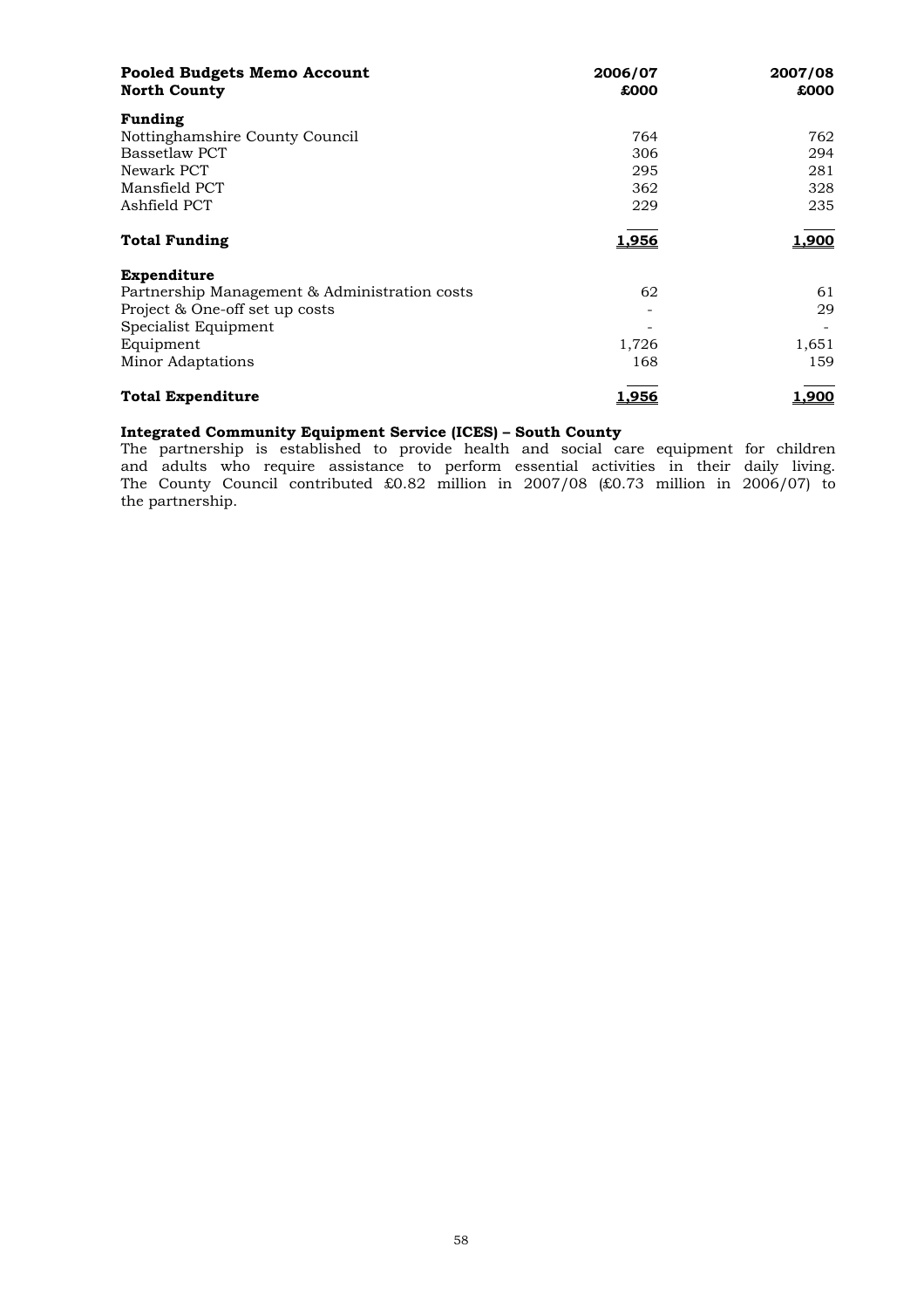| **Pooled Budgets Memo Account**<br>**North County** | **2006/07**<br>**£000** | **2007/08**<br>**£000** |
|---|---|---|
| **Funding** | | |
| Nottinghamshire County Council | 764 | 762 |
| Bassetlaw PCT | 306 | 294 |
| Newark PCT | 295 | 281 |
| Mansfield PCT | 362 | 328 |
| Ashfield PCT | 229 | 235 |
| **Total Funding** | **1,956** | **1,900** |
| **Expenditure** | | |
| Partnership Management & Administration costs | 62 | 61 |
| Project & One-off set up costs | - | 29 |
| Specialist Equipment | - | - |
| Equipment | 1,726 | 1,651 |
| Minor Adaptations | 168 | 159 |
| **Total Expenditure** | **1,956** | **1,900** |

**Integrated Community Equipment Service (ICES) – South County**

The partnership is established to provide health and social care equipment for children and adults who require assistance to perform essential activities in their daily living. The County Council contributed £0.82 million in 2007/08 (£0.73 million in 2006/07) to the partnership.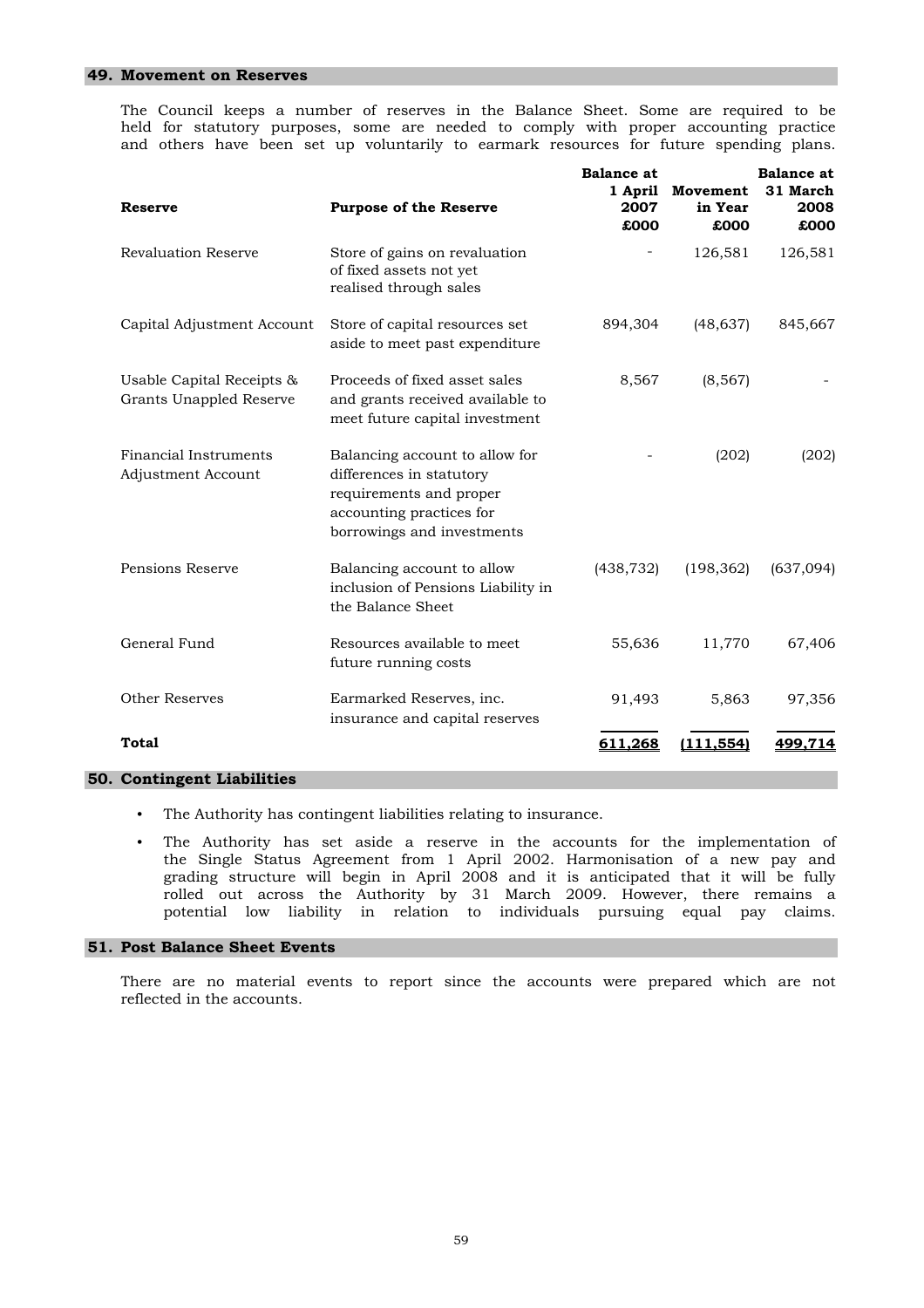## 49. Movement on Reserves

The Council keeps a number of reserves in the Balance Sheet. Some are required to be held for statutory purposes, some are needed to comply with proper accounting practice and others have been set up voluntarily to earmark resources for future spending plans.

| Reserve | Purpose of the Reserve | Balance at 1 April 2007 £000 | Movement in Year £000 | Balance at 31 March 2008 £000 |
|---|---|---|---|---|
| Revaluation Reserve | Store of gains on revaluation of fixed assets not yet realised through sales | - | 126,581 | 126,581 |
| Capital Adjustment Account | Store of capital resources set aside to meet past expenditure | 894,304 | (48,637) | 845,667 |
| Usable Capital Receipts & Grants Unappled Reserve | Proceeds of fixed asset sales and grants received available to meet future capital investment | 8,567 | (8,567) | - |
| Financial Instruments Adjustment Account | Balancing account to allow for differences in statutory requirements and proper accounting practices for borrowings and investments | - | (202) | (202) |
| Pensions Reserve | Balancing account to allow inclusion of Pensions Liability in the Balance Sheet | (438,732) | (198,362) | (637,094) |
| General Fund | Resources available to meet future running costs | 55,636 | 11,770 | 67,406 |
| Other Reserves | Earmarked Reserves, inc. insurance and capital reserves | 91,493 | 5,863 | 97,356 |
| **Total** | | **611,268** | **(111,554)** | **499,714** |

## 50. Contingent Liabilities

- The Authority has contingent liabilities relating to insurance.
- The Authority has set aside a reserve in the accounts for the implementation of the Single Status Agreement from 1 April 2002. Harmonisation of a new pay and grading structure will begin in April 2008 and it is anticipated that it will be fully rolled out across the Authority by 31 March 2009. However, there remains a potential low liability in relation to individuals pursuing equal pay claims.

## 51. Post Balance Sheet Events

There are no material events to report since the accounts were prepared which are not reflected in the accounts.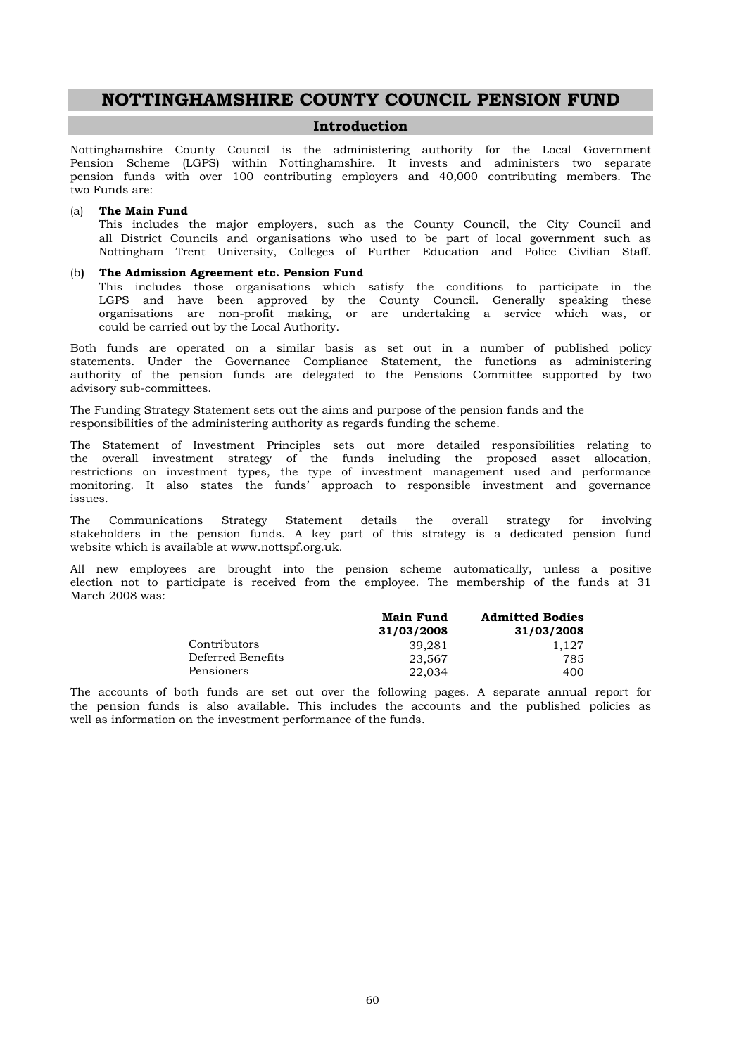# NOTTINGHAMSHIRE COUNTY COUNCIL PENSION FUND

## Introduction

Nottinghamshire County Council is the administering authority for the Local Government Pension Scheme (LGPS) within Nottinghamshire. It invests and administers two separate pension funds with over 100 contributing employers and 40,000 contributing members. The two Funds are:

(a) **The Main Fund**
This includes the major employers, such as the County Council, the City Council and all District Councils and organisations who used to be part of local government such as Nottingham Trent University, Colleges of Further Education and Police Civilian Staff.

(b) **The Admission Agreement etc. Pension Fund**
This includes those organisations which satisfy the conditions to participate in the LGPS and have been approved by the County Council. Generally speaking these organisations are non-profit making, or are undertaking a service which was, or could be carried out by the Local Authority.

Both funds are operated on a similar basis as set out in a number of published policy statements. Under the Governance Compliance Statement, the functions as administering authority of the pension funds are delegated to the Pensions Committee supported by two advisory sub-committees.

The Funding Strategy Statement sets out the aims and purpose of the pension funds and the responsibilities of the administering authority as regards funding the scheme.

The Statement of Investment Principles sets out more detailed responsibilities relating to the overall investment strategy of the funds including the proposed asset allocation, restrictions on investment types, the type of investment management used and performance monitoring. It also states the funds' approach to responsible investment and governance issues.

The Communications Strategy Statement details the overall strategy for involving stakeholders in the pension funds. A key part of this strategy is a dedicated pension fund website which is available at www.nottspf.org.uk.

All new employees are brought into the pension scheme automatically, unless a positive election not to participate is received from the employee. The membership of the funds at 31 March 2008 was:

| | **Main Fund 31/03/2008** | **Admitted Bodies 31/03/2008** |
|---|---|---|
| Contributors | 39,281 | 1,127 |
| Deferred Benefits | 23,567 | 785 |
| Pensioners | 22,034 | 400 |

The accounts of both funds are set out over the following pages. A separate annual report for the pension funds is also available. This includes the accounts and the published policies as well as information on the investment performance of the funds.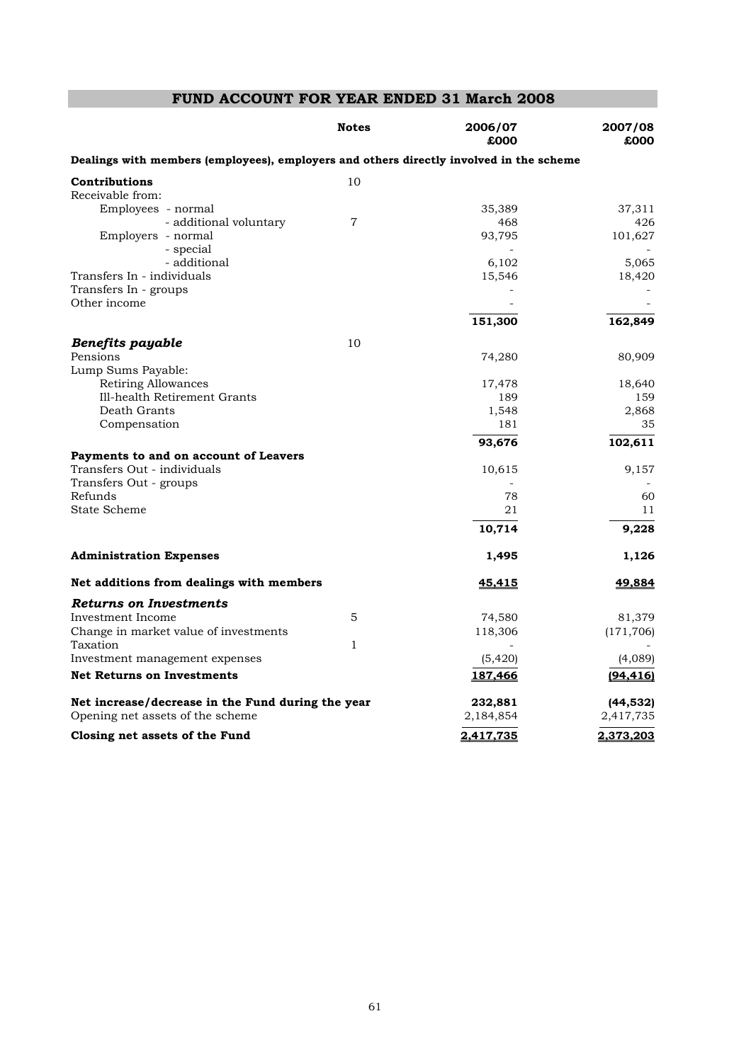# FUND ACCOUNT FOR YEAR ENDED 31 March 2008

| | Notes | 2006/07 £000 | 2007/08 £000 |
|---|---|---|---|
| **Dealings with members (employees), employers and others directly involved in the scheme** | | | |
| **Contributions** | 10 | | |
| Receivable from: | | | |
| Employees - normal | | 35,389 | 37,311 |
| - additional voluntary | 7 | 468 | 426 |
| Employers - normal | | 93,795 | 101,627 |
| - special | | - | - |
| - additional | | 6,102 | 5,065 |
| Transfers In - individuals | | 15,546 | 18,420 |
| Transfers In - groups | | - | - |
| Other income | | - | - |
| | | **151,300** | **162,849** |
| ***Benefits payable*** | 10 | | |
| Pensions | | 74,280 | 80,909 |
| Lump Sums Payable: | | | |
| Retiring Allowances | | 17,478 | 18,640 |
| Ill-health Retirement Grants | | 189 | 159 |
| Death Grants | | 1,548 | 2,868 |
| Compensation | | 181 | 35 |
| | | **93,676** | **102,611** |
| **Payments to and on account of Leavers** | | | |
| Transfers Out - individuals | | 10,615 | 9,157 |
| Transfers Out - groups | | - | - |
| Refunds | | 78 | 60 |
| State Scheme | | 21 | 11 |
| | | **10,714** | **9,228** |
| **Administration Expenses** | | **1,495** | **1,126** |
| **Net additions from dealings with members** | | **45,415** | **49,884** |
| ***Returns on Investments*** | | | |
| Investment Income | 5 | 74,580 | 81,379 |
| Change in market value of investments | | 118,306 | (171,706) |
| Taxation | 1 | - | - |
| Investment management expenses | | (5,420) | (4,089) |
| **Net Returns on Investments** | | **187,466** | **(94,416)** |
| **Net increase/decrease in the Fund during the year** | | **232,881** | **(44,532)** |
| Opening net assets of the scheme | | 2,184,854 | 2,417,735 |
| **Closing net assets of the Fund** | | **2,417,735** | **2,373,203** |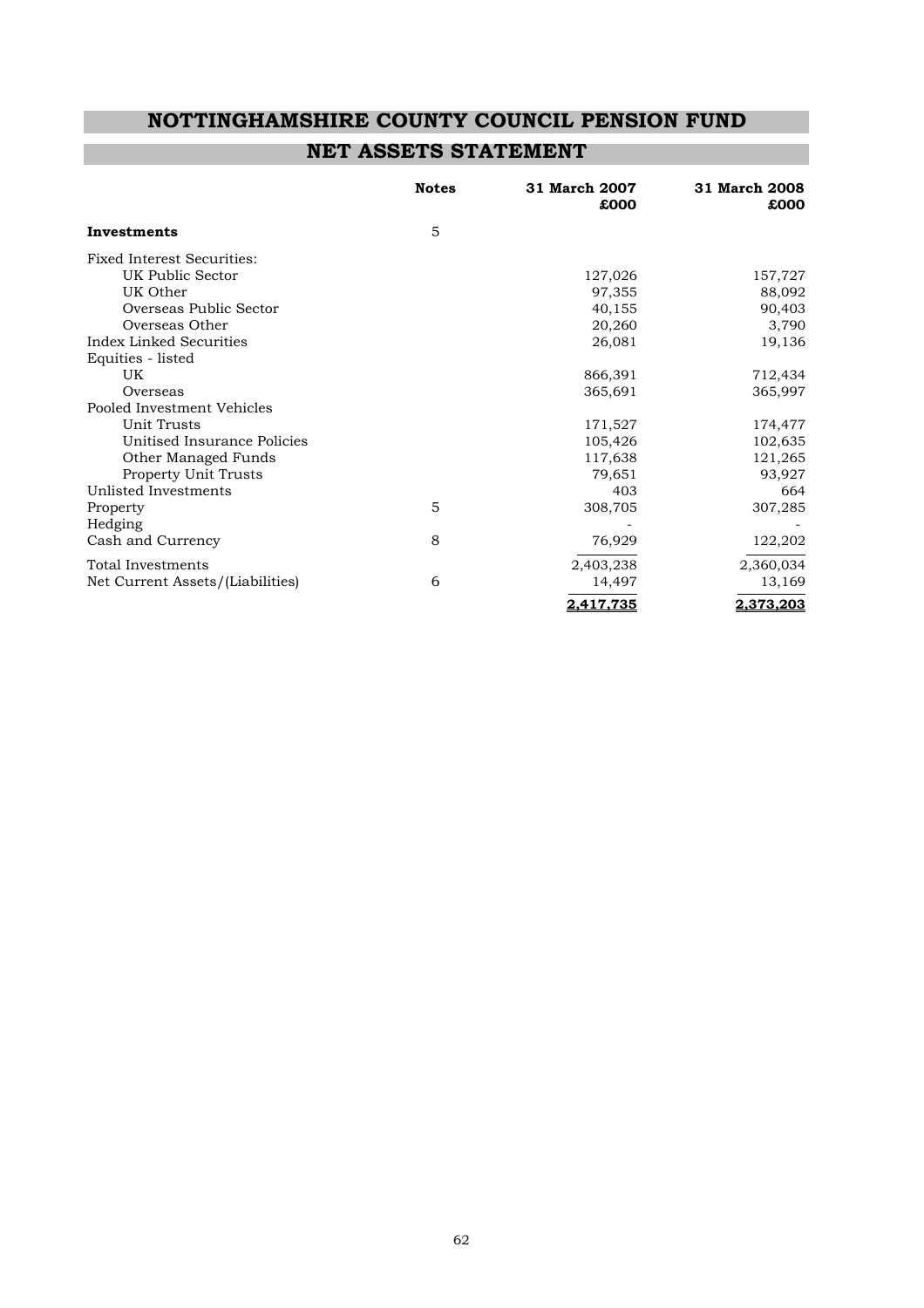# NOTTINGHAMSHIRE COUNTY COUNCIL PENSION FUND

## NET ASSETS STATEMENT

| | Notes | 31 March 2007 £000 | 31 March 2008 £000 |
|---|---|---|---|
| **Investments** | 5 | | |
| Fixed Interest Securities: | | | |
| UK Public Sector | | 127,026 | 157,727 |
| UK Other | | 97,355 | 88,092 |
| Overseas Public Sector | | 40,155 | 90,403 |
| Overseas Other | | 20,260 | 3,790 |
| Index Linked Securities | | 26,081 | 19,136 |
| Equities - listed | | | |
| UK | | 866,391 | 712,434 |
| Overseas | | 365,691 | 365,997 |
| Pooled Investment Vehicles | | | |
| Unit Trusts | | 171,527 | 174,477 |
| Unitised Insurance Policies | | 105,426 | 102,635 |
| Other Managed Funds | | 117,638 | 121,265 |
| Property Unit Trusts | | 79,651 | 93,927 |
| Unlisted Investments | | 403 | 664 |
| Property | 5 | 308,705 | 307,285 |
| Hedging | | - | - |
| Cash and Currency | 8 | 76,929 | 122,202 |
| Total Investments | | 2,403,238 | 2,360,034 |
| Net Current Assets/(Liabilities) | 6 | 14,497 | 13,169 |
| | | **2,417,735** | **2,373,203** |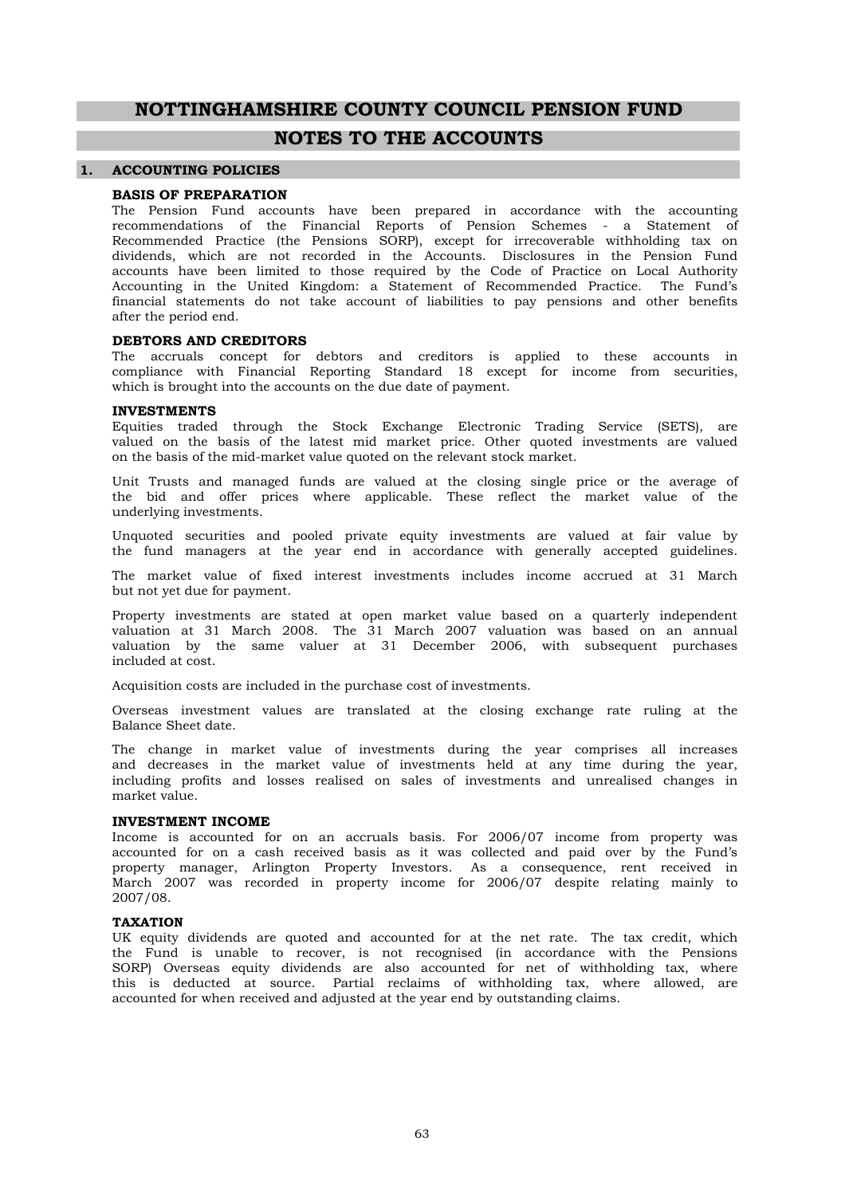# NOTTINGHAMSHIRE COUNTY COUNCIL PENSION FUND

# NOTES TO THE ACCOUNTS

## 1. ACCOUNTING POLICIES

### BASIS OF PREPARATION

The Pension Fund accounts have been prepared in accordance with the accounting recommendations of the Financial Reports of Pension Schemes - a Statement of Recommended Practice (the Pensions SORP), except for irrecoverable withholding tax on dividends, which are not recorded in the Accounts. Disclosures in the Pension Fund accounts have been limited to those required by the Code of Practice on Local Authority Accounting in the United Kingdom: a Statement of Recommended Practice. The Fund's financial statements do not take account of liabilities to pay pensions and other benefits after the period end.

### DEBTORS AND CREDITORS

The accruals concept for debtors and creditors is applied to these accounts in compliance with Financial Reporting Standard 18 except for income from securities, which is brought into the accounts on the due date of payment.

### INVESTMENTS

Equities traded through the Stock Exchange Electronic Trading Service (SETS), are valued on the basis of the latest mid market price. Other quoted investments are valued on the basis of the mid-market value quoted on the relevant stock market.

Unit Trusts and managed funds are valued at the closing single price or the average of the bid and offer prices where applicable. These reflect the market value of the underlying investments.

Unquoted securities and pooled private equity investments are valued at fair value by the fund managers at the year end in accordance with generally accepted guidelines.

The market value of fixed interest investments includes income accrued at 31 March but not yet due for payment.

Property investments are stated at open market value based on a quarterly independent valuation at 31 March 2008. The 31 March 2007 valuation was based on an annual valuation by the same valuer at 31 December 2006, with subsequent purchases included at cost.

Acquisition costs are included in the purchase cost of investments.

Overseas investment values are translated at the closing exchange rate ruling at the Balance Sheet date.

The change in market value of investments during the year comprises all increases and decreases in the market value of investments held at any time during the year, including profits and losses realised on sales of investments and unrealised changes in market value.

### INVESTMENT INCOME

Income is accounted for on an accruals basis. For 2006/07 income from property was accounted for on a cash received basis as it was collected and paid over by the Fund's property manager, Arlington Property Investors. As a consequence, rent received in March 2007 was recorded in property income for 2006/07 despite relating mainly to 2007/08.

### TAXATION

UK equity dividends are quoted and accounted for at the net rate. The tax credit, which the Fund is unable to recover, is not recognised (in accordance with the Pensions SORP) Overseas equity dividends are also accounted for net of withholding tax, where this is deducted at source. Partial reclaims of withholding tax, where allowed, are accounted for when received and adjusted at the year end by outstanding claims.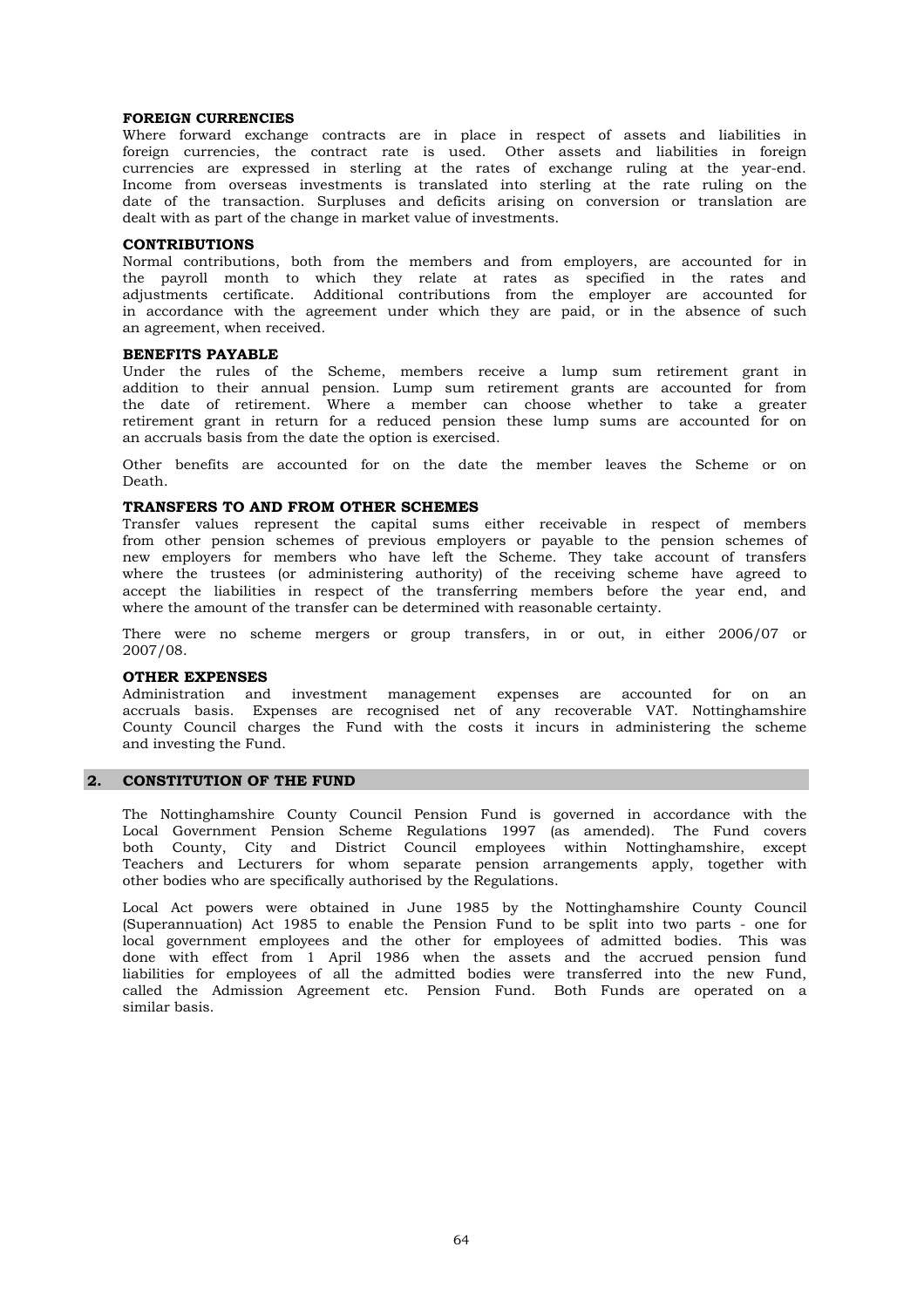#### FOREIGN CURRENCIES

Where forward exchange contracts are in place in respect of assets and liabilities in foreign currencies, the contract rate is used. Other assets and liabilities in foreign currencies are expressed in sterling at the rates of exchange ruling at the year-end. Income from overseas investments is translated into sterling at the rate ruling on the date of the transaction. Surpluses and deficits arising on conversion or translation are dealt with as part of the change in market value of investments.

#### CONTRIBUTIONS

Normal contributions, both from the members and from employers, are accounted for in the payroll month to which they relate at rates as specified in the rates and adjustments certificate. Additional contributions from the employer are accounted for in accordance with the agreement under which they are paid, or in the absence of such an agreement, when received.

#### BENEFITS PAYABLE

Under the rules of the Scheme, members receive a lump sum retirement grant in addition to their annual pension. Lump sum retirement grants are accounted for from the date of retirement. Where a member can choose whether to take a greater retirement grant in return for a reduced pension these lump sums are accounted for on an accruals basis from the date the option is exercised.

Other benefits are accounted for on the date the member leaves the Scheme or on Death.

#### TRANSFERS TO AND FROM OTHER SCHEMES

Transfer values represent the capital sums either receivable in respect of members from other pension schemes of previous employers or payable to the pension schemes of new employers for members who have left the Scheme. They take account of transfers where the trustees (or administering authority) of the receiving scheme have agreed to accept the liabilities in respect of the transferring members before the year end, and where the amount of the transfer can be determined with reasonable certainty.

There were no scheme mergers or group transfers, in or out, in either 2006/07 or 2007/08.

#### OTHER EXPENSES

Administration and investment management expenses are accounted for on an accruals basis. Expenses are recognised net of any recoverable VAT. Nottinghamshire County Council charges the Fund with the costs it incurs in administering the scheme and investing the Fund.

## 2. CONSTITUTION OF THE FUND

The Nottinghamshire County Council Pension Fund is governed in accordance with the Local Government Pension Scheme Regulations 1997 (as amended). The Fund covers both County, City and District Council employees within Nottinghamshire, except Teachers and Lecturers for whom separate pension arrangements apply, together with other bodies who are specifically authorised by the Regulations.

Local Act powers were obtained in June 1985 by the Nottinghamshire County Council (Superannuation) Act 1985 to enable the Pension Fund to be split into two parts - one for local government employees and the other for employees of admitted bodies. This was done with effect from 1 April 1986 when the assets and the accrued pension fund liabilities for employees of all the admitted bodies were transferred into the new Fund, called the Admission Agreement etc. Pension Fund. Both Funds are operated on a similar basis.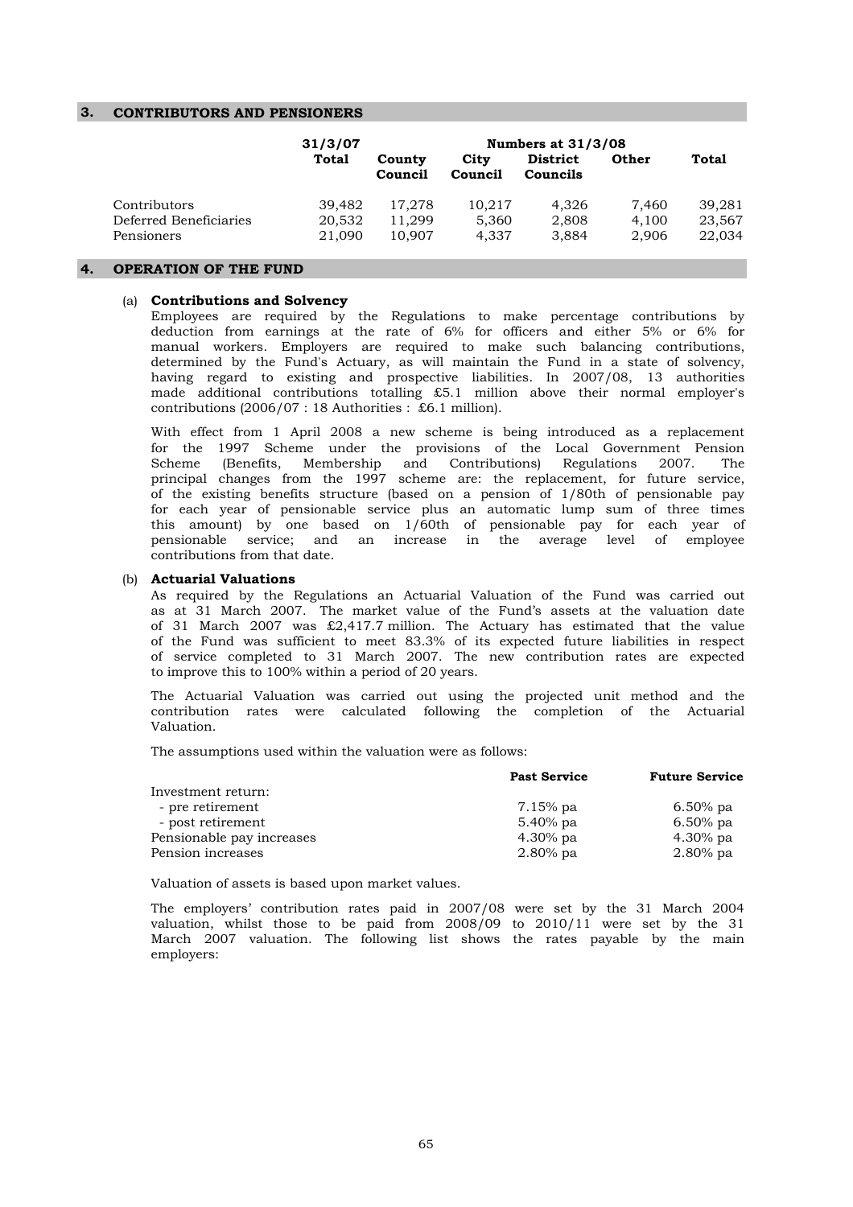## 3. CONTRIBUTORS AND PENSIONERS

| | 31/3/07 | Numbers at 31/3/08 | | | | |
|---|---|---|---|---|---|---|
| | Total | County Council | City Council | District Councils | Other | Total |
| Contributors | 39,482 | 17,278 | 10,217 | 4,326 | 7,460 | 39,281 |
| Deferred Beneficiaries | 20,532 | 11,299 | 5,360 | 2,808 | 4,100 | 23,567 |
| Pensioners | 21,090 | 10,907 | 4,337 | 3,884 | 2,906 | 22,034 |

## 4. OPERATION OF THE FUND

### (a) Contributions and Solvency

Employees are required by the Regulations to make percentage contributions by deduction from earnings at the rate of 6% for officers and either 5% or 6% for manual workers. Employers are required to make such balancing contributions, determined by the Fund's Actuary, as will maintain the Fund in a state of solvency, having regard to existing and prospective liabilities. In 2007/08, 13 authorities made additional contributions totalling £5.1 million above their normal employer's contributions (2006/07 : 18 Authorities : £6.1 million).

With effect from 1 April 2008 a new scheme is being introduced as a replacement for the 1997 Scheme under the provisions of the Local Government Pension Scheme (Benefits, Membership and Contributions) Regulations 2007. The principal changes from the 1997 scheme are: the replacement, for future service, of the existing benefits structure (based on a pension of 1/80th of pensionable pay for each year of pensionable service plus an automatic lump sum of three times this amount) by one based on 1/60th of pensionable pay for each year of pensionable service; and an increase in the average level of employee contributions from that date.

### (b) Actuarial Valuations

As required by the Regulations an Actuarial Valuation of the Fund was carried out as at 31 March 2007. The market value of the Fund's assets at the valuation date of 31 March 2007 was £2,417.7 million. The Actuary has estimated that the value of the Fund was sufficient to meet 83.3% of its expected future liabilities in respect of service completed to 31 March 2007. The new contribution rates are expected to improve this to 100% within a period of 20 years.

The Actuarial Valuation was carried out using the projected unit method and the contribution rates were calculated following the completion of the Actuarial Valuation.

The assumptions used within the valuation were as follows:

| | Past Service | Future Service |
|---|---|---|
| Investment return: | | |
| - pre retirement | 7.15% pa | 6.50% pa |
| - post retirement | 5.40% pa | 6.50% pa |
| Pensionable pay increases | 4.30% pa | 4.30% pa |
| Pension increases | 2.80% pa | 2.80% pa |

Valuation of assets is based upon market values.

The employers' contribution rates paid in 2007/08 were set by the 31 March 2004 valuation, whilst those to be paid from 2008/09 to 2010/11 were set by the 31 March 2007 valuation. The following list shows the rates payable by the main employers: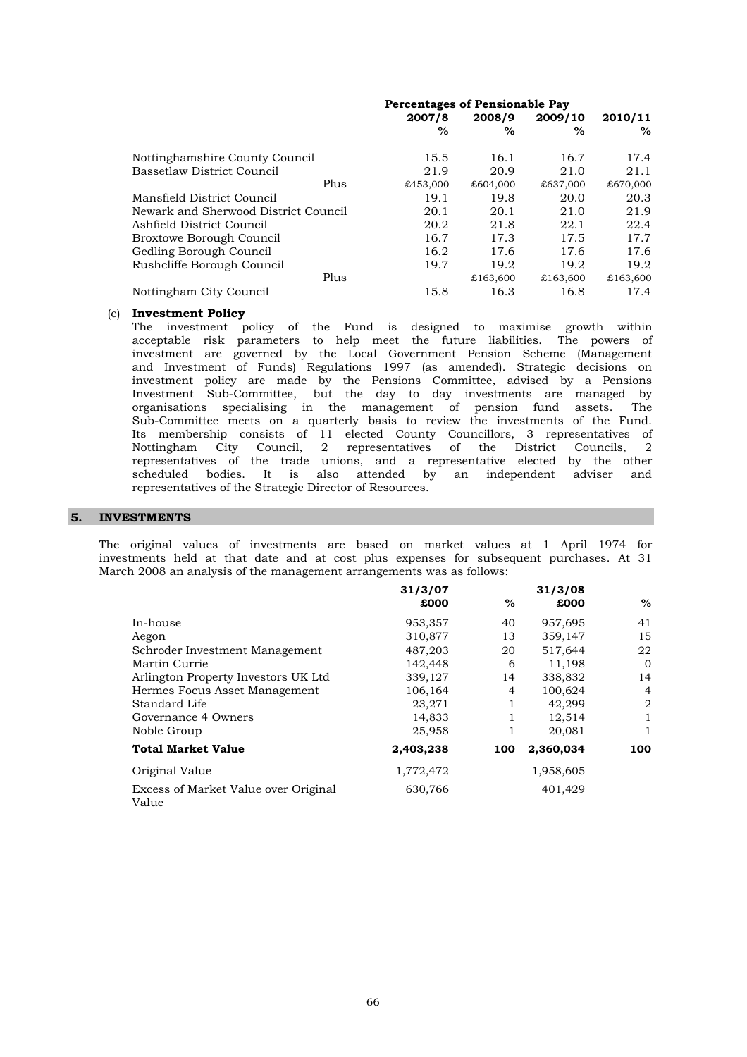| | Percentages of Pensionable Pay | | | |
|---|---|---|---|---|
| | 2007/8 | 2008/9 | 2009/10 | 2010/11 |
| | % | % | % | % |
| Nottinghamshire County Council | 15.5 | 16.1 | 16.7 | 17.4 |
| Bassetlaw District Council | 21.9 | 20.9 | 21.0 | 21.1 |
| Plus | £453,000 | £604,000 | £637,000 | £670,000 |
| Mansfield District Council | 19.1 | 19.8 | 20.0 | 20.3 |
| Newark and Sherwood District Council | 20.1 | 20.1 | 21.0 | 21.9 |
| Ashfield District Council | 20.2 | 21.8 | 22.1 | 22.4 |
| Broxtowe Borough Council | 16.7 | 17.3 | 17.5 | 17.7 |
| Gedling Borough Council | 16.2 | 17.6 | 17.6 | 17.6 |
| Rushcliffe Borough Council | 19.7 | 19.2 | 19.2 | 19.2 |
| Plus | | £163,600 | £163,600 | £163,600 |
| Nottingham City Council | 15.8 | 16.3 | 16.8 | 17.4 |

(c) **Investment Policy**

The investment policy of the Fund is designed to maximise growth within acceptable risk parameters to help meet the future liabilities. The powers of investment are governed by the Local Government Pension Scheme (Management and Investment of Funds) Regulations 1997 (as amended). Strategic decisions on investment policy are made by the Pensions Committee, advised by a Pensions Investment Sub-Committee, but the day to day investments are managed by organisations specialising in the management of pension fund assets. The Sub-Committee meets on a quarterly basis to review the investments of the Fund. Its membership consists of 11 elected County Councillors, 3 representatives of Nottingham City Council, 2 representatives of the District Councils, 2 representatives of the trade unions, and a representative elected by the other scheduled bodies. It is also attended by an independent adviser and representatives of the Strategic Director of Resources.

## 5. INVESTMENTS

The original values of investments are based on market values at 1 April 1974 for investments held at that date and at cost plus expenses for subsequent purchases. At 31 March 2008 an analysis of the management arrangements was as follows:

| | 31/3/07 | | 31/3/08 | |
|---|---|---|---|---|
| | £000 | % | £000 | % |
| In-house | 953,357 | 40 | 957,695 | 41 |
| Aegon | 310,877 | 13 | 359,147 | 15 |
| Schroder Investment Management | 487,203 | 20 | 517,644 | 22 |
| Martin Currie | 142,448 | 6 | 11,198 | 0 |
| Arlington Property Investors UK Ltd | 339,127 | 14 | 338,832 | 14 |
| Hermes Focus Asset Management | 106,164 | 4 | 100,624 | 4 |
| Standard Life | 23,271 | 1 | 42,299 | 2 |
| Governance 4 Owners | 14,833 | 1 | 12,514 | 1 |
| Noble Group | 25,958 | 1 | 20,081 | 1 |
| **Total Market Value** | **2,403,238** | **100** | **2,360,034** | **100** |
| Original Value | 1,772,472 | | 1,958,605 | |
| Excess of Market Value over Original Value | 630,766 | | 401,429 | |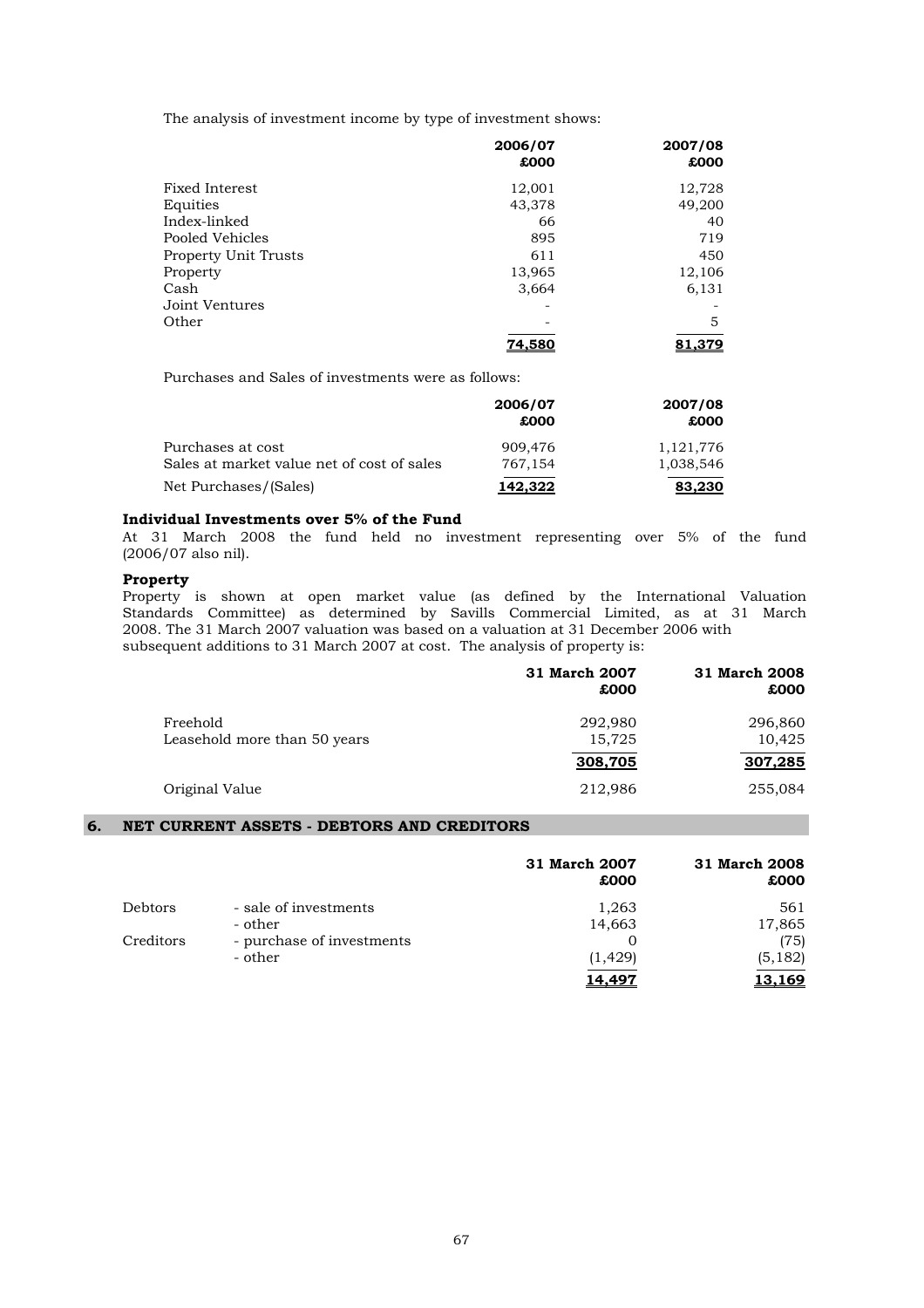The analysis of investment income by type of investment shows:

| | 2006/07 £000 | 2007/08 £000 |
|---|---|---|
| Fixed Interest | 12,001 | 12,728 |
| Equities | 43,378 | 49,200 |
| Index-linked | 66 | 40 |
| Pooled Vehicles | 895 | 719 |
| Property Unit Trusts | 611 | 450 |
| Property | 13,965 | 12,106 |
| Cash | 3,664 | 6,131 |
| Joint Ventures | - | - |
| Other | - | 5 |
| | **74,580** | **81,379** |

Purchases and Sales of investments were as follows:

| | 2006/07 £000 | 2007/08 £000 |
|---|---|---|
| Purchases at cost | 909,476 | 1,121,776 |
| Sales at market value net of cost of sales | 767,154 | 1,038,546 |
| Net Purchases/(Sales) | **142,322** | **83,230** |

**Individual Investments over 5% of the Fund**

At 31 March 2008 the fund held no investment representing over 5% of the fund (2006/07 also nil).

**Property**

Property is shown at open market value (as defined by the International Valuation Standards Committee) as determined by Savills Commercial Limited, as at 31 March 2008. The 31 March 2007 valuation was based on a valuation at 31 December 2006 with subsequent additions to 31 March 2007 at cost. The analysis of property is:

| | 31 March 2007 £000 | 31 March 2008 £000 |
|---|---|---|
| Freehold | 292,980 | 296,860 |
| Leasehold more than 50 years | 15,725 | 10,425 |
| | **308,705** | **307,285** |
| Original Value | 212,986 | 255,084 |

## 6. NET CURRENT ASSETS - DEBTORS AND CREDITORS

| | | 31 March 2007 £000 | 31 March 2008 £000 |
|---|---|---|---|
| Debtors | - sale of investments | 1,263 | 561 |
| | - other | 14,663 | 17,865 |
| Creditors | - purchase of investments | 0 | (75) |
| | - other | (1,429) | (5,182) |
| | | **14,497** | **13,169** |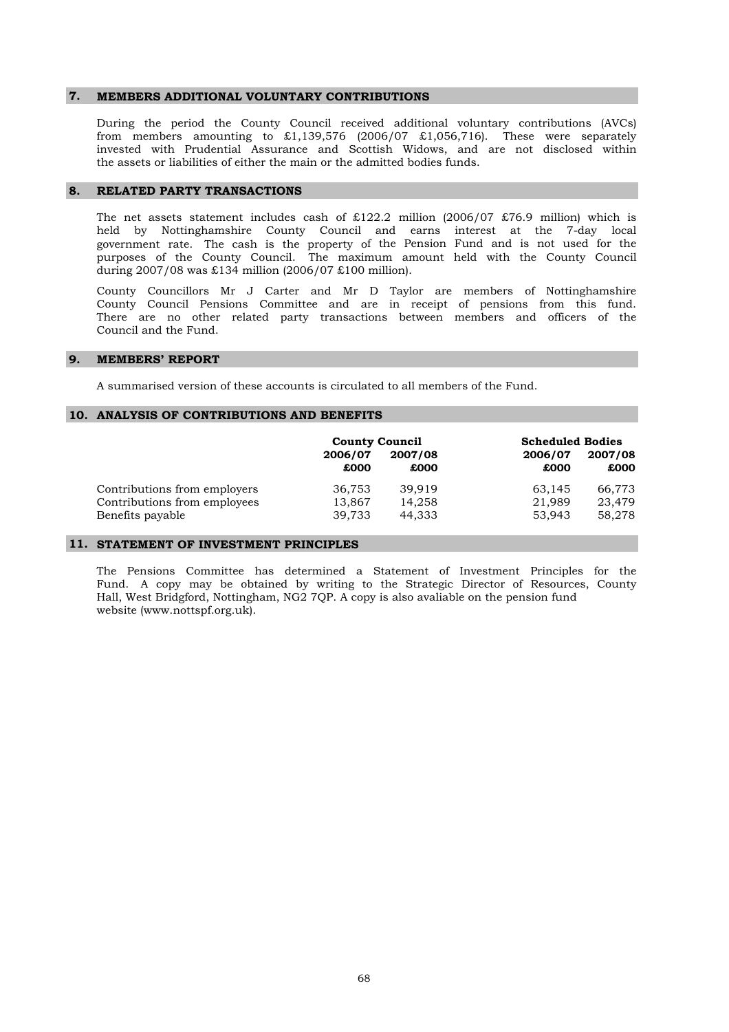## 7. MEMBERS ADDITIONAL VOLUNTARY CONTRIBUTIONS

During the period the County Council received additional voluntary contributions (AVCs) from members amounting to £1,139,576 (2006/07 £1,056,716). These were separately invested with Prudential Assurance and Scottish Widows, and are not disclosed within the assets or liabilities of either the main or the admitted bodies funds.

## 8. RELATED PARTY TRANSACTIONS

The net assets statement includes cash of £122.2 million (2006/07 £76.9 million) which is held by Nottinghamshire County Council and earns interest at the 7-day local government rate. The cash is the property of the Pension Fund and is not used for the purposes of the County Council. The maximum amount held with the County Council during 2007/08 was £134 million (2006/07 £100 million).

County Councillors Mr J Carter and Mr D Taylor are members of Nottinghamshire County Council Pensions Committee and are in receipt of pensions from this fund. There are no other related party transactions between members and officers of the Council and the Fund.

## 9. MEMBERS' REPORT

A summarised version of these accounts is circulated to all members of the Fund.

## 10. ANALYSIS OF CONTRIBUTIONS AND BENEFITS

| | **County Council** | | **Scheduled Bodies** | |
|---|---|---|---|---|
| | **2006/07** | **2007/08** | **2006/07** | **2007/08** |
| | **£000** | **£000** | **£000** | **£000** |
| Contributions from employers | 36,753 | 39,919 | 63,145 | 66,773 |
| Contributions from employees | 13,867 | 14,258 | 21,989 | 23,479 |
| Benefits payable | 39,733 | 44,333 | 53,943 | 58,278 |

## 11. STATEMENT OF INVESTMENT PRINCIPLES

The Pensions Committee has determined a Statement of Investment Principles for the Fund. A copy may be obtained by writing to the Strategic Director of Resources, County Hall, West Bridgford, Nottingham, NG2 7QP. A copy is also avaliable on the pension fund website (www.nottspf.org.uk).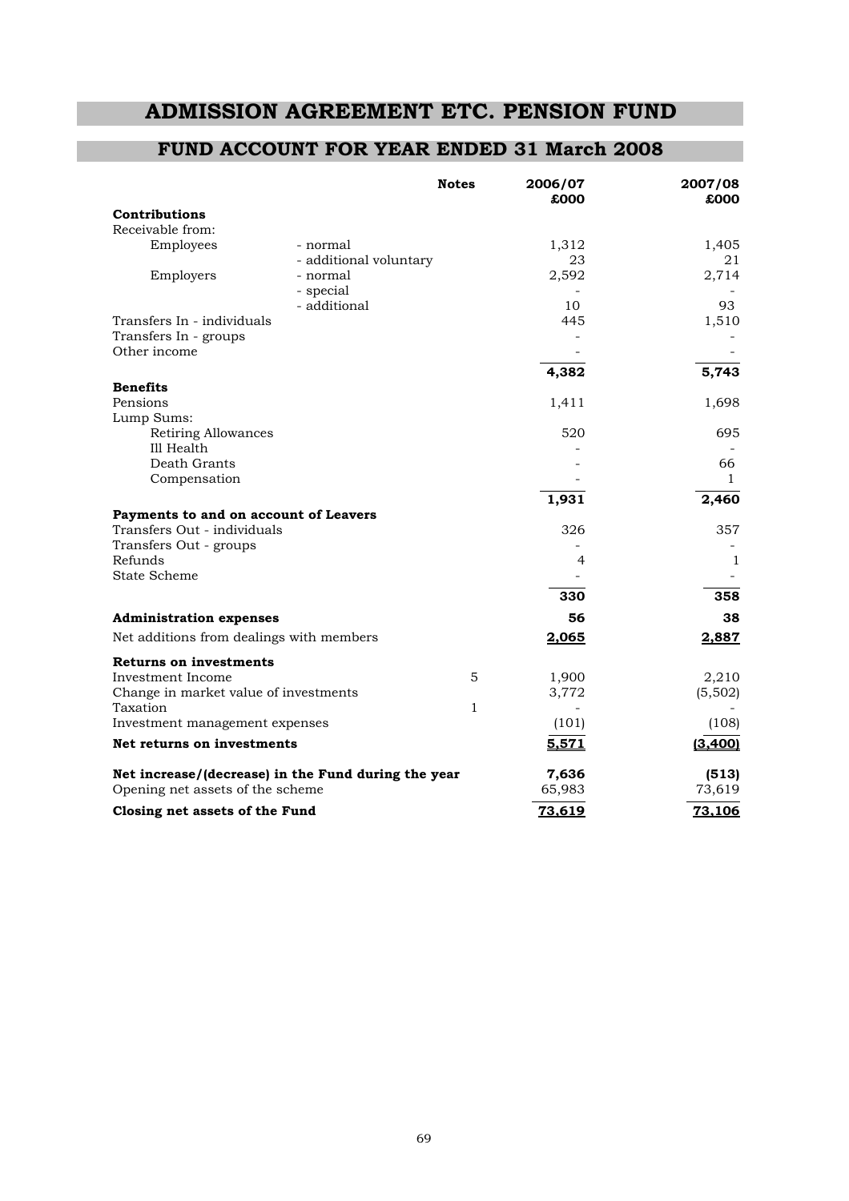# ADMISSION AGREEMENT ETC. PENSION FUND

## FUND ACCOUNT FOR YEAR ENDED 31 March 2008

| | | Notes | 2006/07 £000 | 2007/08 £000 |
|---|---|---|---|---|
| **Contributions** | | | | |
| Receivable from: | | | | |
| Employees | - normal | | 1,312 | 1,405 |
| | - additional voluntary | | 23 | 21 |
| Employers | - normal | | 2,592 | 2,714 |
| | - special | | - | - |
| | - additional | | 10 | 93 |
| Transfers In - individuals | | | 445 | 1,510 |
| Transfers In - groups | | | - | - |
| Other income | | | - | - |
| | | | **4,382** | **5,743** |
| **Benefits** | | | | |
| Pensions | | | 1,411 | 1,698 |
| Lump Sums: | | | | |
| Retiring Allowances | | | 520 | 695 |
| Ill Health | | | - | - |
| Death Grants | | | - | 66 |
| Compensation | | | - | 1 |
| | | | **1,931** | **2,460** |
| **Payments to and on account of Leavers** | | | | |
| Transfers Out - individuals | | | 326 | 357 |
| Transfers Out - groups | | | - | - |
| Refunds | | | 4 | 1 |
| State Scheme | | | - | - |
| | | | **330** | **358** |
| **Administration expenses** | | | **56** | **38** |
| Net additions from dealings with members | | | **2,065** | **2,887** |
| **Returns on investments** | | | | |
| Investment Income | | 5 | 1,900 | 2,210 |
| Change in market value of investments | | | 3,772 | (5,502) |
| Taxation | | 1 | - | - |
| Investment management expenses | | | (101) | (108) |
| **Net returns on investments** | | | **5,571** | **(3,400)** |
| **Net increase/(decrease) in the Fund during the year** | | | **7,636** | **(513)** |
| Opening net assets of the scheme | | | 65,983 | 73,619 |
| **Closing net assets of the Fund** | | | **73,619** | **73,106** |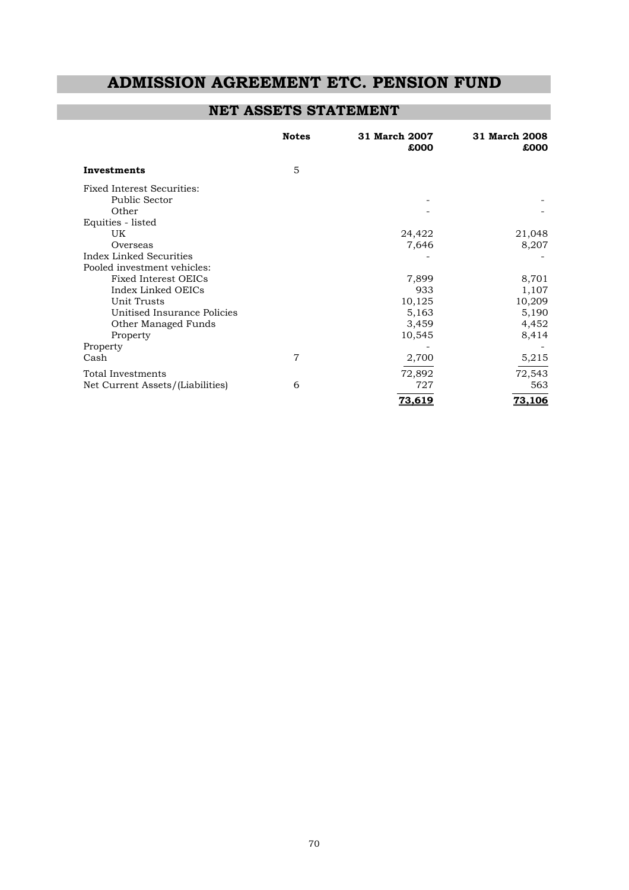# ADMISSION AGREEMENT ETC. PENSION FUND

## NET ASSETS STATEMENT

| | Notes | 31 March 2007 £000 | 31 March 2008 £000 |
|---|---|---|---|
| **Investments** | 5 | | |
| Fixed Interest Securities: | | | |
| Public Sector | | - | - |
| Other | | - | - |
| Equities - listed | | | |
| UK | | 24,422 | 21,048 |
| Overseas | | 7,646 | 8,207 |
| Index Linked Securities | | - | - |
| Pooled investment vehicles: | | | |
| Fixed Interest OEICs | | 7,899 | 8,701 |
| Index Linked OEICs | | 933 | 1,107 |
| Unit Trusts | | 10,125 | 10,209 |
| Unitised Insurance Policies | | 5,163 | 5,190 |
| Other Managed Funds | | 3,459 | 4,452 |
| Property | | 10,545 | 8,414 |
| Property | | - | - |
| Cash | 7 | 2,700 | 5,215 |
| Total Investments | | 72,892 | 72,543 |
| Net Current Assets/(Liabilities) | 6 | 727 | 563 |
| | | **73,619** | **73,106** |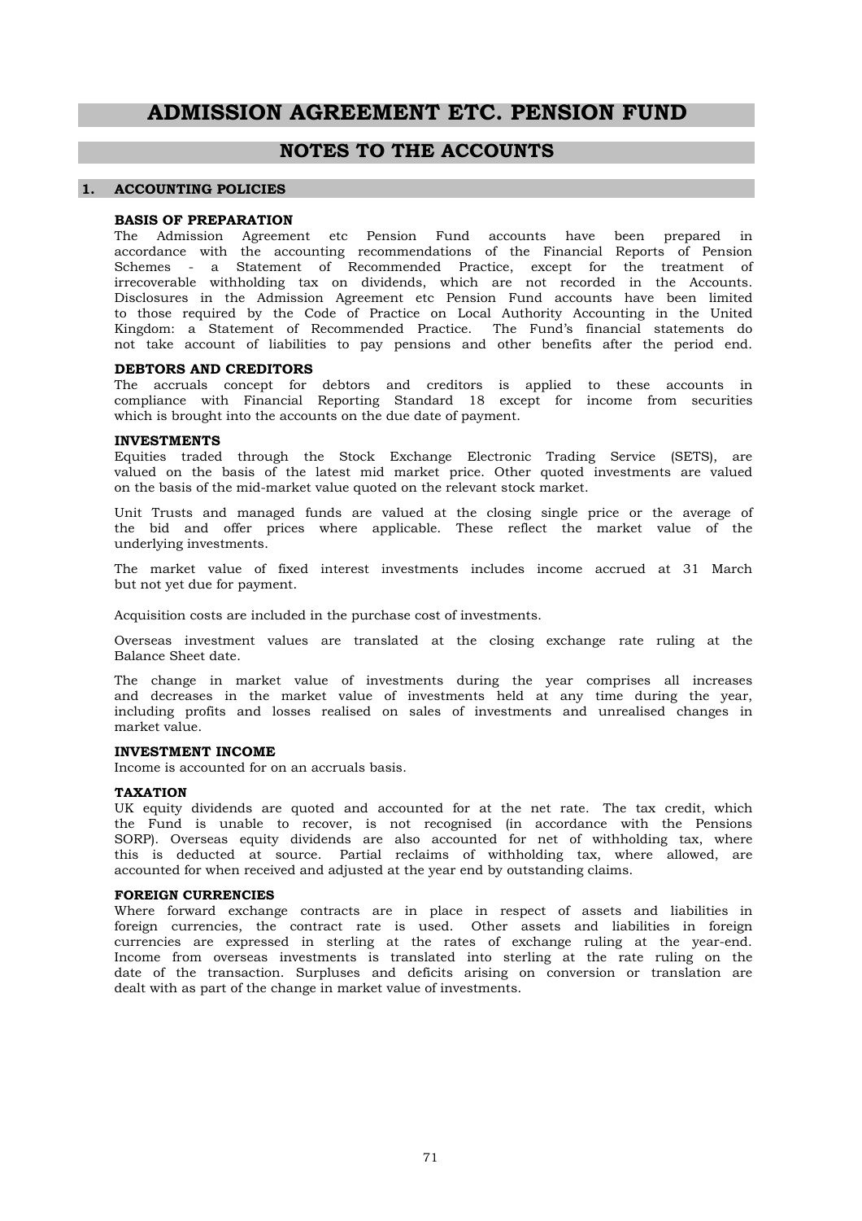# ADMISSION AGREEMENT ETC. PENSION FUND

## NOTES TO THE ACCOUNTS

### 1. ACCOUNTING POLICIES

**BASIS OF PREPARATION**

The Admission Agreement etc Pension Fund accounts have been prepared in accordance with the accounting recommendations of the Financial Reports of Pension Schemes - a Statement of Recommended Practice, except for the treatment of irrecoverable withholding tax on dividends, which are not recorded in the Accounts. Disclosures in the Admission Agreement etc Pension Fund accounts have been limited to those required by the Code of Practice on Local Authority Accounting in the United Kingdom: a Statement of Recommended Practice. The Fund's financial statements do not take account of liabilities to pay pensions and other benefits after the period end.

**DEBTORS AND CREDITORS**

The accruals concept for debtors and creditors is applied to these accounts in compliance with Financial Reporting Standard 18 except for income from securities which is brought into the accounts on the due date of payment.

**INVESTMENTS**

Equities traded through the Stock Exchange Electronic Trading Service (SETS), are valued on the basis of the latest mid market price. Other quoted investments are valued on the basis of the mid-market value quoted on the relevant stock market.

Unit Trusts and managed funds are valued at the closing single price or the average of the bid and offer prices where applicable. These reflect the market value of the underlying investments.

The market value of fixed interest investments includes income accrued at 31 March but not yet due for payment.

Acquisition costs are included in the purchase cost of investments.

Overseas investment values are translated at the closing exchange rate ruling at the Balance Sheet date.

The change in market value of investments during the year comprises all increases and decreases in the market value of investments held at any time during the year, including profits and losses realised on sales of investments and unrealised changes in market value.

**INVESTMENT INCOME**

Income is accounted for on an accruals basis.

**TAXATION**

UK equity dividends are quoted and accounted for at the net rate. The tax credit, which the Fund is unable to recover, is not recognised (in accordance with the Pensions SORP). Overseas equity dividends are also accounted for net of withholding tax, where this is deducted at source. Partial reclaims of withholding tax, where allowed, are accounted for when received and adjusted at the year end by outstanding claims.

**FOREIGN CURRENCIES**

Where forward exchange contracts are in place in respect of assets and liabilities in foreign currencies, the contract rate is used. Other assets and liabilities in foreign currencies are expressed in sterling at the rates of exchange ruling at the year-end. Income from overseas investments is translated into sterling at the rate ruling on the date of the transaction. Surpluses and deficits arising on conversion or translation are dealt with as part of the change in market value of investments.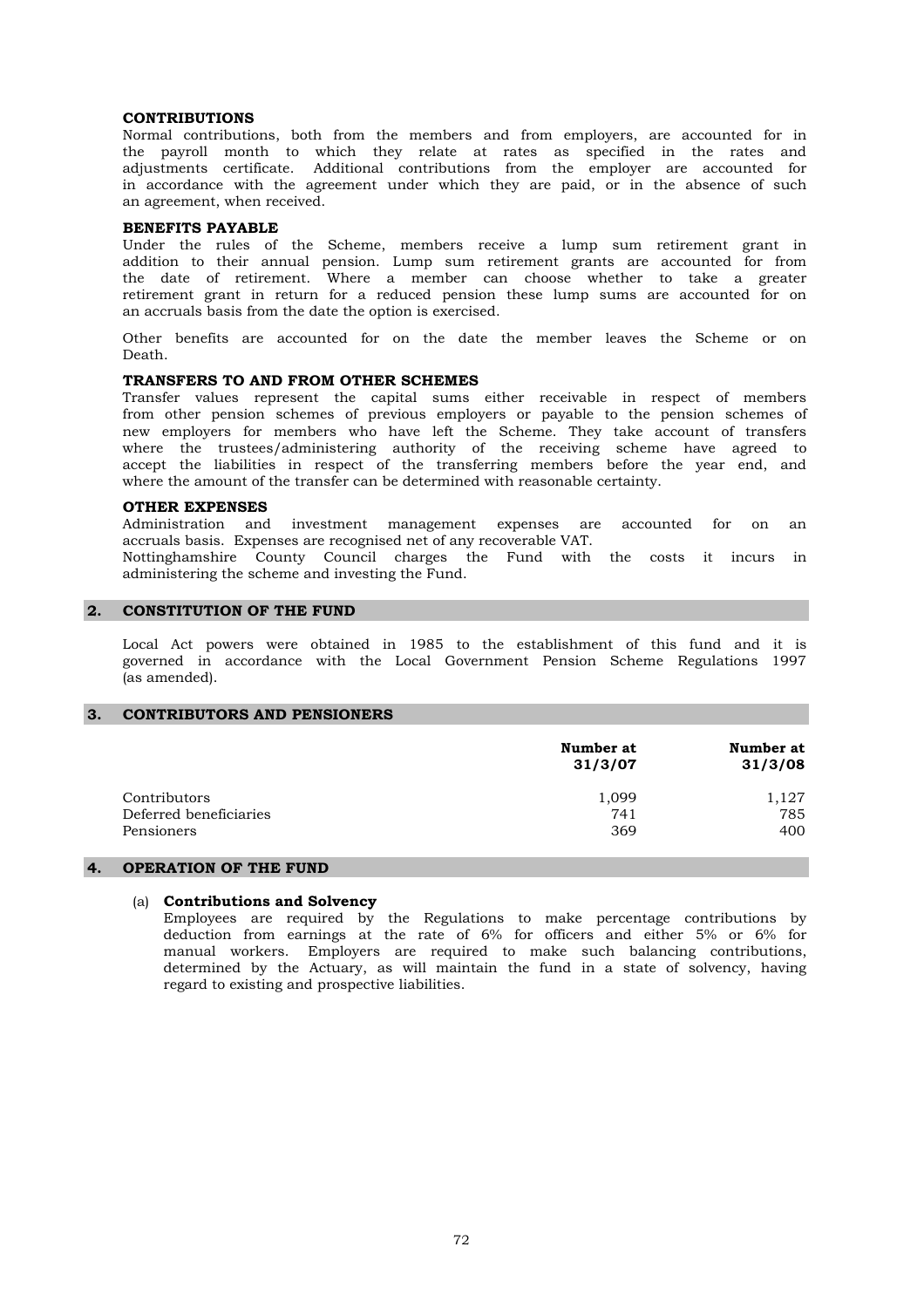**CONTRIBUTIONS**

Normal contributions, both from the members and from employers, are accounted for in the payroll month to which they relate at rates as specified in the rates and adjustments certificate. Additional contributions from the employer are accounted for in accordance with the agreement under which they are paid, or in the absence of such an agreement, when received.

**BENEFITS PAYABLE**

Under the rules of the Scheme, members receive a lump sum retirement grant in addition to their annual pension. Lump sum retirement grants are accounted for from the date of retirement. Where a member can choose whether to take a greater retirement grant in return for a reduced pension these lump sums are accounted for on an accruals basis from the date the option is exercised.

Other benefits are accounted for on the date the member leaves the Scheme or on Death.

**TRANSFERS TO AND FROM OTHER SCHEMES**

Transfer values represent the capital sums either receivable in respect of members from other pension schemes of previous employers or payable to the pension schemes of new employers for members who have left the Scheme. They take account of transfers where the trustees/administering authority of the receiving scheme have agreed to accept the liabilities in respect of the transferring members before the year end, and where the amount of the transfer can be determined with reasonable certainty.

**OTHER EXPENSES**

Administration and investment management expenses are accounted for on an accruals basis. Expenses are recognised net of any recoverable VAT.
Nottinghamshire County Council charges the Fund with the costs it incurs in administering the scheme and investing the Fund.

## 2. CONSTITUTION OF THE FUND

Local Act powers were obtained in 1985 to the establishment of this fund and it is governed in accordance with the Local Government Pension Scheme Regulations 1997 (as amended).

## 3. CONTRIBUTORS AND PENSIONERS

| | Number at 31/3/07 | Number at 31/3/08 |
|---|---|---|
| Contributors | 1,099 | 1,127 |
| Deferred beneficiaries | 741 | 785 |
| Pensioners | 369 | 400 |

## 4. OPERATION OF THE FUND

(a) **Contributions and Solvency**

Employees are required by the Regulations to make percentage contributions by deduction from earnings at the rate of 6% for officers and either 5% or 6% for manual workers. Employers are required to make such balancing contributions, determined by the Actuary, as will maintain the fund in a state of solvency, having regard to existing and prospective liabilities.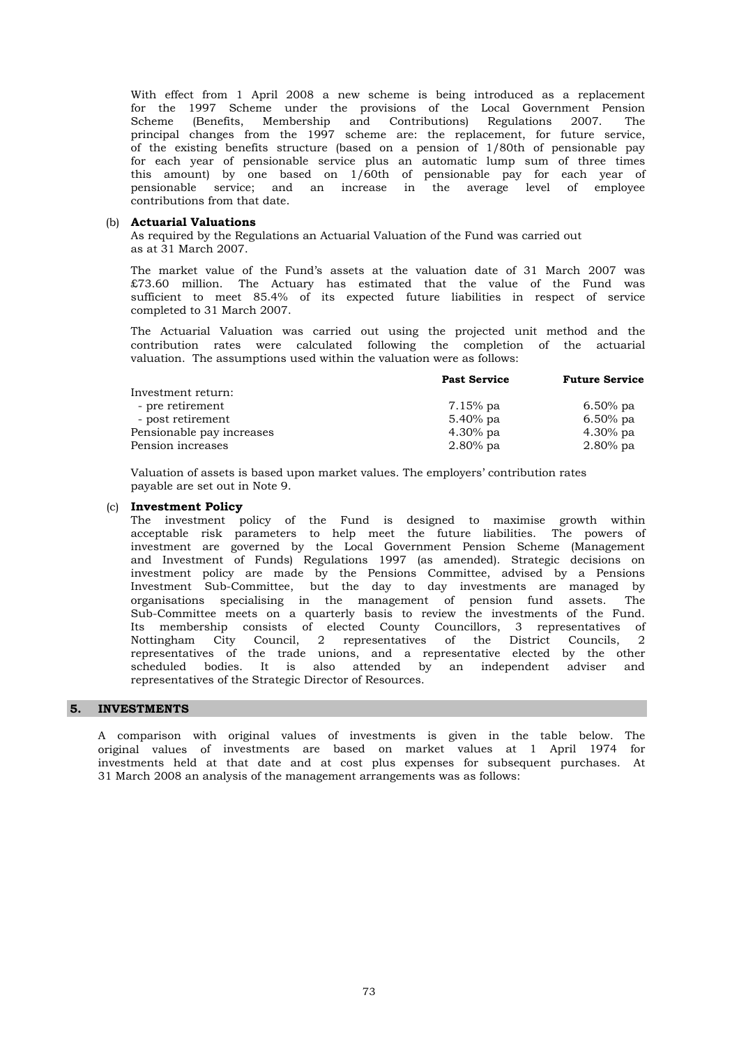With effect from 1 April 2008 a new scheme is being introduced as a replacement for the 1997 Scheme under the provisions of the Local Government Pension Scheme (Benefits, Membership and Contributions) Regulations 2007. The principal changes from the 1997 scheme are: the replacement, for future service, of the existing benefits structure (based on a pension of 1/80th of pensionable pay for each year of pensionable service plus an automatic lump sum of three times this amount) by one based on 1/60th of pensionable pay for each year of pensionable service; and an increase in the average level of employee contributions from that date.

(b) **Actuarial Valuations**

As required by the Regulations an Actuarial Valuation of the Fund was carried out as at 31 March 2007.

The market value of the Fund's assets at the valuation date of 31 March 2007 was £73.60 million. The Actuary has estimated that the value of the Fund was sufficient to meet 85.4% of its expected future liabilities in respect of service completed to 31 March 2007.

The Actuarial Valuation was carried out using the projected unit method and the contribution rates were calculated following the completion of the actuarial valuation. The assumptions used within the valuation were as follows:

| | **Past Service** | **Future Service** |
|---|---|---|
| Investment return: | | |
| - pre retirement | 7.15% pa | 6.50% pa |
| - post retirement | 5.40% pa | 6.50% pa |
| Pensionable pay increases | 4.30% pa | 4.30% pa |
| Pension increases | 2.80% pa | 2.80% pa |

Valuation of assets is based upon market values. The employers' contribution rates payable are set out in Note 9.

(c) **Investment Policy**

The investment policy of the Fund is designed to maximise growth within acceptable risk parameters to help meet the future liabilities. The powers of investment are governed by the Local Government Pension Scheme (Management and Investment of Funds) Regulations 1997 (as amended). Strategic decisions on investment policy are made by the Pensions Committee, advised by a Pensions Investment Sub-Committee, but the day to day investments are managed by organisations specialising in the management of pension fund assets. The Sub-Committee meets on a quarterly basis to review the investments of the Fund. Its membership consists of elected County Councillors, 3 representatives of Nottingham City Council, 2 representatives of the District Councils, 2 representatives of the trade unions, and a representative elected by the other scheduled bodies. It is also attended by an independent adviser and representatives of the Strategic Director of Resources.

## 5. INVESTMENTS

A comparison with original values of investments is given in the table below. The original values of investments are based on market values at 1 April 1974 for investments held at that date and at cost plus expenses for subsequent purchases. At 31 March 2008 an analysis of the management arrangements was as follows: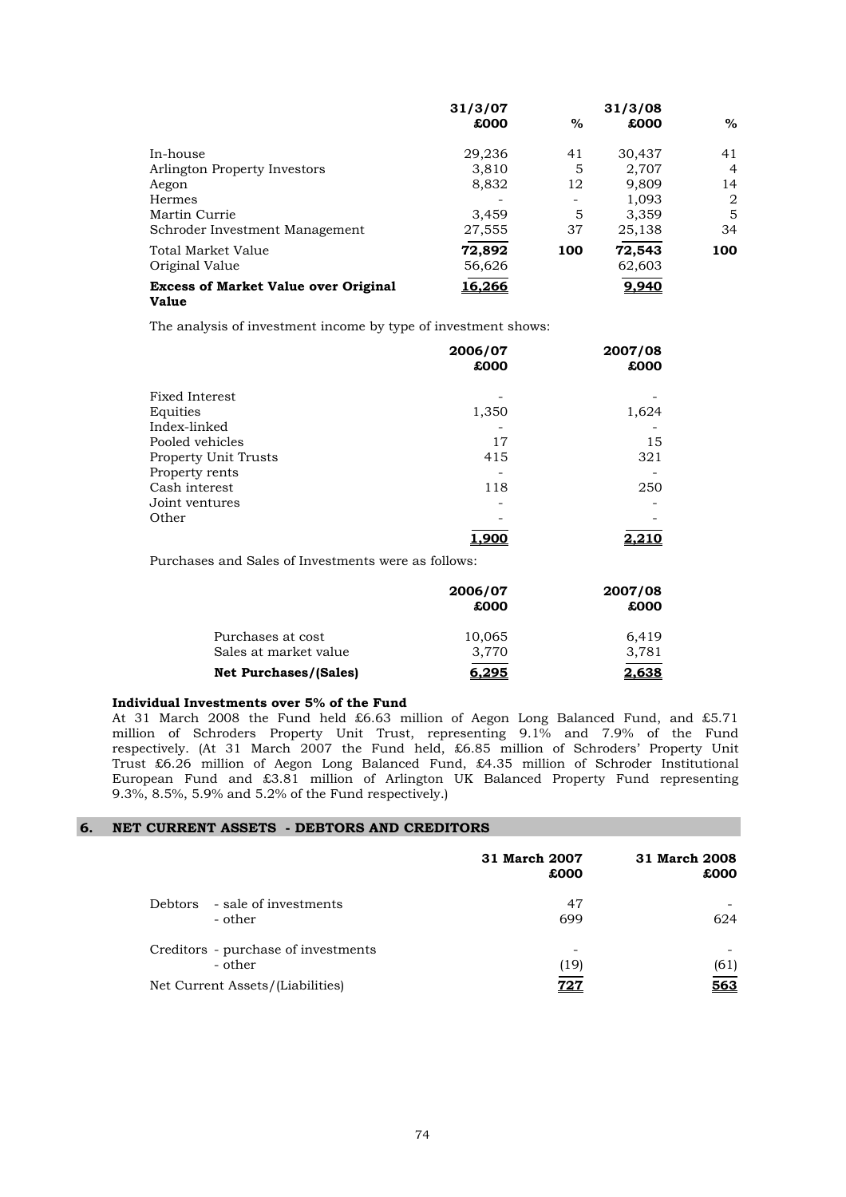| | 31/3/07 £000 | % | 31/3/08 £000 | % |
|---|---|---|---|---|
| In-house | 29,236 | 41 | 30,437 | 41 |
| Arlington Property Investors | 3,810 | 5 | 2,707 | 4 |
| Aegon | 8,832 | 12 | 9,809 | 14 |
| Hermes | - | - | 1,093 | 2 |
| Martin Currie | 3,459 | 5 | 3,359 | 5 |
| Schroder Investment Management | 27,555 | 37 | 25,138 | 34 |
| Total Market Value | **72,892** | **100** | **72,543** | **100** |
| Original Value | 56,626 | | 62,603 | |
| **Excess of Market Value over Original Value** | **16,266** | | **9,940** | |

The analysis of investment income by type of investment shows:

| | 2006/07 £000 | 2007/08 £000 |
|---|---|---|
| Fixed Interest | - | - |
| Equities | 1,350 | 1,624 |
| Index-linked | - | - |
| Pooled vehicles | 17 | 15 |
| Property Unit Trusts | 415 | 321 |
| Property rents | - | - |
| Cash interest | 118 | 250 |
| Joint ventures | - | - |
| Other | - | - |
| | **1,900** | **2,210** |

Purchases and Sales of Investments were as follows:

| | 2006/07 £000 | 2007/08 £000 |
|---|---|---|
| Purchases at cost | 10,065 | 6,419 |
| Sales at market value | 3,770 | 3,781 |
| **Net Purchases/(Sales)** | **6,295** | **2,638** |

**Individual Investments over 5% of the Fund**

At 31 March 2008 the Fund held £6.63 million of Aegon Long Balanced Fund, and £5.71 million of Schroders Property Unit Trust, representing 9.1% and 7.9% of the Fund respectively. (At 31 March 2007 the Fund held, £6.85 million of Schroders' Property Unit Trust £6.26 million of Aegon Long Balanced Fund, £4.35 million of Schroder Institutional European Fund and £3.81 million of Arlington UK Balanced Property Fund representing 9.3%, 8.5%, 5.9% and 5.2% of the Fund respectively.)

## 6. NET CURRENT ASSETS - DEBTORS AND CREDITORS

| | 31 March 2007 £000 | 31 March 2008 £000 |
|---|---|---|
| Debtors - sale of investments | 47 | - |
| - other | 699 | 624 |
| Creditors - purchase of investments | - | - |
| - other | (19) | (61) |
| Net Current Assets/(Liabilities) | **727** | **563** |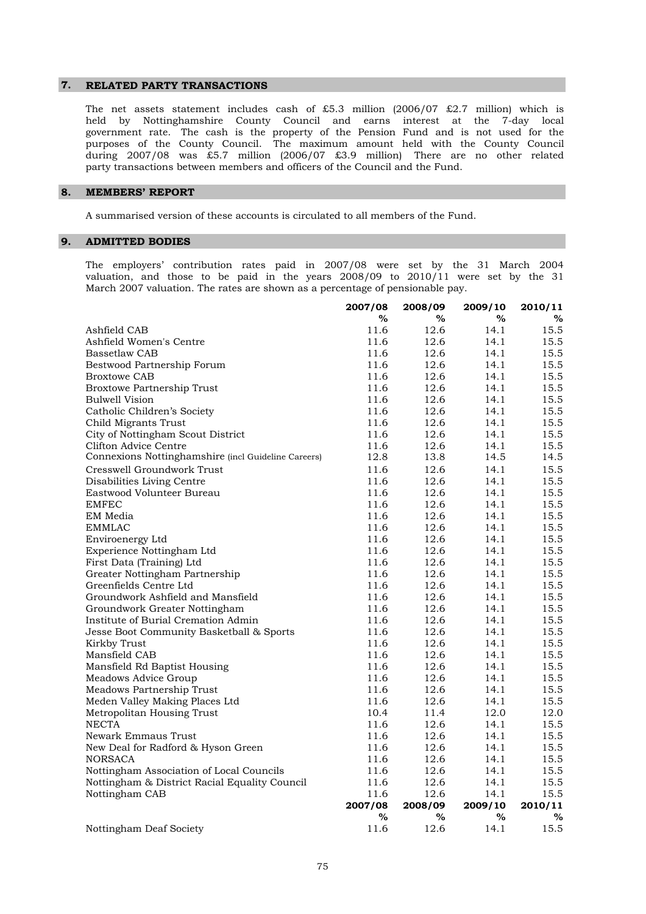## 7. RELATED PARTY TRANSACTIONS

The net assets statement includes cash of £5.3 million (2006/07 £2.7 million) which is held by Nottinghamshire County Council and earns interest at the 7-day local government rate. The cash is the property of the Pension Fund and is not used for the purposes of the County Council. The maximum amount held with the County Council during 2007/08 was £5.7 million (2006/07 £3.9 million) There are no other related party transactions between members and officers of the Council and the Fund.

## 8. MEMBERS' REPORT

A summarised version of these accounts is circulated to all members of the Fund.

## 9. ADMITTED BODIES

The employers' contribution rates paid in 2007/08 were set by the 31 March 2004 valuation, and those to be paid in the years 2008/09 to 2010/11 were set by the 31 March 2007 valuation. The rates are shown as a percentage of pensionable pay.

| | 2007/08 | 2008/09 | 2009/10 | 2010/11 |
|---|---|---|---|---|
| | % | % | % | % |
| Ashfield CAB | 11.6 | 12.6 | 14.1 | 15.5 |
| Ashfield Women's Centre | 11.6 | 12.6 | 14.1 | 15.5 |
| Bassetlaw CAB | 11.6 | 12.6 | 14.1 | 15.5 |
| Bestwood Partnership Forum | 11.6 | 12.6 | 14.1 | 15.5 |
| Broxtowe CAB | 11.6 | 12.6 | 14.1 | 15.5 |
| Broxtowe Partnership Trust | 11.6 | 12.6 | 14.1 | 15.5 |
| Bulwell Vision | 11.6 | 12.6 | 14.1 | 15.5 |
| Catholic Children's Society | 11.6 | 12.6 | 14.1 | 15.5 |
| Child Migrants Trust | 11.6 | 12.6 | 14.1 | 15.5 |
| City of Nottingham Scout District | 11.6 | 12.6 | 14.1 | 15.5 |
| Clifton Advice Centre | 11.6 | 12.6 | 14.1 | 15.5 |
| Connexions Nottinghamshire (incl Guideline Careers) | 12.8 | 13.8 | 14.5 | 14.5 |
| Cresswell Groundwork Trust | 11.6 | 12.6 | 14.1 | 15.5 |
| Disabilities Living Centre | 11.6 | 12.6 | 14.1 | 15.5 |
| Eastwood Volunteer Bureau | 11.6 | 12.6 | 14.1 | 15.5 |
| EMFEC | 11.6 | 12.6 | 14.1 | 15.5 |
| EM Media | 11.6 | 12.6 | 14.1 | 15.5 |
| EMMLAC | 11.6 | 12.6 | 14.1 | 15.5 |
| Enviroenergy Ltd | 11.6 | 12.6 | 14.1 | 15.5 |
| Experience Nottingham Ltd | 11.6 | 12.6 | 14.1 | 15.5 |
| First Data (Training) Ltd | 11.6 | 12.6 | 14.1 | 15.5 |
| Greater Nottingham Partnership | 11.6 | 12.6 | 14.1 | 15.5 |
| Greenfields Centre Ltd | 11.6 | 12.6 | 14.1 | 15.5 |
| Groundwork Ashfield and Mansfield | 11.6 | 12.6 | 14.1 | 15.5 |
| Groundwork Greater Nottingham | 11.6 | 12.6 | 14.1 | 15.5 |
| Institute of Burial Cremation Admin | 11.6 | 12.6 | 14.1 | 15.5 |
| Jesse Boot Community Basketball & Sports | 11.6 | 12.6 | 14.1 | 15.5 |
| Kirkby Trust | 11.6 | 12.6 | 14.1 | 15.5 |
| Mansfield CAB | 11.6 | 12.6 | 14.1 | 15.5 |
| Mansfield Rd Baptist Housing | 11.6 | 12.6 | 14.1 | 15.5 |
| Meadows Advice Group | 11.6 | 12.6 | 14.1 | 15.5 |
| Meadows Partnership Trust | 11.6 | 12.6 | 14.1 | 15.5 |
| Meden Valley Making Places Ltd | 11.6 | 12.6 | 14.1 | 15.5 |
| Metropolitan Housing Trust | 10.4 | 11.4 | 12.0 | 12.0 |
| NECTA | 11.6 | 12.6 | 14.1 | 15.5 |
| Newark Emmaus Trust | 11.6 | 12.6 | 14.1 | 15.5 |
| New Deal for Radford & Hyson Green | 11.6 | 12.6 | 14.1 | 15.5 |
| NORSACA | 11.6 | 12.6 | 14.1 | 15.5 |
| Nottingham Association of Local Councils | 11.6 | 12.6 | 14.1 | 15.5 |
| Nottingham & District Racial Equality Council | 11.6 | 12.6 | 14.1 | 15.5 |
| Nottingham CAB | 11.6 | 12.6 | 14.1 | 15.5 |
| Nottingham Deaf Society | 11.6 | 12.6 | 14.1 | 15.5 |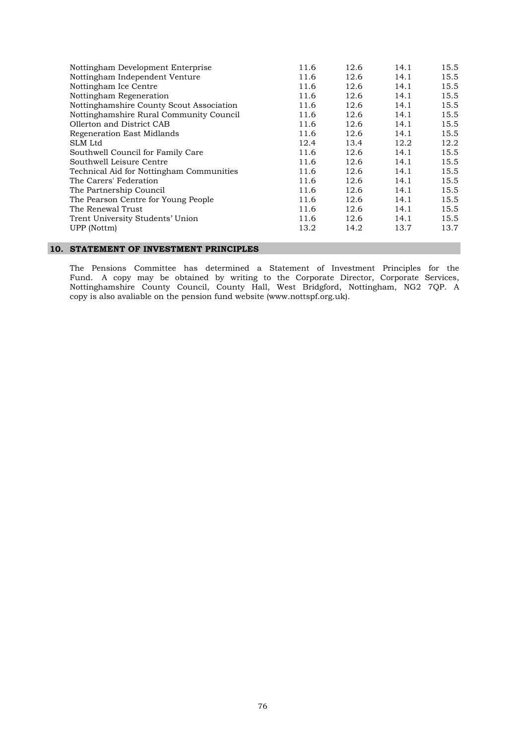| | | | | |
|---|---|---|---|---|
| Nottingham Development Enterprise | 11.6 | 12.6 | 14.1 | 15.5 |
| Nottingham Independent Venture | 11.6 | 12.6 | 14.1 | 15.5 |
| Nottingham Ice Centre | 11.6 | 12.6 | 14.1 | 15.5 |
| Nottingham Regeneration | 11.6 | 12.6 | 14.1 | 15.5 |
| Nottinghamshire County Scout Association | 11.6 | 12.6 | 14.1 | 15.5 |
| Nottinghamshire Rural Community Council | 11.6 | 12.6 | 14.1 | 15.5 |
| Ollerton and District CAB | 11.6 | 12.6 | 14.1 | 15.5 |
| Regeneration East Midlands | 11.6 | 12.6 | 14.1 | 15.5 |
| SLM Ltd | 12.4 | 13.4 | 12.2 | 12.2 |
| Southwell Council for Family Care | 11.6 | 12.6 | 14.1 | 15.5 |
| Southwell Leisure Centre | 11.6 | 12.6 | 14.1 | 15.5 |
| Technical Aid for Nottingham Communities | 11.6 | 12.6 | 14.1 | 15.5 |
| The Carers' Federation | 11.6 | 12.6 | 14.1 | 15.5 |
| The Partnership Council | 11.6 | 12.6 | 14.1 | 15.5 |
| The Pearson Centre for Young People | 11.6 | 12.6 | 14.1 | 15.5 |
| The Renewal Trust | 11.6 | 12.6 | 14.1 | 15.5 |
| Trent University Students' Union | 11.6 | 12.6 | 14.1 | 15.5 |
| UPP (Nottm) | 13.2 | 14.2 | 13.7 | 13.7 |

## 10. STATEMENT OF INVESTMENT PRINCIPLES

The Pensions Committee has determined a Statement of Investment Principles for the Fund. A copy may be obtained by writing to the Corporate Director, Corporate Services, Nottinghamshire County Council, County Hall, West Bridgford, Nottingham, NG2 7QP. A copy is also avaliable on the pension fund website (www.nottspf.org.uk).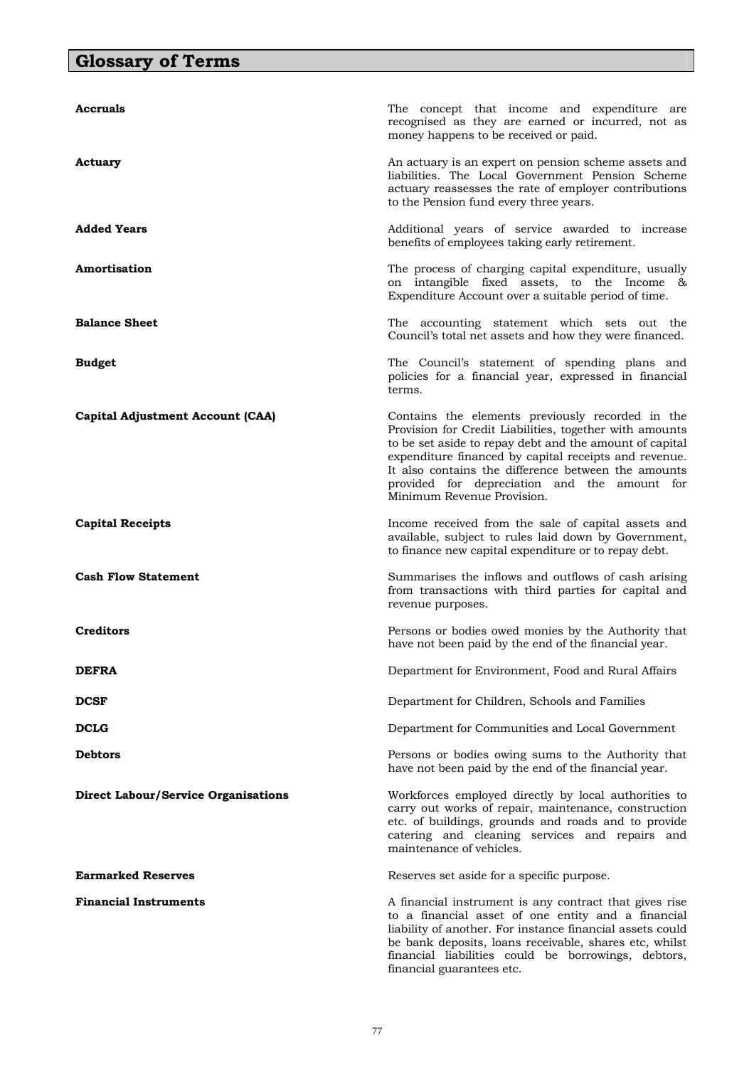# Glossary of Terms

**Accruals**
The concept that income and expenditure are recognised as they are earned or incurred, not as money happens to be received or paid.

**Actuary**
An actuary is an expert on pension scheme assets and liabilities. The Local Government Pension Scheme actuary reassesses the rate of employer contributions to the Pension fund every three years.

**Added Years**
Additional years of service awarded to increase benefits of employees taking early retirement.

**Amortisation**
The process of charging capital expenditure, usually on intangible fixed assets, to the Income & Expenditure Account over a suitable period of time.

**Balance Sheet**
The accounting statement which sets out the Council's total net assets and how they were financed.

**Budget**
The Council's statement of spending plans and policies for a financial year, expressed in financial terms.

**Capital Adjustment Account (CAA)**
Contains the elements previously recorded in the Provision for Credit Liabilities, together with amounts to be set aside to repay debt and the amount of capital expenditure financed by capital receipts and revenue. It also contains the difference between the amounts provided for depreciation and the amount for Minimum Revenue Provision.

**Capital Receipts**
Income received from the sale of capital assets and available, subject to rules laid down by Government, to finance new capital expenditure or to repay debt.

**Cash Flow Statement**
Summarises the inflows and outflows of cash arising from transactions with third parties for capital and revenue purposes.

**Creditors**
Persons or bodies owed monies by the Authority that have not been paid by the end of the financial year.

**DEFRA**
Department for Environment, Food and Rural Affairs

**DCSF**
Department for Children, Schools and Families

**DCLG**
Department for Communities and Local Government

**Debtors**
Persons or bodies owing sums to the Authority that have not been paid by the end of the financial year.

**Direct Labour/Service Organisations**
Workforces employed directly by local authorities to carry out works of repair, maintenance, construction etc. of buildings, grounds and roads and to provide catering and cleaning services and repairs and maintenance of vehicles.

**Earmarked Reserves**
Reserves set aside for a specific purpose.

**Financial Instruments**
A financial instrument is any contract that gives rise to a financial asset of one entity and a financial liability of another. For instance financial assets could be bank deposits, loans receivable, shares etc, whilst financial liabilities could be borrowings, debtors, financial guarantees etc.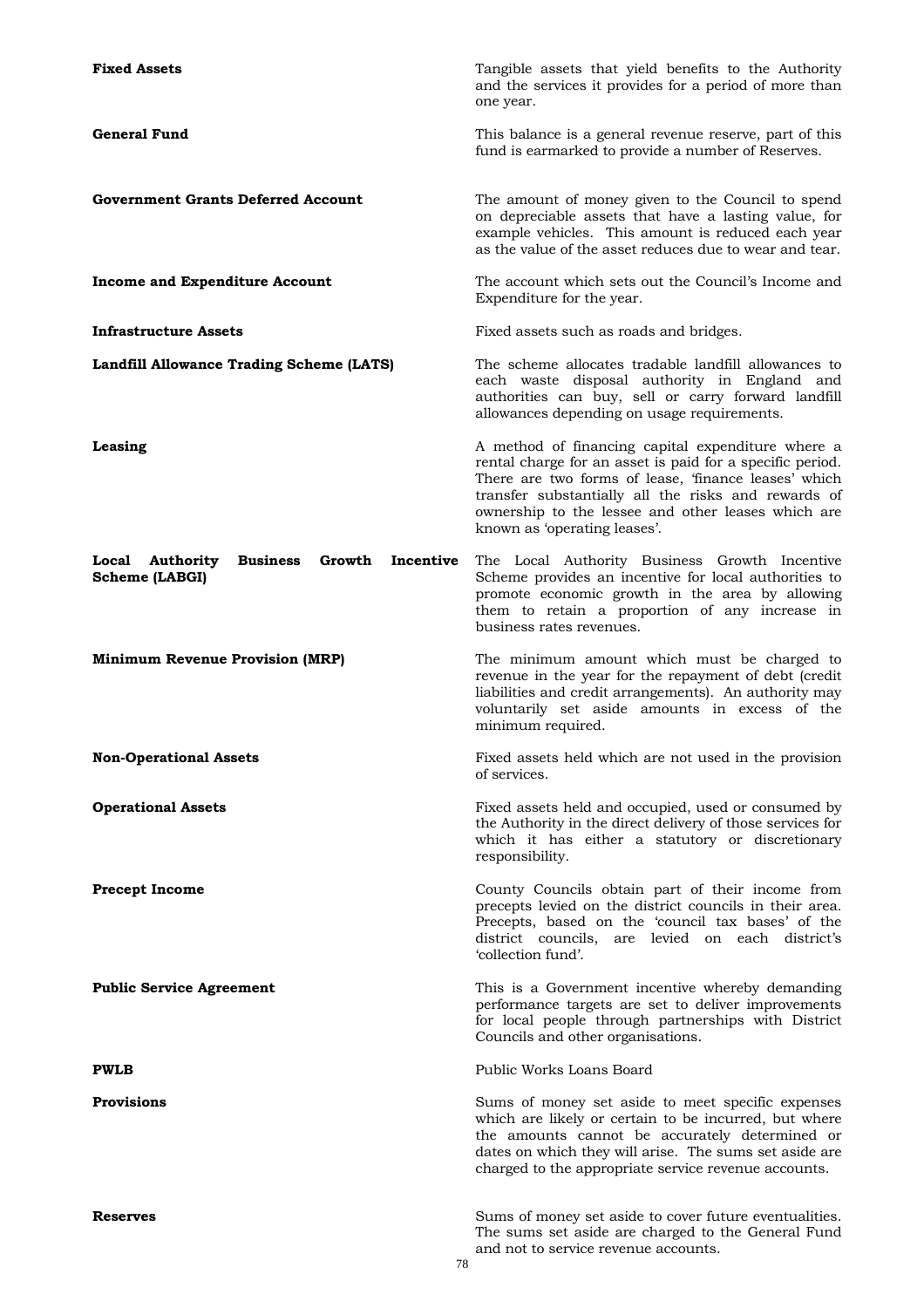**Fixed Assets**

Tangible assets that yield benefits to the Authority and the services it provides for a period of more than one year.

**General Fund**

This balance is a general revenue reserve, part of this fund is earmarked to provide a number of Reserves.

**Government Grants Deferred Account**

The amount of money given to the Council to spend on depreciable assets that have a lasting value, for example vehicles. This amount is reduced each year as the value of the asset reduces due to wear and tear.

**Income and Expenditure Account**

The account which sets out the Council's Income and Expenditure for the year.

**Infrastructure Assets**

Fixed assets such as roads and bridges.

**Landfill Allowance Trading Scheme (LATS)**

The scheme allocates tradable landfill allowances to each waste disposal authority in England and authorities can buy, sell or carry forward landfill allowances depending on usage requirements.

**Leasing**

A method of financing capital expenditure where a rental charge for an asset is paid for a specific period. There are two forms of lease, 'finance leases' which transfer substantially all the risks and rewards of ownership to the lessee and other leases which are known as 'operating leases'.

**Local Authority Business Growth Incentive Scheme (LABGI)**

The Local Authority Business Growth Incentive Scheme provides an incentive for local authorities to promote economic growth in the area by allowing them to retain a proportion of any increase in business rates revenues.

**Minimum Revenue Provision (MRP)**

The minimum amount which must be charged to revenue in the year for the repayment of debt (credit liabilities and credit arrangements). An authority may voluntarily set aside amounts in excess of the minimum required.

**Non-Operational Assets**

Fixed assets held which are not used in the provision of services.

**Operational Assets**

Fixed assets held and occupied, used or consumed by the Authority in the direct delivery of those services for which it has either a statutory or discretionary responsibility.

**Precept Income**

County Councils obtain part of their income from precepts levied on the district councils in their area. Precepts, based on the 'council tax bases' of the district councils, are levied on each district's 'collection fund'.

**Public Service Agreement**

This is a Government incentive whereby demanding performance targets are set to deliver improvements for local people through partnerships with District Councils and other organisations.

**PWLB**

Public Works Loans Board

**Provisions**

Sums of money set aside to meet specific expenses which are likely or certain to be incurred, but where the amounts cannot be accurately determined or dates on which they will arise. The sums set aside are charged to the appropriate service revenue accounts.

**Reserves**

Sums of money set aside to cover future eventualities. The sums set aside are charged to the General Fund and not to service revenue accounts.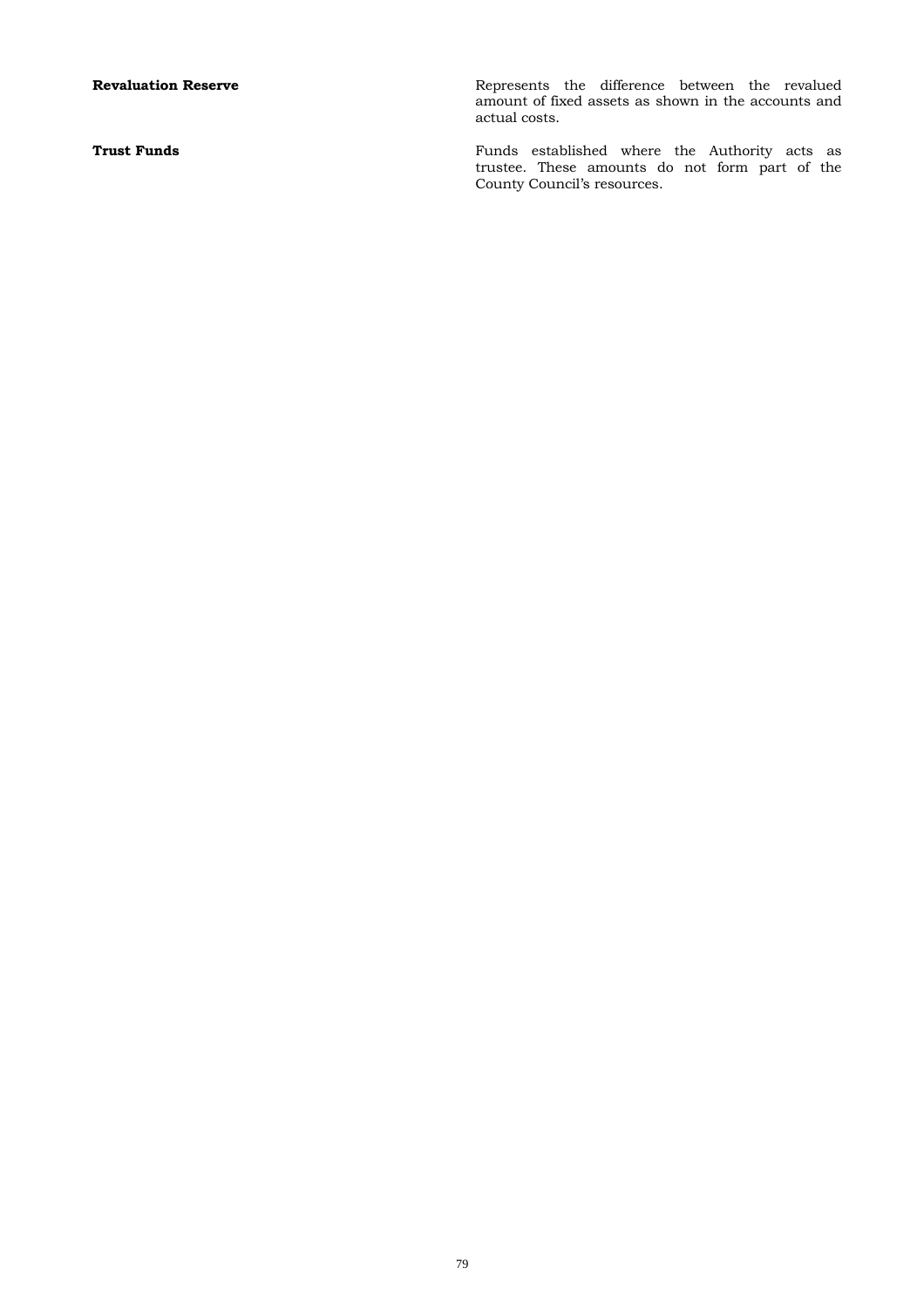| | |
|---|---|
| **Revaluation Reserve** | Represents the difference between the revalued amount of fixed assets as shown in the accounts and actual costs. |
| **Trust Funds** | Funds established where the Authority acts as trustee. These amounts do not form part of the County Council's resources. |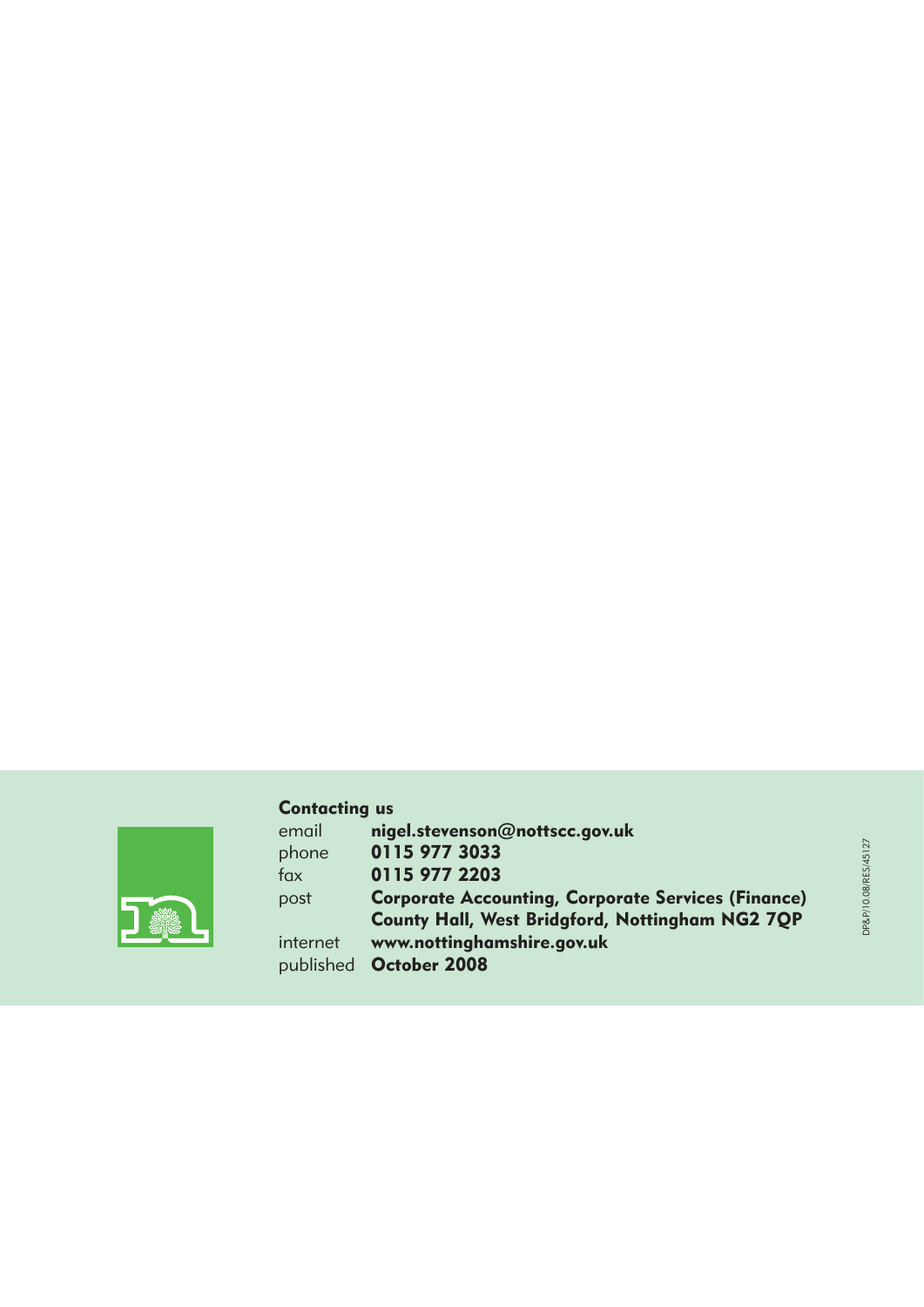## Contacting us

email **nigel.stevenson@nottscc.gov.uk**
phone **0115 977 3033**
fax **0115 977 2203**
post **Corporate Accounting, Corporate Services (Finance)**
**County Hall, West Bridgford, Nottingham NG2 7QP**
internet **www.nottinghamshire.gov.uk**
published **October 2008**

DP&P/10.08/RES/45127